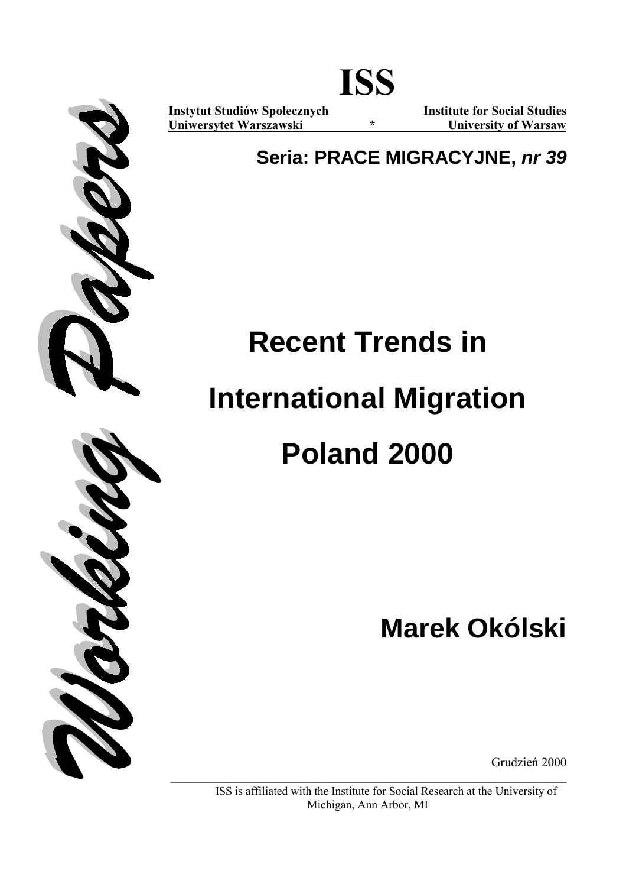# ISS

**Instytut Studiów Społecznych** **Institute for Social Studies**
**Uniwersytet Warszawski** * **University of Warsaw**

**Seria: PRACE MIGRACYJNE, *nr 39***

Working Papers

# Recent Trends in International Migration Poland 2000

## Marek Okólski

Grudzień 2000

ISS is affiliated with the Institute for Social Research at the University of Michigan, Ann Arbor, MI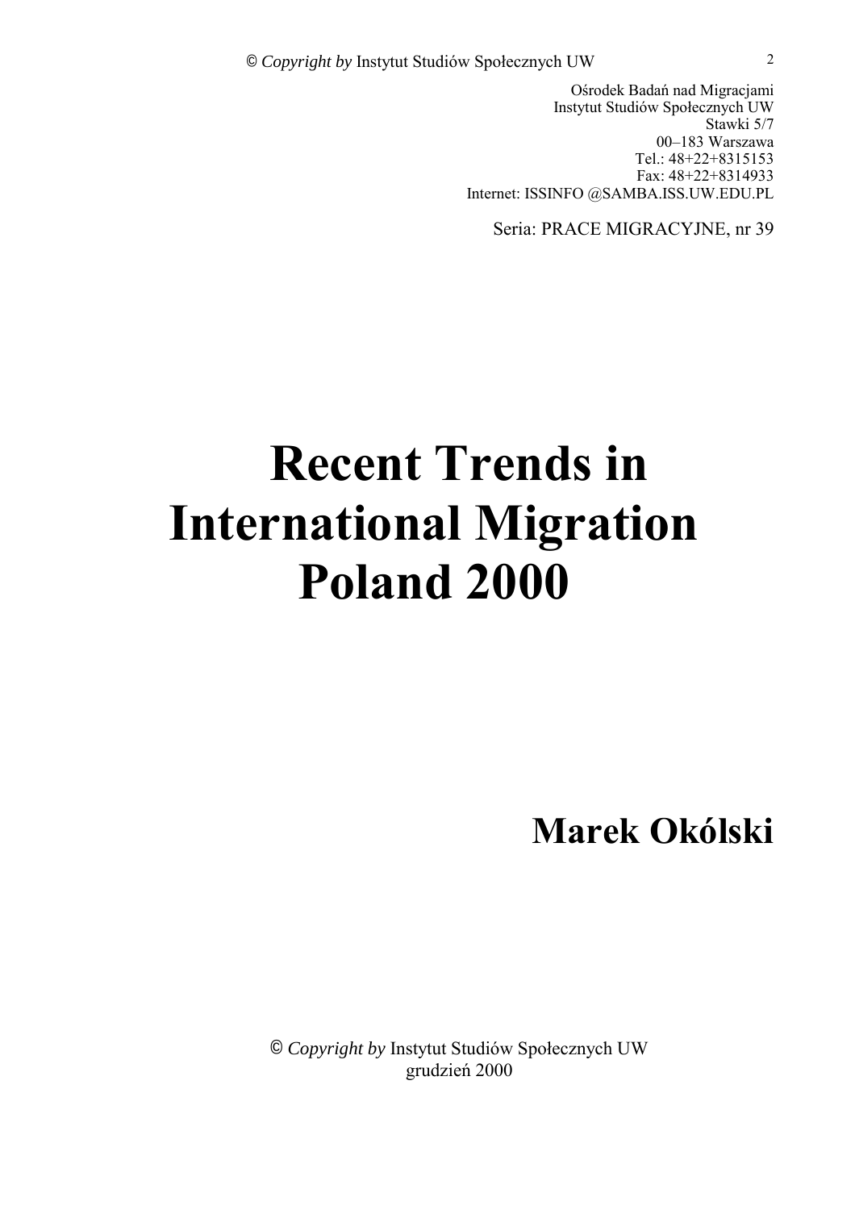Ośrodek Badań nad Migracjami
Instytut Studiów Społecznych UW
Stawki 5/7
00–183 Warszawa
Tel.: 48+22+8315153
Fax: 48+22+8314933
Internet: ISSINFO @SAMBA.ISS.UW.EDU.PL

Seria: PRACE MIGRACYJNE, nr 39

# Recent Trends in International Migration Poland 2000

## Marek Okólski

© *Copyright by* Instytut Studiów Społecznych UW
grudzień 2000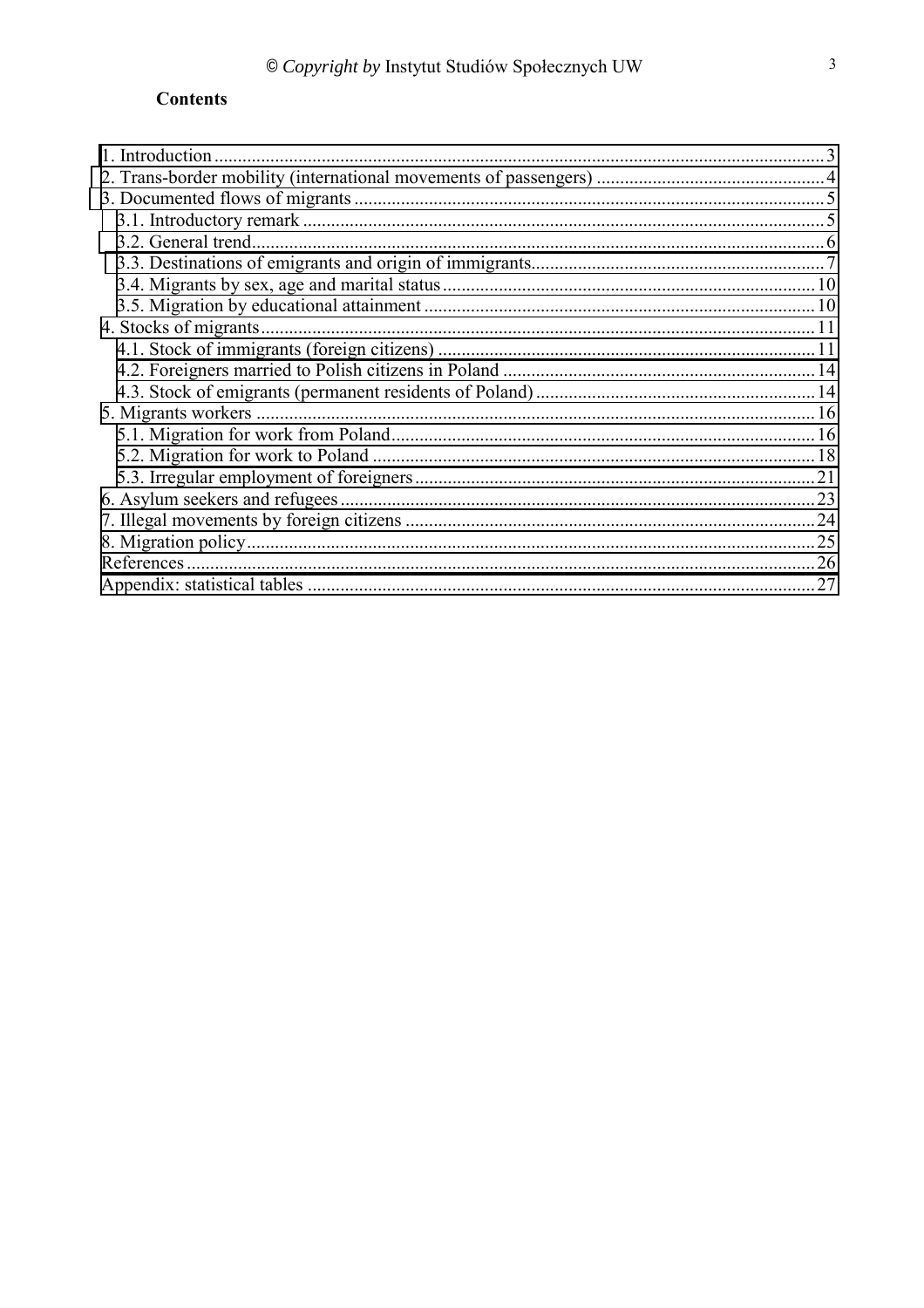**Contents**

1. Introduction ... 3
2. Trans-border mobility (international movements of passengers) ... 4
3. Documented flows of migrants ... 5
   - 3.1. Introductory remark ... 5
   - 3.2. General trend ... 6
   - 3.3. Destinations of emigrants and origin of immigrants ... 7
   - 3.4. Migrants by sex, age and marital status ... 10
   - 3.5. Migration by educational attainment ... 10
4. Stocks of migrants ... 11
   - 4.1. Stock of immigrants (foreign citizens) ... 11
   - 4.2. Foreigners married to Polish citizens in Poland ... 14
   - 4.3. Stock of emigrants (permanent residents of Poland) ... 14
5. Migrants workers ... 16
   - 5.1. Migration for work from Poland ... 16
   - 5.2. Migration for work to Poland ... 18
   - 5.3. Irregular employment of foreigners ... 21
6. Asylum seekers and refugees ... 23
7. Illegal movements by foreign citizens ... 24
8. Migration policy ... 25

References ... 26

Appendix: statistical tables ... 27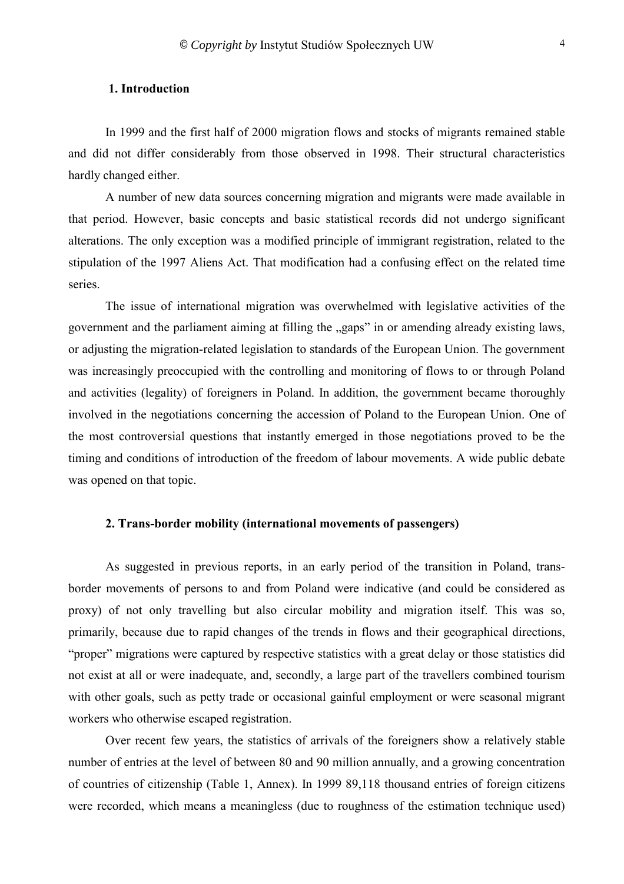## 1. Introduction

In 1999 and the first half of 2000 migration flows and stocks of migrants remained stable and did not differ considerably from those observed in 1998. Their structural characteristics hardly changed either.

A number of new data sources concerning migration and migrants were made available in that period. However, basic concepts and basic statistical records did not undergo significant alterations. The only exception was a modified principle of immigrant registration, related to the stipulation of the 1997 Aliens Act. That modification had a confusing effect on the related time series.

The issue of international migration was overwhelmed with legislative activities of the government and the parliament aiming at filling the „gaps" in or amending already existing laws, or adjusting the migration-related legislation to standards of the European Union. The government was increasingly preoccupied with the controlling and monitoring of flows to or through Poland and activities (legality) of foreigners in Poland. In addition, the government became thoroughly involved in the negotiations concerning the accession of Poland to the European Union. One of the most controversial questions that instantly emerged in those negotiations proved to be the timing and conditions of introduction of the freedom of labour movements. A wide public debate was opened on that topic.

## 2. Trans-border mobility (international movements of passengers)

As suggested in previous reports, in an early period of the transition in Poland, trans-border movements of persons to and from Poland were indicative (and could be considered as proxy) of not only travelling but also circular mobility and migration itself. This was so, primarily, because due to rapid changes of the trends in flows and their geographical directions, "proper" migrations were captured by respective statistics with a great delay or those statistics did not exist at all or were inadequate, and, secondly, a large part of the travellers combined tourism with other goals, such as petty trade or occasional gainful employment or were seasonal migrant workers who otherwise escaped registration.

Over recent few years, the statistics of arrivals of the foreigners show a relatively stable number of entries at the level of between 80 and 90 million annually, and a growing concentration of countries of citizenship (Table 1, Annex). In 1999 89,118 thousand entries of foreign citizens were recorded, which means a meaningless (due to roughness of the estimation technique used)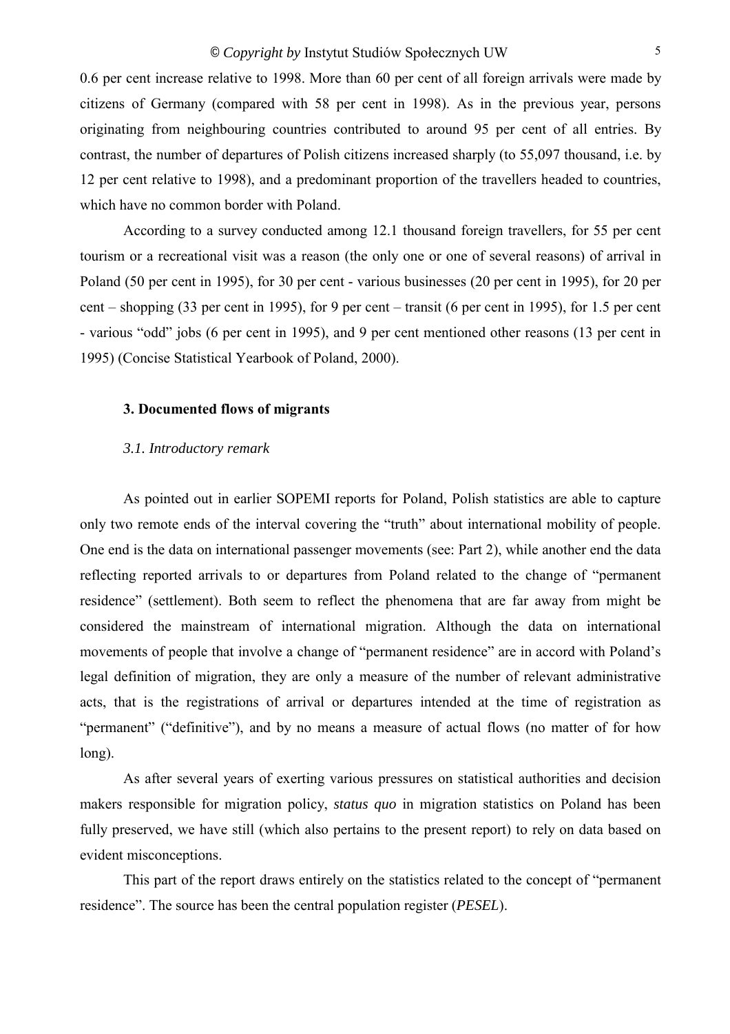0.6 per cent increase relative to 1998. More than 60 per cent of all foreign arrivals were made by citizens of Germany (compared with 58 per cent in 1998). As in the previous year, persons originating from neighbouring countries contributed to around 95 per cent of all entries. By contrast, the number of departures of Polish citizens increased sharply (to 55,097 thousand, i.e. by 12 per cent relative to 1998), and a predominant proportion of the travellers headed to countries, which have no common border with Poland.

According to a survey conducted among 12.1 thousand foreign travellers, for 55 per cent tourism or a recreational visit was a reason (the only one or one of several reasons) of arrival in Poland (50 per cent in 1995), for 30 per cent - various businesses (20 per cent in 1995), for 20 per cent – shopping (33 per cent in 1995), for 9 per cent – transit (6 per cent in 1995), for 1.5 per cent - various "odd" jobs (6 per cent in 1995), and 9 per cent mentioned other reasons (13 per cent in 1995) (Concise Statistical Yearbook of Poland, 2000).

## 3. Documented flows of migrants

### *3.1. Introductory remark*

As pointed out in earlier SOPEMI reports for Poland, Polish statistics are able to capture only two remote ends of the interval covering the "truth" about international mobility of people. One end is the data on international passenger movements (see: Part 2), while another end the data reflecting reported arrivals to or departures from Poland related to the change of "permanent residence" (settlement). Both seem to reflect the phenomena that are far away from might be considered the mainstream of international migration. Although the data on international movements of people that involve a change of "permanent residence" are in accord with Poland's legal definition of migration, they are only a measure of the number of relevant administrative acts, that is the registrations of arrival or departures intended at the time of registration as "permanent" ("definitive"), and by no means a measure of actual flows (no matter of for how long).

As after several years of exerting various pressures on statistical authorities and decision makers responsible for migration policy, *status quo* in migration statistics on Poland has been fully preserved, we have still (which also pertains to the present report) to rely on data based on evident misconceptions.

This part of the report draws entirely on the statistics related to the concept of "permanent residence". The source has been the central population register (*PESEL*).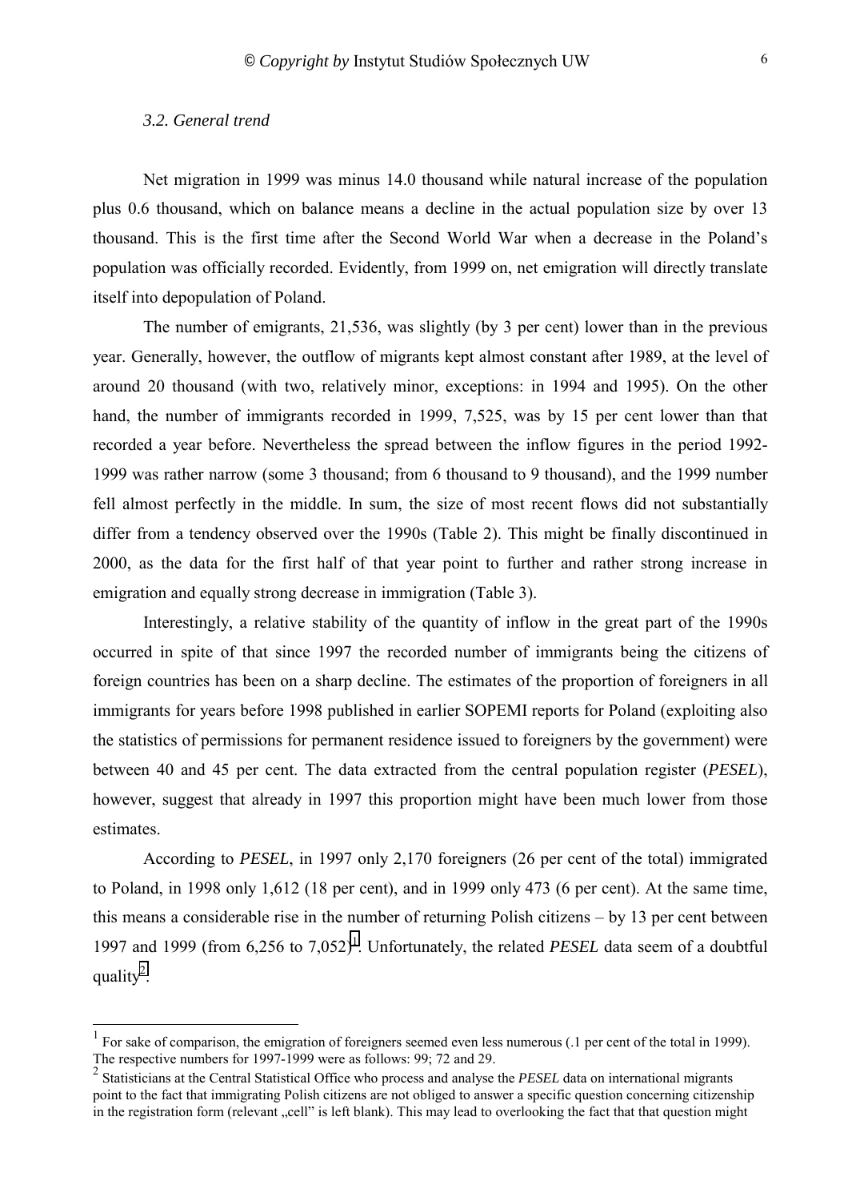### *3.2. General trend*

Net migration in 1999 was minus 14.0 thousand while natural increase of the population plus 0.6 thousand, which on balance means a decline in the actual population size by over 13 thousand. This is the first time after the Second World War when a decrease in the Poland's population was officially recorded. Evidently, from 1999 on, net emigration will directly translate itself into depopulation of Poland.

The number of emigrants, 21,536, was slightly (by 3 per cent) lower than in the previous year. Generally, however, the outflow of migrants kept almost constant after 1989, at the level of around 20 thousand (with two, relatively minor, exceptions: in 1994 and 1995). On the other hand, the number of immigrants recorded in 1999, 7,525, was by 15 per cent lower than that recorded a year before. Nevertheless the spread between the inflow figures in the period 1992-1999 was rather narrow (some 3 thousand; from 6 thousand to 9 thousand), and the 1999 number fell almost perfectly in the middle. In sum, the size of most recent flows did not substantially differ from a tendency observed over the 1990s (Table 2). This might be finally discontinued in 2000, as the data for the first half of that year point to further and rather strong increase in emigration and equally strong decrease in immigration (Table 3).

Interestingly, a relative stability of the quantity of inflow in the great part of the 1990s occurred in spite of that since 1997 the recorded number of immigrants being the citizens of foreign countries has been on a sharp decline. The estimates of the proportion of foreigners in all immigrants for years before 1998 published in earlier SOPEMI reports for Poland (exploiting also the statistics of permissions for permanent residence issued to foreigners by the government) were between 40 and 45 per cent. The data extracted from the central population register (*PESEL*), however, suggest that already in 1997 this proportion might have been much lower from those estimates.

According to *PESEL*, in 1997 only 2,170 foreigners (26 per cent of the total) immigrated to Poland, in 1998 only 1,612 (18 per cent), and in 1999 only 473 (6 per cent). At the same time, this means a considerable rise in the number of returning Polish citizens – by 13 per cent between 1997 and 1999 (from 6,256 to 7,052)[1]. Unfortunately, the related *PESEL* data seem of a doubtful quality[2].

---

[1] For sake of comparison, the emigration of foreigners seemed even less numerous (.1 per cent of the total in 1999). The respective numbers for 1997-1999 were as follows: 99; 72 and 29.

[2] Statisticians at the Central Statistical Office who process and analyse the *PESEL* data on international migrants point to the fact that immigrating Polish citizens are not obliged to answer a specific question concerning citizenship in the registration form (relevant „cell" is left blank). This may lead to overlooking the fact that that question might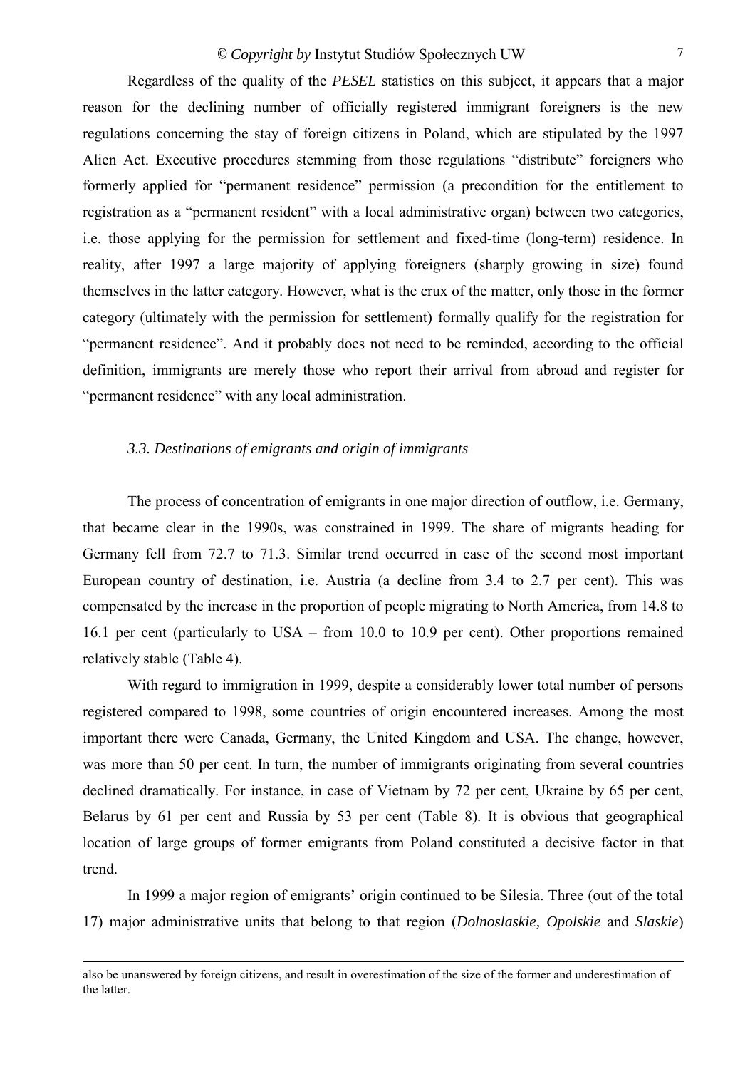Regardless of the quality of the *PESEL* statistics on this subject, it appears that a major reason for the declining number of officially registered immigrant foreigners is the new regulations concerning the stay of foreign citizens in Poland, which are stipulated by the 1997 Alien Act. Executive procedures stemming from those regulations "distribute" foreigners who formerly applied for "permanent residence" permission (a precondition for the entitlement to registration as a "permanent resident" with a local administrative organ) between two categories, i.e. those applying for the permission for settlement and fixed-time (long-term) residence. In reality, after 1997 a large majority of applying foreigners (sharply growing in size) found themselves in the latter category. However, what is the crux of the matter, only those in the former category (ultimately with the permission for settlement) formally qualify for the registration for "permanent residence". And it probably does not need to be reminded, according to the official definition, immigrants are merely those who report their arrival from abroad and register for "permanent residence" with any local administration.

### *3.3. Destinations of emigrants and origin of immigrants*

The process of concentration of emigrants in one major direction of outflow, i.e. Germany, that became clear in the 1990s, was constrained in 1999. The share of migrants heading for Germany fell from 72.7 to 71.3. Similar trend occurred in case of the second most important European country of destination, i.e. Austria (a decline from 3.4 to 2.7 per cent). This was compensated by the increase in the proportion of people migrating to North America, from 14.8 to 16.1 per cent (particularly to USA – from 10.0 to 10.9 per cent). Other proportions remained relatively stable (Table 4).

With regard to immigration in 1999, despite a considerably lower total number of persons registered compared to 1998, some countries of origin encountered increases. Among the most important there were Canada, Germany, the United Kingdom and USA. The change, however, was more than 50 per cent. In turn, the number of immigrants originating from several countries declined dramatically. For instance, in case of Vietnam by 72 per cent, Ukraine by 65 per cent, Belarus by 61 per cent and Russia by 53 per cent (Table 8). It is obvious that geographical location of large groups of former emigrants from Poland constituted a decisive factor in that trend.

In 1999 a major region of emigrants' origin continued to be Silesia. Three (out of the total 17) major administrative units that belong to that region (*Dolnoslaskie, Opolskie* and *Slaskie*)

---

also be unanswered by foreign citizens, and result in overestimation of the size of the former and underestimation of the latter.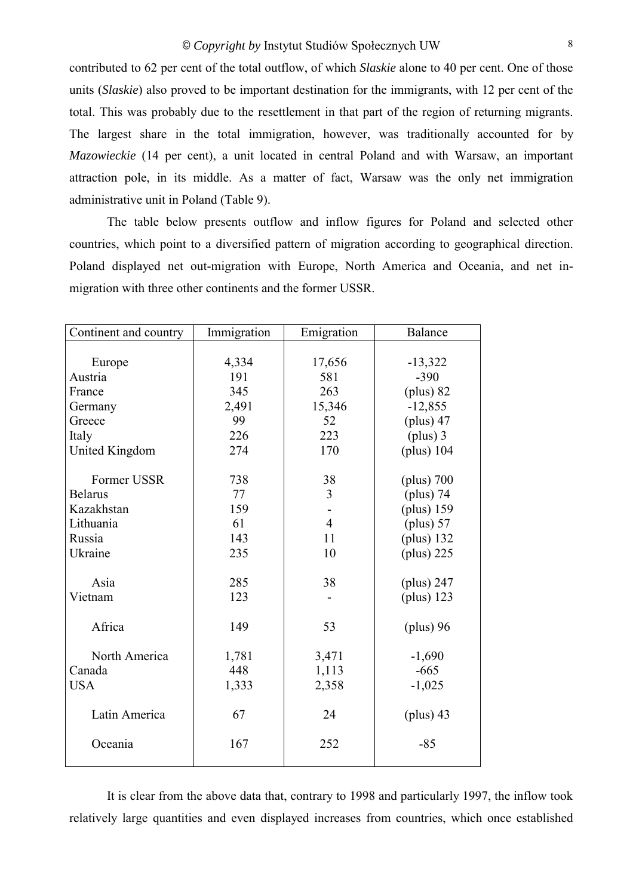contributed to 62 per cent of the total outflow, of which *Slaskie* alone to 40 per cent. One of those units (*Slaskie*) also proved to be important destination for the immigrants, with 12 per cent of the total. This was probably due to the resettlement in that part of the region of returning migrants. The largest share in the total immigration, however, was traditionally accounted for by *Mazowieckie* (14 per cent), a unit located in central Poland and with Warsaw, an important attraction pole, in its middle. As a matter of fact, Warsaw was the only net immigration administrative unit in Poland (Table 9).

The table below presents outflow and inflow figures for Poland and selected other countries, which point to a diversified pattern of migration according to geographical direction. Poland displayed net out-migration with Europe, North America and Oceania, and net in-migration with three other continents and the former USSR.

| Continent and country | Immigration | Emigration | Balance |
|---|---|---|---|
| Europe | 4,334 | 17,656 | -13,322 |
| Austria | 191 | 581 | -390 |
| France | 345 | 263 | (plus) 82 |
| Germany | 2,491 | 15,346 | -12,855 |
| Greece | 99 | 52 | (plus) 47 |
| Italy | 226 | 223 | (plus) 3 |
| United Kingdom | 274 | 170 | (plus) 104 |
| Former USSR | 738 | 38 | (plus) 700 |
| Belarus | 77 | 3 | (plus) 74 |
| Kazakhstan | 159 | - | (plus) 159 |
| Lithuania | 61 | 4 | (plus) 57 |
| Russia | 143 | 11 | (plus) 132 |
| Ukraine | 235 | 10 | (plus) 225 |
| Asia | 285 | 38 | (plus) 247 |
| Vietnam | 123 | - | (plus) 123 |
| Africa | 149 | 53 | (plus) 96 |
| North America | 1,781 | 3,471 | -1,690 |
| Canada | 448 | 1,113 | -665 |
| USA | 1,333 | 2,358 | -1,025 |
| Latin America | 67 | 24 | (plus) 43 |
| Oceania | 167 | 252 | -85 |

It is clear from the above data that, contrary to 1998 and particularly 1997, the inflow took relatively large quantities and even displayed increases from countries, which once established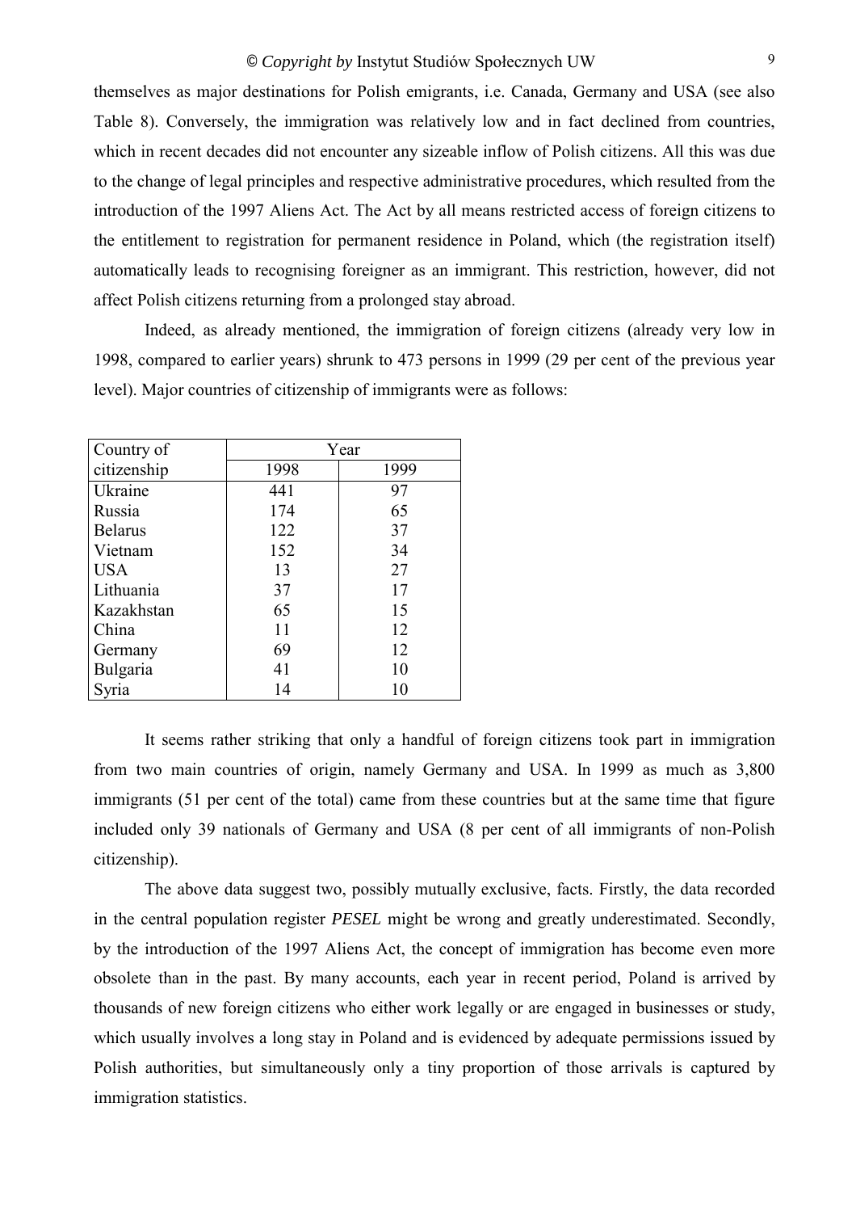themselves as major destinations for Polish emigrants, i.e. Canada, Germany and USA (see also Table 8). Conversely, the immigration was relatively low and in fact declined from countries, which in recent decades did not encounter any sizeable inflow of Polish citizens. All this was due to the change of legal principles and respective administrative procedures, which resulted from the introduction of the 1997 Aliens Act. The Act by all means restricted access of foreign citizens to the entitlement to registration for permanent residence in Poland, which (the registration itself) automatically leads to recognising foreigner as an immigrant. This restriction, however, did not affect Polish citizens returning from a prolonged stay abroad.

Indeed, as already mentioned, the immigration of foreign citizens (already very low in 1998, compared to earlier years) shrunk to 473 persons in 1999 (29 per cent of the previous year level). Major countries of citizenship of immigrants were as follows:

| Country of citizenship | Year | |
|---|---|---|
| | 1998 | 1999 |
| Ukraine | 441 | 97 |
| Russia | 174 | 65 |
| Belarus | 122 | 37 |
| Vietnam | 152 | 34 |
| USA | 13 | 27 |
| Lithuania | 37 | 17 |
| Kazakhstan | 65 | 15 |
| China | 11 | 12 |
| Germany | 69 | 12 |
| Bulgaria | 41 | 10 |
| Syria | 14 | 10 |

It seems rather striking that only a handful of foreign citizens took part in immigration from two main countries of origin, namely Germany and USA. In 1999 as much as 3,800 immigrants (51 per cent of the total) came from these countries but at the same time that figure included only 39 nationals of Germany and USA (8 per cent of all immigrants of non-Polish citizenship).

The above data suggest two, possibly mutually exclusive, facts. Firstly, the data recorded in the central population register *PESEL* might be wrong and greatly underestimated. Secondly, by the introduction of the 1997 Aliens Act, the concept of immigration has become even more obsolete than in the past. By many accounts, each year in recent period, Poland is arrived by thousands of new foreign citizens who either work legally or are engaged in businesses or study, which usually involves a long stay in Poland and is evidenced by adequate permissions issued by Polish authorities, but simultaneously only a tiny proportion of those arrivals is captured by immigration statistics.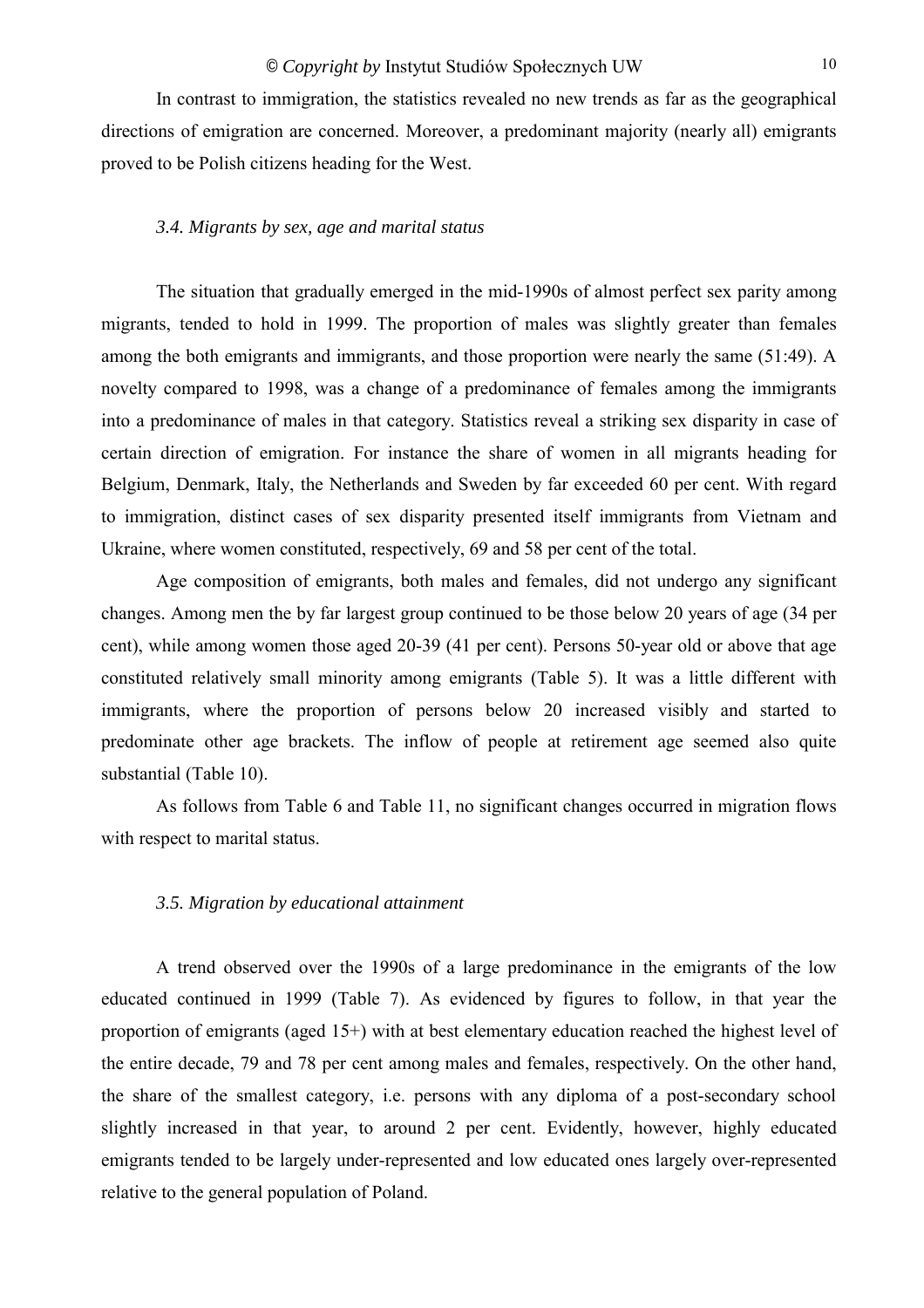In contrast to immigration, the statistics revealed no new trends as far as the geographical directions of emigration are concerned. Moreover, a predominant majority (nearly all) emigrants proved to be Polish citizens heading for the West.

### *3.4. Migrants by sex, age and marital status*

The situation that gradually emerged in the mid-1990s of almost perfect sex parity among migrants, tended to hold in 1999. The proportion of males was slightly greater than females among the both emigrants and immigrants, and those proportion were nearly the same (51:49). A novelty compared to 1998, was a change of a predominance of females among the immigrants into a predominance of males in that category. Statistics reveal a striking sex disparity in case of certain direction of emigration. For instance the share of women in all migrants heading for Belgium, Denmark, Italy, the Netherlands and Sweden by far exceeded 60 per cent. With regard to immigration, distinct cases of sex disparity presented itself immigrants from Vietnam and Ukraine, where women constituted, respectively, 69 and 58 per cent of the total.

Age composition of emigrants, both males and females, did not undergo any significant changes. Among men the by far largest group continued to be those below 20 years of age (34 per cent), while among women those aged 20-39 (41 per cent). Persons 50-year old or above that age constituted relatively small minority among emigrants (Table 5). It was a little different with immigrants, where the proportion of persons below 20 increased visibly and started to predominate other age brackets. The inflow of people at retirement age seemed also quite substantial (Table 10).

As follows from Table 6 and Table 11, no significant changes occurred in migration flows with respect to marital status.

### *3.5. Migration by educational attainment*

A trend observed over the 1990s of a large predominance in the emigrants of the low educated continued in 1999 (Table 7). As evidenced by figures to follow, in that year the proportion of emigrants (aged 15+) with at best elementary education reached the highest level of the entire decade, 79 and 78 per cent among males and females, respectively. On the other hand, the share of the smallest category, i.e. persons with any diploma of a post-secondary school slightly increased in that year, to around 2 per cent. Evidently, however, highly educated emigrants tended to be largely under-represented and low educated ones largely over-represented relative to the general population of Poland.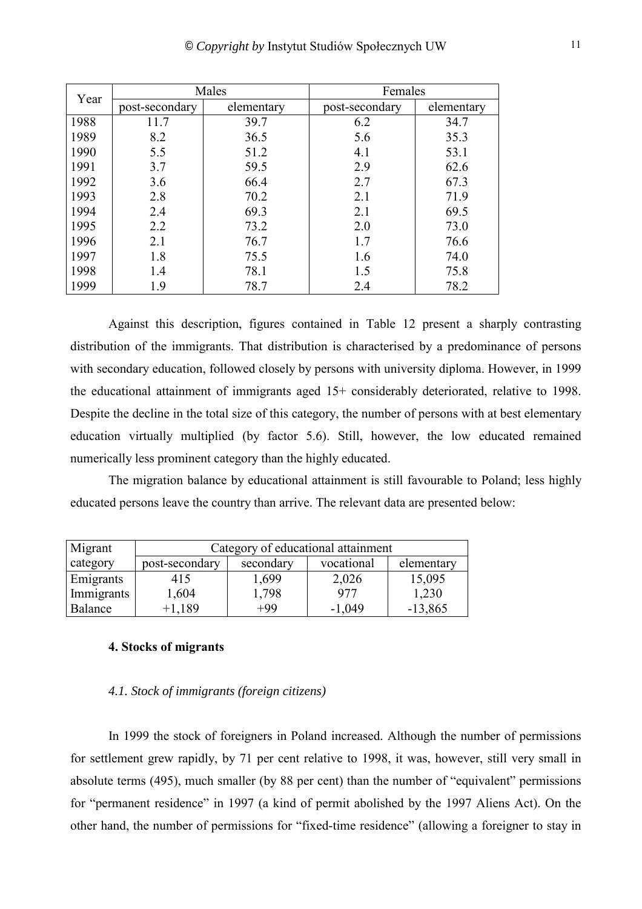| Year | Males | | Females | |
|---|---|---|---|---|
| | post-secondary | elementary | post-secondary | elementary |
| 1988 | 11.7 | 39.7 | 6.2 | 34.7 |
| 1989 | 8.2 | 36.5 | 5.6 | 35.3 |
| 1990 | 5.5 | 51.2 | 4.1 | 53.1 |
| 1991 | 3.7 | 59.5 | 2.9 | 62.6 |
| 1992 | 3.6 | 66.4 | 2.7 | 67.3 |
| 1993 | 2.8 | 70.2 | 2.1 | 71.9 |
| 1994 | 2.4 | 69.3 | 2.1 | 69.5 |
| 1995 | 2.2 | 73.2 | 2.0 | 73.0 |
| 1996 | 2.1 | 76.7 | 1.7 | 76.6 |
| 1997 | 1.8 | 75.5 | 1.6 | 74.0 |
| 1998 | 1.4 | 78.1 | 1.5 | 75.8 |
| 1999 | 1.9 | 78.7 | 2.4 | 78.2 |

Against this description, figures contained in Table 12 present a sharply contrasting distribution of the immigrants. That distribution is characterised by a predominance of persons with secondary education, followed closely by persons with university diploma. However, in 1999 the educational attainment of immigrants aged 15+ considerably deteriorated, relative to 1998. Despite the decline in the total size of this category, the number of persons with at best elementary education virtually multiplied (by factor 5.6). Still, however, the low educated remained numerically less prominent category than the highly educated.

The migration balance by educational attainment is still favourable to Poland; less highly educated persons leave the country than arrive. The relevant data are presented below:

| Migrant category | Category of educational attainment | | | |
|---|---|---|---|---|
| | post-secondary | secondary | vocational | elementary |
| Emigrants | 415 | 1,699 | 2,026 | 15,095 |
| Immigrants | 1,604 | 1,798 | 977 | 1,230 |
| Balance | +1,189 | +99 | -1,049 | -13,865 |

#### 4. Stocks of migrants

##### *4.1. Stock of immigrants (foreign citizens)*

In 1999 the stock of foreigners in Poland increased. Although the number of permissions for settlement grew rapidly, by 71 per cent relative to 1998, it was, however, still very small in absolute terms (495), much smaller (by 88 per cent) than the number of "equivalent" permissions for "permanent residence" in 1997 (a kind of permit abolished by the 1997 Aliens Act). On the other hand, the number of permissions for "fixed-time residence" (allowing a foreigner to stay in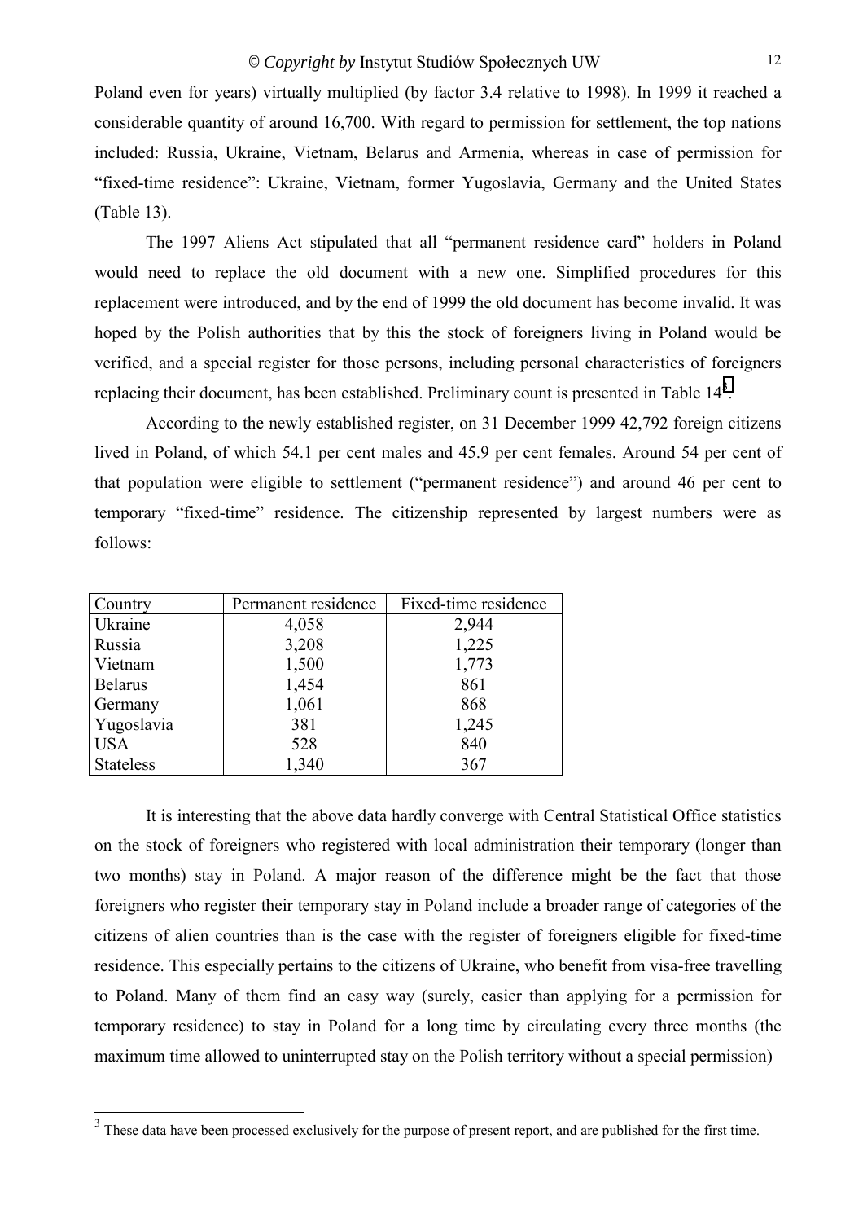Poland even for years) virtually multiplied (by factor 3.4 relative to 1998). In 1999 it reached a considerable quantity of around 16,700. With regard to permission for settlement, the top nations included: Russia, Ukraine, Vietnam, Belarus and Armenia, whereas in case of permission for "fixed-time residence": Ukraine, Vietnam, former Yugoslavia, Germany and the United States (Table 13).

The 1997 Aliens Act stipulated that all "permanent residence card" holders in Poland would need to replace the old document with a new one. Simplified procedures for this replacement were introduced, and by the end of 1999 the old document has become invalid. It was hoped by the Polish authorities that by this the stock of foreigners living in Poland would be verified, and a special register for those persons, including personal characteristics of foreigners replacing their document, has been established. Preliminary count is presented in Table 14[3].

According to the newly established register, on 31 December 1999 42,792 foreign citizens lived in Poland, of which 54.1 per cent males and 45.9 per cent females. Around 54 per cent of that population were eligible to settlement ("permanent residence") and around 46 per cent to temporary "fixed-time" residence. The citizenship represented by largest numbers were as follows:

| Country | Permanent residence | Fixed-time residence |
|---|---|---|
| Ukraine | 4,058 | 2,944 |
| Russia | 3,208 | 1,225 |
| Vietnam | 1,500 | 1,773 |
| Belarus | 1,454 | 861 |
| Germany | 1,061 | 868 |
| Yugoslavia | 381 | 1,245 |
| USA | 528 | 840 |
| Stateless | 1,340 | 367 |

It is interesting that the above data hardly converge with Central Statistical Office statistics on the stock of foreigners who registered with local administration their temporary (longer than two months) stay in Poland. A major reason of the difference might be the fact that those foreigners who register their temporary stay in Poland include a broader range of categories of the citizens of alien countries than is the case with the register of foreigners eligible for fixed-time residence. This especially pertains to the citizens of Ukraine, who benefit from visa-free travelling to Poland. Many of them find an easy way (surely, easier than applying for a permission for temporary residence) to stay in Poland for a long time by circulating every three months (the maximum time allowed to uninterrupted stay on the Polish territory without a special permission)

[3] These data have been processed exclusively for the purpose of present report, and are published for the first time.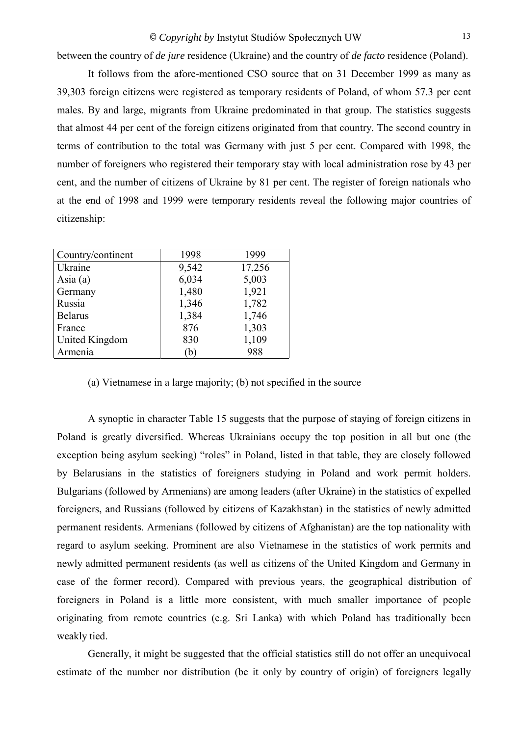between the country of *de jure* residence (Ukraine) and the country of *de facto* residence (Poland).

It follows from the afore-mentioned CSO source that on 31 December 1999 as many as 39,303 foreign citizens were registered as temporary residents of Poland, of whom 57.3 per cent males. By and large, migrants from Ukraine predominated in that group. The statistics suggests that almost 44 per cent of the foreign citizens originated from that country. The second country in terms of contribution to the total was Germany with just 5 per cent. Compared with 1998, the number of foreigners who registered their temporary stay with local administration rose by 43 per cent, and the number of citizens of Ukraine by 81 per cent. The register of foreign nationals who at the end of 1998 and 1999 were temporary residents reveal the following major countries of citizenship:

| Country/continent | 1998 | 1999 |
|---|---|---|
| Ukraine | 9,542 | 17,256 |
| Asia (a) | 6,034 | 5,003 |
| Germany | 1,480 | 1,921 |
| Russia | 1,346 | 1,782 |
| Belarus | 1,384 | 1,746 |
| France | 876 | 1,303 |
| United Kingdom | 830 | 1,109 |
| Armenia | (b) | 988 |

(a) Vietnamese in a large majority; (b) not specified in the source

A synoptic in character Table 15 suggests that the purpose of staying of foreign citizens in Poland is greatly diversified. Whereas Ukrainians occupy the top position in all but one (the exception being asylum seeking) "roles" in Poland, listed in that table, they are closely followed by Belarusians in the statistics of foreigners studying in Poland and work permit holders. Bulgarians (followed by Armenians) are among leaders (after Ukraine) in the statistics of expelled foreigners, and Russians (followed by citizens of Kazakhstan) in the statistics of newly admitted permanent residents. Armenians (followed by citizens of Afghanistan) are the top nationality with regard to asylum seeking. Prominent are also Vietnamese in the statistics of work permits and newly admitted permanent residents (as well as citizens of the United Kingdom and Germany in case of the former record). Compared with previous years, the geographical distribution of foreigners in Poland is a little more consistent, with much smaller importance of people originating from remote countries (e.g. Sri Lanka) with which Poland has traditionally been weakly tied.

Generally, it might be suggested that the official statistics still do not offer an unequivocal estimate of the number nor distribution (be it only by country of origin) of foreigners legally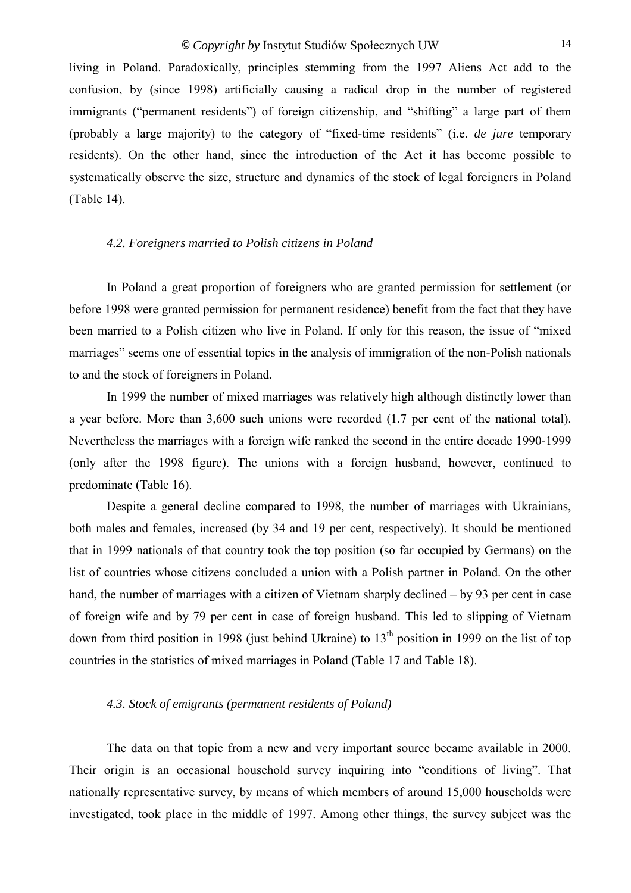living in Poland. Paradoxically, principles stemming from the 1997 Aliens Act add to the confusion, by (since 1998) artificially causing a radical drop in the number of registered immigrants ("permanent residents") of foreign citizenship, and "shifting" a large part of them (probably a large majority) to the category of "fixed-time residents" (i.e. *de jure* temporary residents). On the other hand, since the introduction of the Act it has become possible to systematically observe the size, structure and dynamics of the stock of legal foreigners in Poland (Table 14).

### *4.2. Foreigners married to Polish citizens in Poland*

In Poland a great proportion of foreigners who are granted permission for settlement (or before 1998 were granted permission for permanent residence) benefit from the fact that they have been married to a Polish citizen who live in Poland. If only for this reason, the issue of "mixed marriages" seems one of essential topics in the analysis of immigration of the non-Polish nationals to and the stock of foreigners in Poland.

In 1999 the number of mixed marriages was relatively high although distinctly lower than a year before. More than 3,600 such unions were recorded (1.7 per cent of the national total). Nevertheless the marriages with a foreign wife ranked the second in the entire decade 1990-1999 (only after the 1998 figure). The unions with a foreign husband, however, continued to predominate (Table 16).

Despite a general decline compared to 1998, the number of marriages with Ukrainians, both males and females, increased (by 34 and 19 per cent, respectively). It should be mentioned that in 1999 nationals of that country took the top position (so far occupied by Germans) on the list of countries whose citizens concluded a union with a Polish partner in Poland. On the other hand, the number of marriages with a citizen of Vietnam sharply declined – by 93 per cent in case of foreign wife and by 79 per cent in case of foreign husband. This led to slipping of Vietnam down from third position in 1998 (just behind Ukraine) to 13th position in 1999 on the list of top countries in the statistics of mixed marriages in Poland (Table 17 and Table 18).

### *4.3. Stock of emigrants (permanent residents of Poland)*

The data on that topic from a new and very important source became available in 2000. Their origin is an occasional household survey inquiring into "conditions of living". That nationally representative survey, by means of which members of around 15,000 households were investigated, took place in the middle of 1997. Among other things, the survey subject was the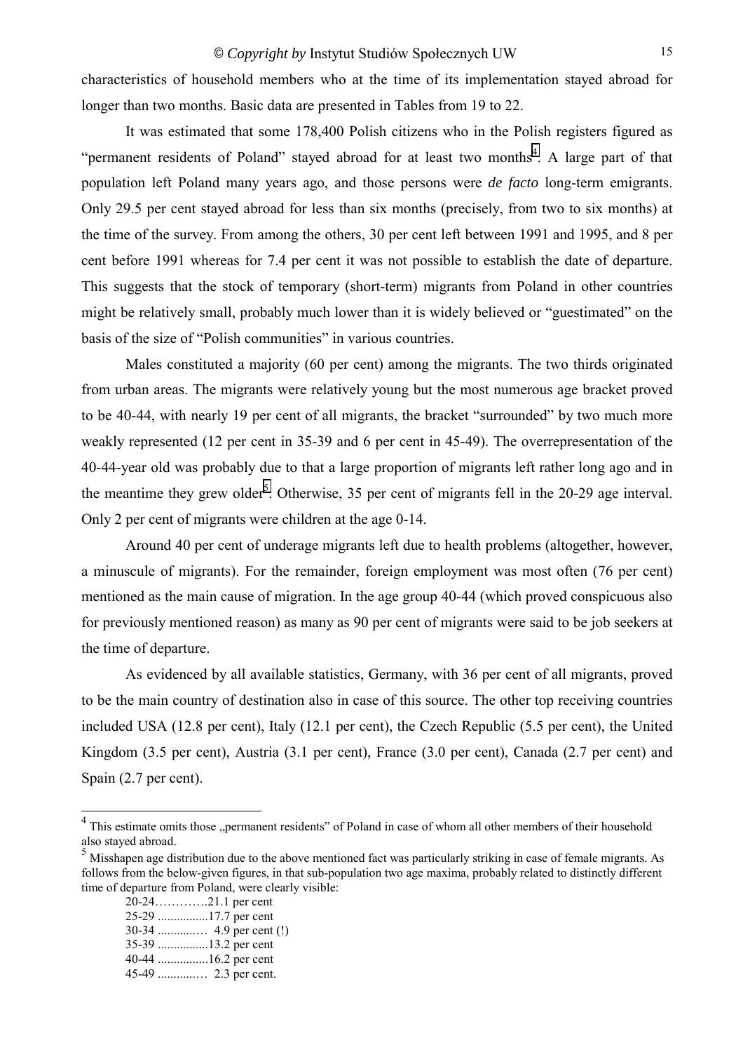characteristics of household members who at the time of its implementation stayed abroad for longer than two months. Basic data are presented in Tables from 19 to 22.

It was estimated that some 178,400 Polish citizens who in the Polish registers figured as "permanent residents of Poland" stayed abroad for at least two months[4]. A large part of that population left Poland many years ago, and those persons were *de facto* long-term emigrants. Only 29.5 per cent stayed abroad for less than six months (precisely, from two to six months) at the time of the survey. From among the others, 30 per cent left between 1991 and 1995, and 8 per cent before 1991 whereas for 7.4 per cent it was not possible to establish the date of departure. This suggests that the stock of temporary (short-term) migrants from Poland in other countries might be relatively small, probably much lower than it is widely believed or "guestimated" on the basis of the size of "Polish communities" in various countries.

Males constituted a majority (60 per cent) among the migrants. The two thirds originated from urban areas. The migrants were relatively young but the most numerous age bracket proved to be 40-44, with nearly 19 per cent of all migrants, the bracket "surrounded" by two much more weakly represented (12 per cent in 35-39 and 6 per cent in 45-49). The overrepresentation of the 40-44-year old was probably due to that a large proportion of migrants left rather long ago and in the meantime they grew older[5]. Otherwise, 35 per cent of migrants fell in the 20-29 age interval. Only 2 per cent of migrants were children at the age 0-14.

Around 40 per cent of underage migrants left due to health problems (altogether, however, a minuscule of migrants). For the remainder, foreign employment was most often (76 per cent) mentioned as the main cause of migration. In the age group 40-44 (which proved conspicuous also for previously mentioned reason) as many as 90 per cent of migrants were said to be job seekers at the time of departure.

As evidenced by all available statistics, Germany, with 36 per cent of all migrants, proved to be the main country of destination also in case of this source. The other top receiving countries included USA (12.8 per cent), Italy (12.1 per cent), the Czech Republic (5.5 per cent), the United Kingdom (3.5 per cent), Austria (3.1 per cent), France (3.0 per cent), Canada (2.7 per cent) and Spain (2.7 per cent).

---

[4] This estimate omits those „permanent residents" of Poland in case of whom all other members of their household also stayed abroad.

[5] Misshapen age distribution due to the above mentioned fact was particularly striking in case of female migrants. As follows from the below-given figures, in that sub-population two age maxima, probably related to distinctly different time of departure from Poland, were clearly visible:

20-24………….21.1 per cent
25-29 ................17.7 per cent
30-34 ............… 4.9 per cent (!)
35-39 ................13.2 per cent
40-44 ................16.2 per cent
45-49 ............… 2.3 per cent.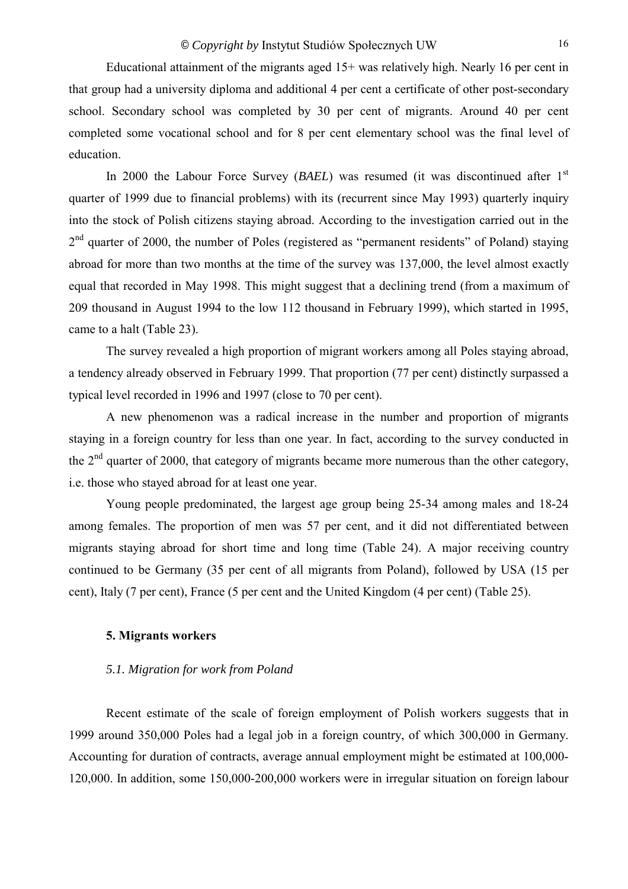Educational attainment of the migrants aged 15+ was relatively high. Nearly 16 per cent in that group had a university diploma and additional 4 per cent a certificate of other post-secondary school. Secondary school was completed by 30 per cent of migrants. Around 40 per cent completed some vocational school and for 8 per cent elementary school was the final level of education.

In 2000 the Labour Force Survey (*BAEL*) was resumed (it was discontinued after 1st quarter of 1999 due to financial problems) with its (recurrent since May 1993) quarterly inquiry into the stock of Polish citizens staying abroad. According to the investigation carried out in the 2nd quarter of 2000, the number of Poles (registered as "permanent residents" of Poland) staying abroad for more than two months at the time of the survey was 137,000, the level almost exactly equal that recorded in May 1998. This might suggest that a declining trend (from a maximum of 209 thousand in August 1994 to the low 112 thousand in February 1999), which started in 1995, came to a halt (Table 23).

The survey revealed a high proportion of migrant workers among all Poles staying abroad, a tendency already observed in February 1999. That proportion (77 per cent) distinctly surpassed a typical level recorded in 1996 and 1997 (close to 70 per cent).

A new phenomenon was a radical increase in the number and proportion of migrants staying in a foreign country for less than one year. In fact, according to the survey conducted in the 2nd quarter of 2000, that category of migrants became more numerous than the other category, i.e. those who stayed abroad for at least one year.

Young people predominated, the largest age group being 25-34 among males and 18-24 among females. The proportion of men was 57 per cent, and it did not differentiated between migrants staying abroad for short time and long time (Table 24). A major receiving country continued to be Germany (35 per cent of all migrants from Poland), followed by USA (15 per cent), Italy (7 per cent), France (5 per cent and the United Kingdom (4 per cent) (Table 25).

## 5. Migrants workers

### *5.1. Migration for work from Poland*

Recent estimate of the scale of foreign employment of Polish workers suggests that in 1999 around 350,000 Poles had a legal job in a foreign country, of which 300,000 in Germany. Accounting for duration of contracts, average annual employment might be estimated at 100,000-120,000. In addition, some 150,000-200,000 workers were in irregular situation on foreign labour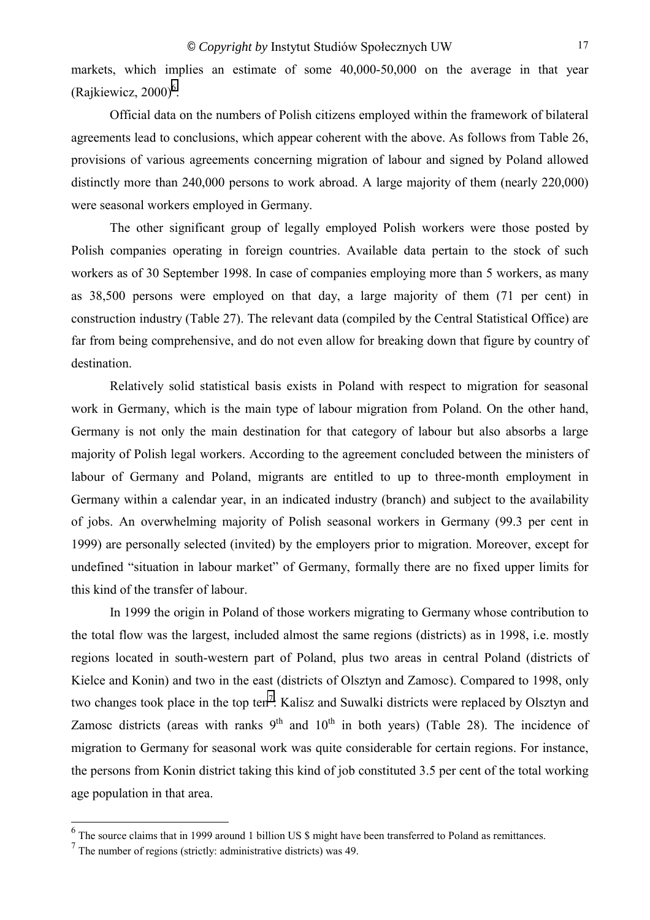markets, which implies an estimate of some 40,000-50,000 on the average in that year (Rajkiewicz, 2000)[6].

Official data on the numbers of Polish citizens employed within the framework of bilateral agreements lead to conclusions, which appear coherent with the above. As follows from Table 26, provisions of various agreements concerning migration of labour and signed by Poland allowed distinctly more than 240,000 persons to work abroad. A large majority of them (nearly 220,000) were seasonal workers employed in Germany.

The other significant group of legally employed Polish workers were those posted by Polish companies operating in foreign countries. Available data pertain to the stock of such workers as of 30 September 1998. In case of companies employing more than 5 workers, as many as 38,500 persons were employed on that day, a large majority of them (71 per cent) in construction industry (Table 27). The relevant data (compiled by the Central Statistical Office) are far from being comprehensive, and do not even allow for breaking down that figure by country of destination.

Relatively solid statistical basis exists in Poland with respect to migration for seasonal work in Germany, which is the main type of labour migration from Poland. On the other hand, Germany is not only the main destination for that category of labour but also absorbs a large majority of Polish legal workers. According to the agreement concluded between the ministers of labour of Germany and Poland, migrants are entitled to up to three-month employment in Germany within a calendar year, in an indicated industry (branch) and subject to the availability of jobs. An overwhelming majority of Polish seasonal workers in Germany (99.3 per cent in 1999) are personally selected (invited) by the employers prior to migration. Moreover, except for undefined "situation in labour market" of Germany, formally there are no fixed upper limits for this kind of the transfer of labour.

In 1999 the origin in Poland of those workers migrating to Germany whose contribution to the total flow was the largest, included almost the same regions (districts) as in 1998, i.e. mostly regions located in south-western part of Poland, plus two areas in central Poland (districts of Kielce and Konin) and two in the east (districts of Olsztyn and Zamosc). Compared to 1998, only two changes took place in the top ten[7]. Kalisz and Suwalki districts were replaced by Olsztyn and Zamosc districts (areas with ranks 9th and 10th in both years) (Table 28). The incidence of migration to Germany for seasonal work was quite considerable for certain regions. For instance, the persons from Konin district taking this kind of job constituted 3.5 per cent of the total working age population in that area.

---

[6] The source claims that in 1999 around 1 billion US $ might have been transferred to Poland as remittances.

[7] The number of regions (strictly: administrative districts) was 49.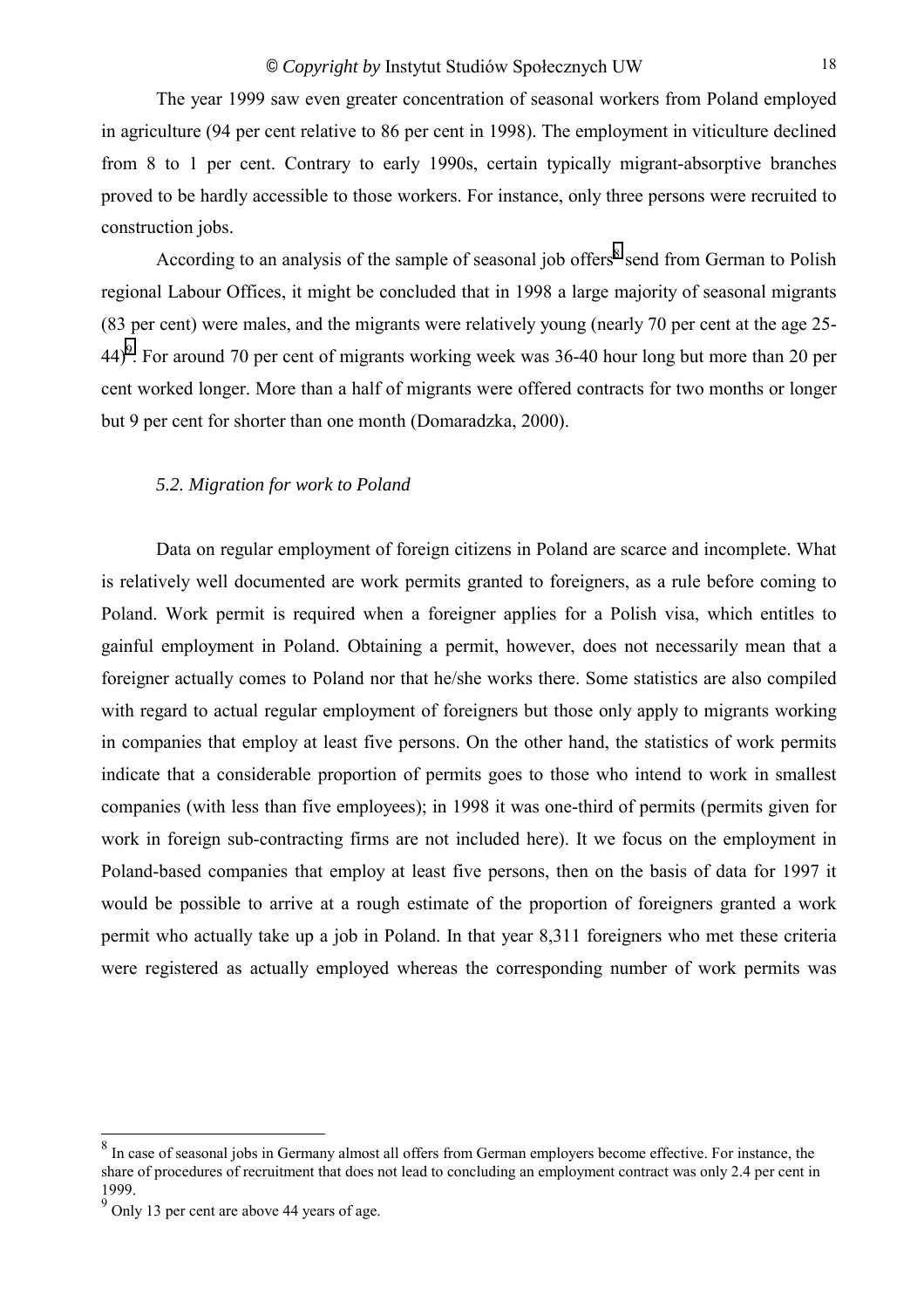The year 1999 saw even greater concentration of seasonal workers from Poland employed in agriculture (94 per cent relative to 86 per cent in 1998). The employment in viticulture declined from 8 to 1 per cent. Contrary to early 1990s, certain typically migrant-absorptive branches proved to be hardly accessible to those workers. For instance, only three persons were recruited to construction jobs.

According to an analysis of the sample of seasonal job offers[8] send from German to Polish regional Labour Offices, it might be concluded that in 1998 a large majority of seasonal migrants (83 per cent) were males, and the migrants were relatively young (nearly 70 per cent at the age 25-44)[9]. For around 70 per cent of migrants working week was 36-40 hour long but more than 20 per cent worked longer. More than a half of migrants were offered contracts for two months or longer but 9 per cent for shorter than one month (Domaradzka, 2000).

### *5.2. Migration for work to Poland*

Data on regular employment of foreign citizens in Poland are scarce and incomplete. What is relatively well documented are work permits granted to foreigners, as a rule before coming to Poland. Work permit is required when a foreigner applies for a Polish visa, which entitles to gainful employment in Poland. Obtaining a permit, however, does not necessarily mean that a foreigner actually comes to Poland nor that he/she works there. Some statistics are also compiled with regard to actual regular employment of foreigners but those only apply to migrants working in companies that employ at least five persons. On the other hand, the statistics of work permits indicate that a considerable proportion of permits goes to those who intend to work in smallest companies (with less than five employees); in 1998 it was one-third of permits (permits given for work in foreign sub-contracting firms are not included here). It we focus on the employment in Poland-based companies that employ at least five persons, then on the basis of data for 1997 it would be possible to arrive at a rough estimate of the proportion of foreigners granted a work permit who actually take up a job in Poland. In that year 8,311 foreigners who met these criteria were registered as actually employed whereas the corresponding number of work permits was

---

[8] In case of seasonal jobs in Germany almost all offers from German employers become effective. For instance, the share of procedures of recruitment that does not lead to concluding an employment contract was only 2.4 per cent in 1999.

[9] Only 13 per cent are above 44 years of age.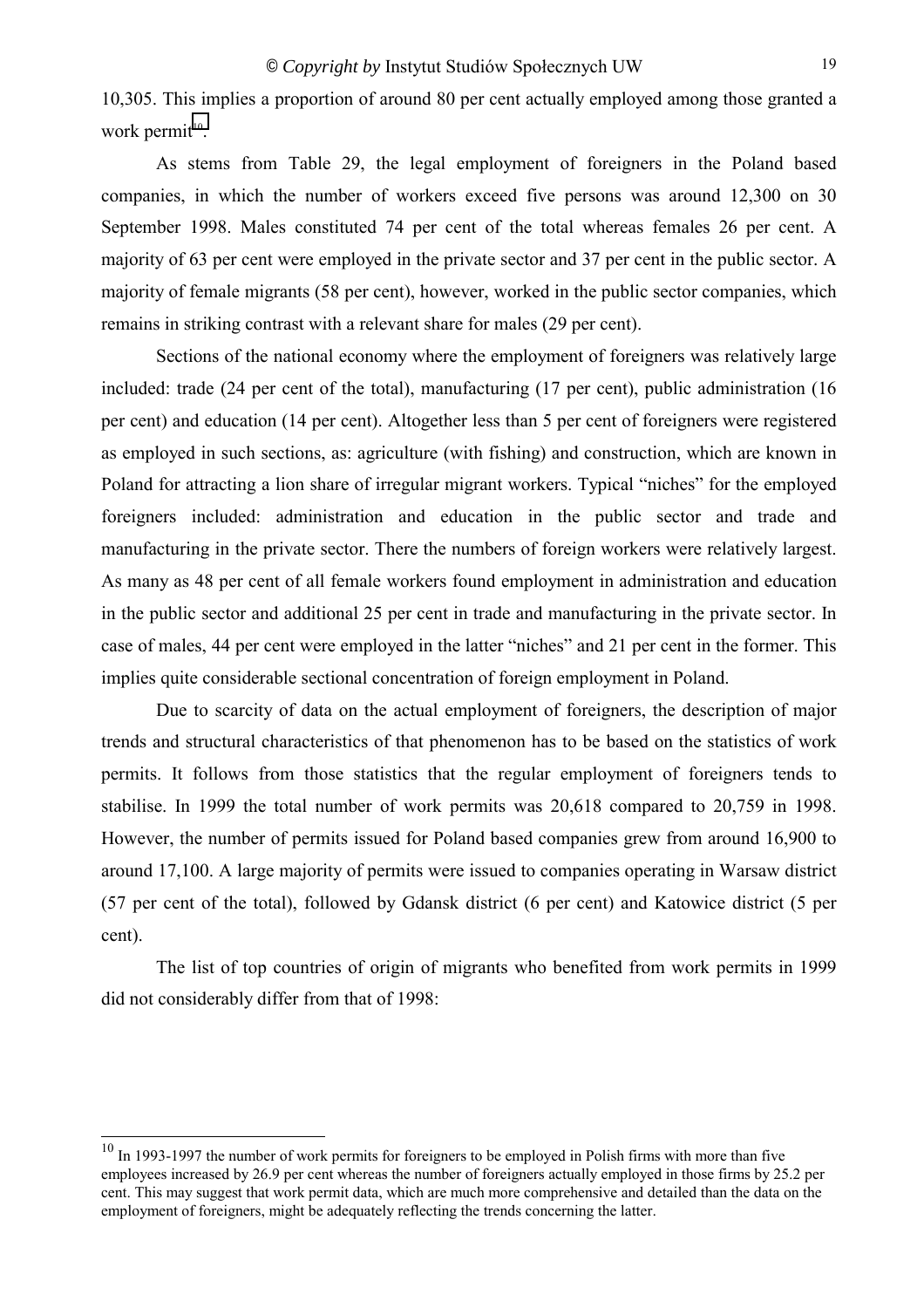10,305. This implies a proportion of around 80 per cent actually employed among those granted a work permit[10].

As stems from Table 29, the legal employment of foreigners in the Poland based companies, in which the number of workers exceed five persons was around 12,300 on 30 September 1998. Males constituted 74 per cent of the total whereas females 26 per cent. A majority of 63 per cent were employed in the private sector and 37 per cent in the public sector. A majority of female migrants (58 per cent), however, worked in the public sector companies, which remains in striking contrast with a relevant share for males (29 per cent).

Sections of the national economy where the employment of foreigners was relatively large included: trade (24 per cent of the total), manufacturing (17 per cent), public administration (16 per cent) and education (14 per cent). Altogether less than 5 per cent of foreigners were registered as employed in such sections, as: agriculture (with fishing) and construction, which are known in Poland for attracting a lion share of irregular migrant workers. Typical "niches" for the employed foreigners included: administration and education in the public sector and trade and manufacturing in the private sector. There the numbers of foreign workers were relatively largest. As many as 48 per cent of all female workers found employment in administration and education in the public sector and additional 25 per cent in trade and manufacturing in the private sector. In case of males, 44 per cent were employed in the latter "niches" and 21 per cent in the former. This implies quite considerable sectional concentration of foreign employment in Poland.

Due to scarcity of data on the actual employment of foreigners, the description of major trends and structural characteristics of that phenomenon has to be based on the statistics of work permits. It follows from those statistics that the regular employment of foreigners tends to stabilise. In 1999 the total number of work permits was 20,618 compared to 20,759 in 1998. However, the number of permits issued for Poland based companies grew from around 16,900 to around 17,100. A large majority of permits were issued to companies operating in Warsaw district (57 per cent of the total), followed by Gdansk district (6 per cent) and Katowice district (5 per cent).

The list of top countries of origin of migrants who benefited from work permits in 1999 did not considerably differ from that of 1998:

---

[10] In 1993-1997 the number of work permits for foreigners to be employed in Polish firms with more than five employees increased by 26.9 per cent whereas the number of foreigners actually employed in those firms by 25.2 per cent. This may suggest that work permit data, which are much more comprehensive and detailed than the data on the employment of foreigners, might be adequately reflecting the trends concerning the latter.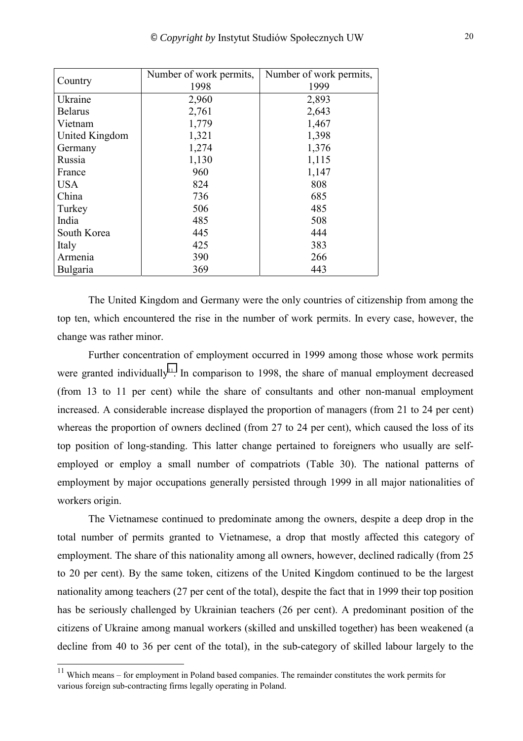| Country | Number of work permits, 1998 | Number of work permits, 1999 |
|---|---|---|
| Ukraine | 2,960 | 2,893 |
| Belarus | 2,761 | 2,643 |
| Vietnam | 1,779 | 1,467 |
| United Kingdom | 1,321 | 1,398 |
| Germany | 1,274 | 1,376 |
| Russia | 1,130 | 1,115 |
| France | 960 | 1,147 |
| USA | 824 | 808 |
| China | 736 | 685 |
| Turkey | 506 | 485 |
| India | 485 | 508 |
| South Korea | 445 | 444 |
| Italy | 425 | 383 |
| Armenia | 390 | 266 |
| Bulgaria | 369 | 443 |

The United Kingdom and Germany were the only countries of citizenship from among the top ten, which encountered the rise in the number of work permits. In every case, however, the change was rather minor.

Further concentration of employment occurred in 1999 among those whose work permits were granted individually[11]. In comparison to 1998, the share of manual employment decreased (from 13 to 11 per cent) while the share of consultants and other non-manual employment increased. A considerable increase displayed the proportion of managers (from 21 to 24 per cent) whereas the proportion of owners declined (from 27 to 24 per cent), which caused the loss of its top position of long-standing. This latter change pertained to foreigners who usually are self-employed or employ a small number of compatriots (Table 30). The national patterns of employment by major occupations generally persisted through 1999 in all major nationalities of workers origin.

The Vietnamese continued to predominate among the owners, despite a deep drop in the total number of permits granted to Vietnamese, a drop that mostly affected this category of employment. The share of this nationality among all owners, however, declined radically (from 25 to 20 per cent). By the same token, citizens of the United Kingdom continued to be the largest nationality among teachers (27 per cent of the total), despite the fact that in 1999 their top position has be seriously challenged by Ukrainian teachers (26 per cent). A predominant position of the citizens of Ukraine among manual workers (skilled and unskilled together) has been weakened (a decline from 40 to 36 per cent of the total), in the sub-category of skilled labour largely to the

[11] Which means – for employment in Poland based companies. The remainder constitutes the work permits for various foreign sub-contracting firms legally operating in Poland.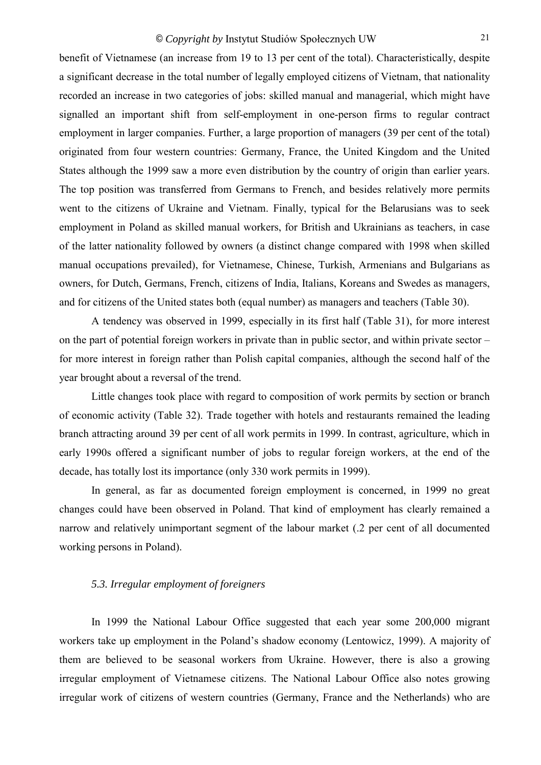benefit of Vietnamese (an increase from 19 to 13 per cent of the total). Characteristically, despite a significant decrease in the total number of legally employed citizens of Vietnam, that nationality recorded an increase in two categories of jobs: skilled manual and managerial, which might have signalled an important shift from self-employment in one-person firms to regular contract employment in larger companies. Further, a large proportion of managers (39 per cent of the total) originated from four western countries: Germany, France, the United Kingdom and the United States although the 1999 saw a more even distribution by the country of origin than earlier years. The top position was transferred from Germans to French, and besides relatively more permits went to the citizens of Ukraine and Vietnam. Finally, typical for the Belarusians was to seek employment in Poland as skilled manual workers, for British and Ukrainians as teachers, in case of the latter nationality followed by owners (a distinct change compared with 1998 when skilled manual occupations prevailed), for Vietnamese, Chinese, Turkish, Armenians and Bulgarians as owners, for Dutch, Germans, French, citizens of India, Italians, Koreans and Swedes as managers, and for citizens of the United states both (equal number) as managers and teachers (Table 30).

A tendency was observed in 1999, especially in its first half (Table 31), for more interest on the part of potential foreign workers in private than in public sector, and within private sector – for more interest in foreign rather than Polish capital companies, although the second half of the year brought about a reversal of the trend.

Little changes took place with regard to composition of work permits by section or branch of economic activity (Table 32). Trade together with hotels and restaurants remained the leading branch attracting around 39 per cent of all work permits in 1999. In contrast, agriculture, which in early 1990s offered a significant number of jobs to regular foreign workers, at the end of the decade, has totally lost its importance (only 330 work permits in 1999).

In general, as far as documented foreign employment is concerned, in 1999 no great changes could have been observed in Poland. That kind of employment has clearly remained a narrow and relatively unimportant segment of the labour market (.2 per cent of all documented working persons in Poland).

### *5.3. Irregular employment of foreigners*

In 1999 the National Labour Office suggested that each year some 200,000 migrant workers take up employment in the Poland's shadow economy (Lentowicz, 1999). A majority of them are believed to be seasonal workers from Ukraine. However, there is also a growing irregular employment of Vietnamese citizens. The National Labour Office also notes growing irregular work of citizens of western countries (Germany, France and the Netherlands) who are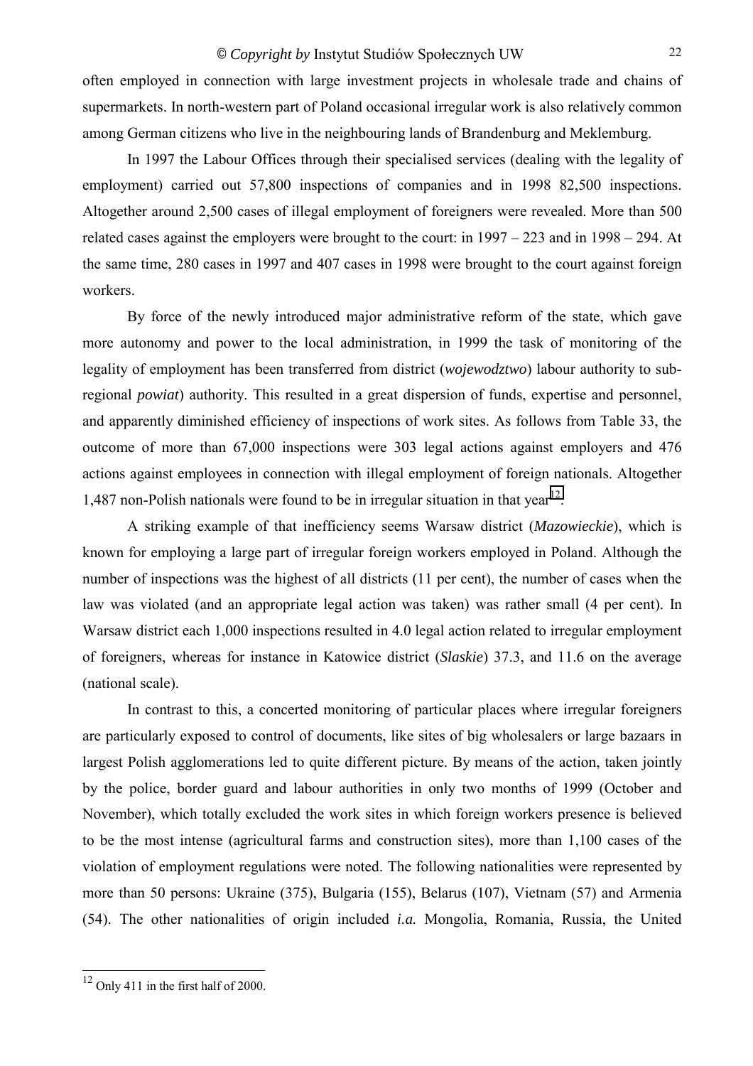often employed in connection with large investment projects in wholesale trade and chains of supermarkets. In north-western part of Poland occasional irregular work is also relatively common among German citizens who live in the neighbouring lands of Brandenburg and Meklemburg.

In 1997 the Labour Offices through their specialised services (dealing with the legality of employment) carried out 57,800 inspections of companies and in 1998 82,500 inspections. Altogether around 2,500 cases of illegal employment of foreigners were revealed. More than 500 related cases against the employers were brought to the court: in 1997 – 223 and in 1998 – 294. At the same time, 280 cases in 1997 and 407 cases in 1998 were brought to the court against foreign workers.

By force of the newly introduced major administrative reform of the state, which gave more autonomy and power to the local administration, in 1999 the task of monitoring of the legality of employment has been transferred from district (*wojewodztwo*) labour authority to sub-regional *powiat*) authority. This resulted in a great dispersion of funds, expertise and personnel, and apparently diminished efficiency of inspections of work sites. As follows from Table 33, the outcome of more than 67,000 inspections were 303 legal actions against employers and 476 actions against employees in connection with illegal employment of foreign nationals. Altogether 1,487 non-Polish nationals were found to be in irregular situation in that year[12].

A striking example of that inefficiency seems Warsaw district (*Mazowieckie*), which is known for employing a large part of irregular foreign workers employed in Poland. Although the number of inspections was the highest of all districts (11 per cent), the number of cases when the law was violated (and an appropriate legal action was taken) was rather small (4 per cent). In Warsaw district each 1,000 inspections resulted in 4.0 legal action related to irregular employment of foreigners, whereas for instance in Katowice district (*Slaskie*) 37.3, and 11.6 on the average (national scale).

In contrast to this, a concerted monitoring of particular places where irregular foreigners are particularly exposed to control of documents, like sites of big wholesalers or large bazaars in largest Polish agglomerations led to quite different picture. By means of the action, taken jointly by the police, border guard and labour authorities in only two months of 1999 (October and November), which totally excluded the work sites in which foreign workers presence is believed to be the most intense (agricultural farms and construction sites), more than 1,100 cases of the violation of employment regulations were noted. The following nationalities were represented by more than 50 persons: Ukraine (375), Bulgaria (155), Belarus (107), Vietnam (57) and Armenia (54). The other nationalities of origin included *i.a.* Mongolia, Romania, Russia, the United

[12] Only 411 in the first half of 2000.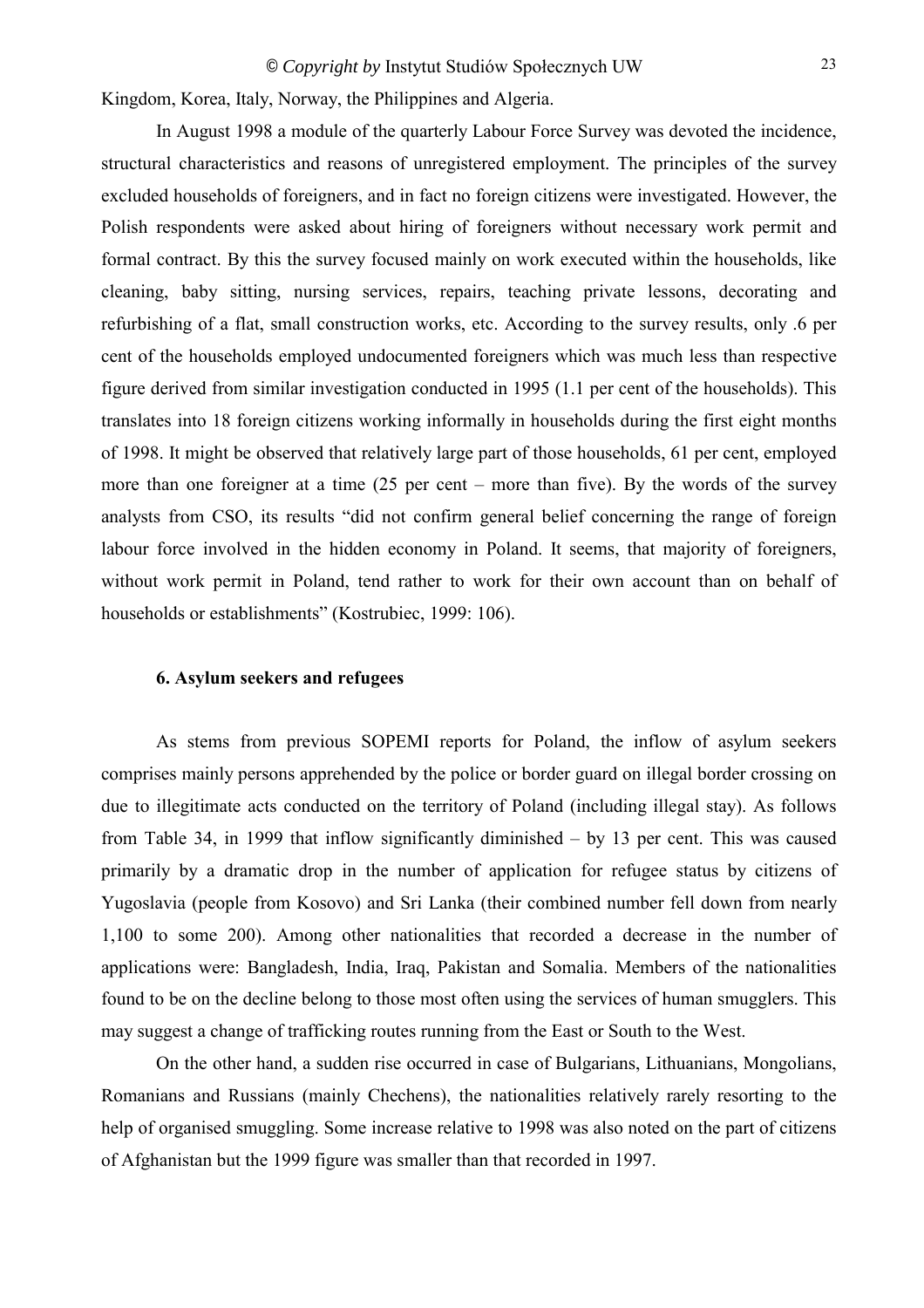Kingdom, Korea, Italy, Norway, the Philippines and Algeria.

In August 1998 a module of the quarterly Labour Force Survey was devoted the incidence, structural characteristics and reasons of unregistered employment. The principles of the survey excluded households of foreigners, and in fact no foreign citizens were investigated. However, the Polish respondents were asked about hiring of foreigners without necessary work permit and formal contract. By this the survey focused mainly on work executed within the households, like cleaning, baby sitting, nursing services, repairs, teaching private lessons, decorating and refurbishing of a flat, small construction works, etc. According to the survey results, only .6 per cent of the households employed undocumented foreigners which was much less than respective figure derived from similar investigation conducted in 1995 (1.1 per cent of the households). This translates into 18 foreign citizens working informally in households during the first eight months of 1998. It might be observed that relatively large part of those households, 61 per cent, employed more than one foreigner at a time (25 per cent – more than five). By the words of the survey analysts from CSO, its results "did not confirm general belief concerning the range of foreign labour force involved in the hidden economy in Poland. It seems, that majority of foreigners, without work permit in Poland, tend rather to work for their own account than on behalf of households or establishments" (Kostrubiec, 1999: 106).

## 6. Asylum seekers and refugees

As stems from previous SOPEMI reports for Poland, the inflow of asylum seekers comprises mainly persons apprehended by the police or border guard on illegal border crossing on due to illegitimate acts conducted on the territory of Poland (including illegal stay). As follows from Table 34, in 1999 that inflow significantly diminished – by 13 per cent. This was caused primarily by a dramatic drop in the number of application for refugee status by citizens of Yugoslavia (people from Kosovo) and Sri Lanka (their combined number fell down from nearly 1,100 to some 200). Among other nationalities that recorded a decrease in the number of applications were: Bangladesh, India, Iraq, Pakistan and Somalia. Members of the nationalities found to be on the decline belong to those most often using the services of human smugglers. This may suggest a change of trafficking routes running from the East or South to the West.

On the other hand, a sudden rise occurred in case of Bulgarians, Lithuanians, Mongolians, Romanians and Russians (mainly Chechens), the nationalities relatively rarely resorting to the help of organised smuggling. Some increase relative to 1998 was also noted on the part of citizens of Afghanistan but the 1999 figure was smaller than that recorded in 1997.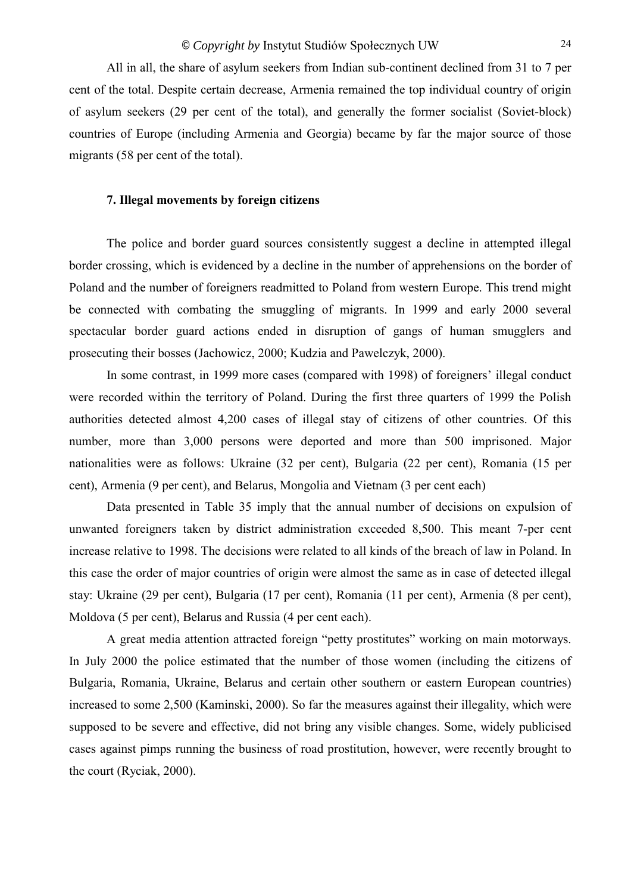All in all, the share of asylum seekers from Indian sub-continent declined from 31 to 7 per cent of the total. Despite certain decrease, Armenia remained the top individual country of origin of asylum seekers (29 per cent of the total), and generally the former socialist (Soviet-block) countries of Europe (including Armenia and Georgia) became by far the major source of those migrants (58 per cent of the total).

### 7. Illegal movements by foreign citizens

The police and border guard sources consistently suggest a decline in attempted illegal border crossing, which is evidenced by a decline in the number of apprehensions on the border of Poland and the number of foreigners readmitted to Poland from western Europe. This trend might be connected with combating the smuggling of migrants. In 1999 and early 2000 several spectacular border guard actions ended in disruption of gangs of human smugglers and prosecuting their bosses (Jachowicz, 2000; Kudzia and Pawelczyk, 2000).

In some contrast, in 1999 more cases (compared with 1998) of foreigners' illegal conduct were recorded within the territory of Poland. During the first three quarters of 1999 the Polish authorities detected almost 4,200 cases of illegal stay of citizens of other countries. Of this number, more than 3,000 persons were deported and more than 500 imprisoned. Major nationalities were as follows: Ukraine (32 per cent), Bulgaria (22 per cent), Romania (15 per cent), Armenia (9 per cent), and Belarus, Mongolia and Vietnam (3 per cent each)

Data presented in Table 35 imply that the annual number of decisions on expulsion of unwanted foreigners taken by district administration exceeded 8,500. This meant 7-per cent increase relative to 1998. The decisions were related to all kinds of the breach of law in Poland. In this case the order of major countries of origin were almost the same as in case of detected illegal stay: Ukraine (29 per cent), Bulgaria (17 per cent), Romania (11 per cent), Armenia (8 per cent), Moldova (5 per cent), Belarus and Russia (4 per cent each).

A great media attention attracted foreign "petty prostitutes" working on main motorways. In July 2000 the police estimated that the number of those women (including the citizens of Bulgaria, Romania, Ukraine, Belarus and certain other southern or eastern European countries) increased to some 2,500 (Kaminski, 2000). So far the measures against their illegality, which were supposed to be severe and effective, did not bring any visible changes. Some, widely publicised cases against pimps running the business of road prostitution, however, were recently brought to the court (Ryciak, 2000).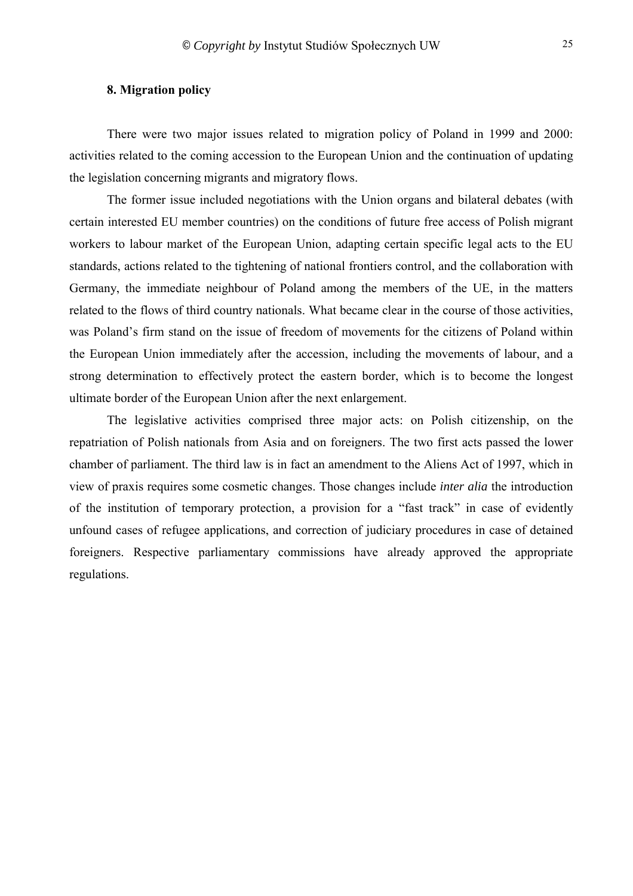## 8. Migration policy

There were two major issues related to migration policy of Poland in 1999 and 2000: activities related to the coming accession to the European Union and the continuation of updating the legislation concerning migrants and migratory flows.

The former issue included negotiations with the Union organs and bilateral debates (with certain interested EU member countries) on the conditions of future free access of Polish migrant workers to labour market of the European Union, adapting certain specific legal acts to the EU standards, actions related to the tightening of national frontiers control, and the collaboration with Germany, the immediate neighbour of Poland among the members of the UE, in the matters related to the flows of third country nationals. What became clear in the course of those activities, was Poland's firm stand on the issue of freedom of movements for the citizens of Poland within the European Union immediately after the accession, including the movements of labour, and a strong determination to effectively protect the eastern border, which is to become the longest ultimate border of the European Union after the next enlargement.

The legislative activities comprised three major acts: on Polish citizenship, on the repatriation of Polish nationals from Asia and on foreigners. The two first acts passed the lower chamber of parliament. The third law is in fact an amendment to the Aliens Act of 1997, which in view of praxis requires some cosmetic changes. Those changes include *inter alia* the introduction of the institution of temporary protection, a provision for a "fast track" in case of evidently unfound cases of refugee applications, and correction of judiciary procedures in case of detained foreigners. Respective parliamentary commissions have already approved the appropriate regulations.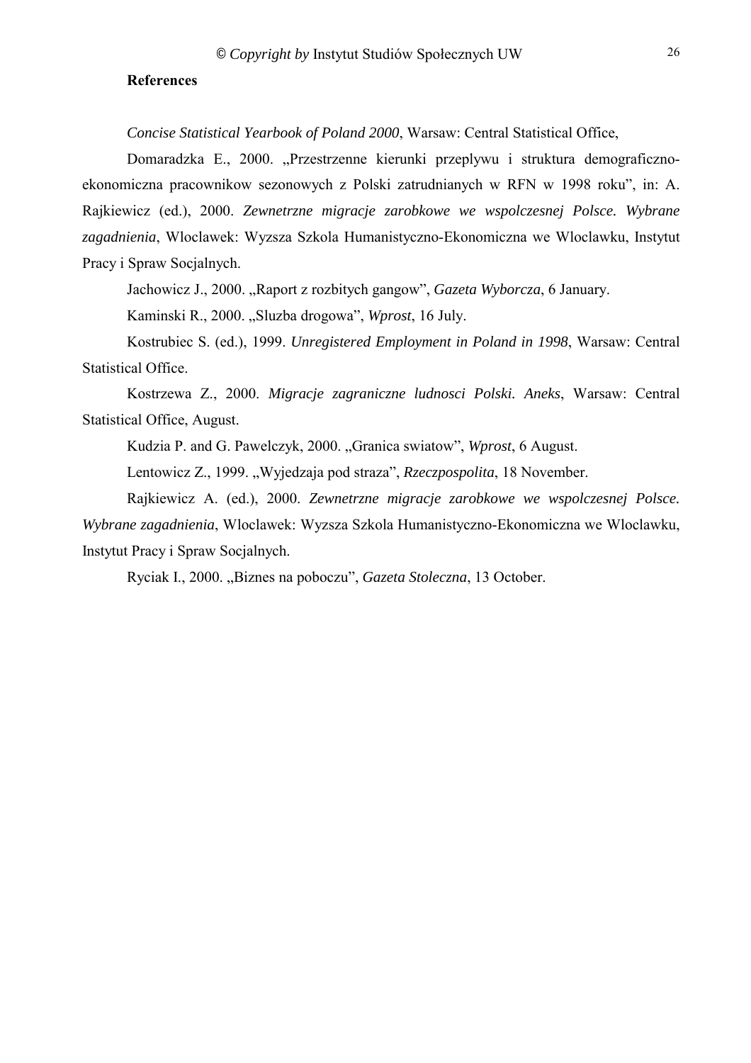**References**

*Concise Statistical Yearbook of Poland 2000*, Warsaw: Central Statistical Office,

Domaradzka E., 2000. „Przestrzenne kierunki przeplywu i struktura demograficzno-ekonomiczna pracownikow sezonowych z Polski zatrudnianych w RFN w 1998 roku", in: A. Rajkiewicz (ed.), 2000. *Zewnetrzne migracje zarobkowe we wspolczesnej Polsce. Wybrane zagadnienia*, Wloclawek: Wyzsza Szkola Humanistyczno-Ekonomiczna we Wloclawku, Instytut Pracy i Spraw Socjalnych.

Jachowicz J., 2000. „Raport z rozbitych gangow", *Gazeta Wyborcza*, 6 January.

Kaminski R., 2000. „Sluzba drogowa", *Wprost*, 16 July.

Kostrubiec S. (ed.), 1999. *Unregistered Employment in Poland in 1998*, Warsaw: Central Statistical Office.

Kostrzewa Z., 2000. *Migracje zagraniczne ludnosci Polski. Aneks*, Warsaw: Central Statistical Office, August.

Kudzia P. and G. Pawelczyk, 2000. „Granica swiatow", *Wprost*, 6 August.

Lentowicz Z., 1999. „Wyjedzaja pod straza", *Rzeczpospolita*, 18 November.

Rajkiewicz A. (ed.), 2000. *Zewnetrzne migracje zarobkowe we wspolczesnej Polsce. Wybrane zagadnienia*, Wloclawek: Wyzsza Szkola Humanistyczno-Ekonomiczna we Wloclawku, Instytut Pracy i Spraw Socjalnych.

Ryciak I., 2000. „Biznes na poboczu", *Gazeta Stoleczna*, 13 October.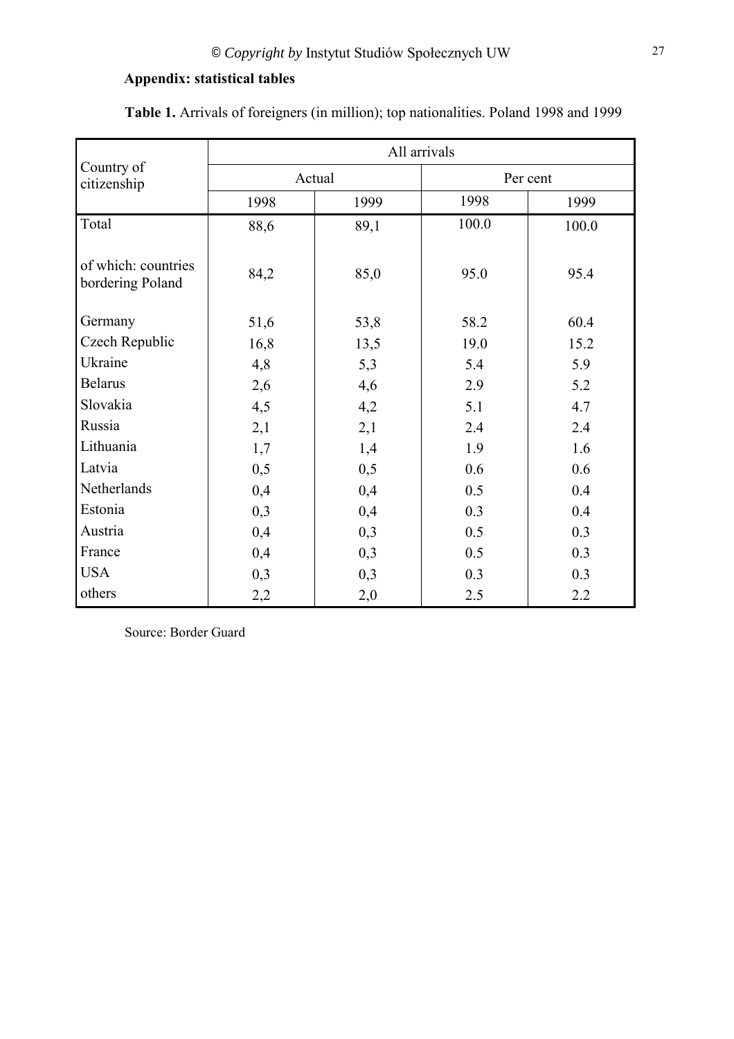**Appendix: statistical tables**

**Table 1.** Arrivals of foreigners (in million); top nationalities. Poland 1998 and 1999

| Country of citizenship | All arrivals | | | |
|---|---|---|---|---|
| | Actual | | Per cent | |
| | 1998 | 1999 | 1998 | 1999 |
| Total | 88,6 | 89,1 | 100.0 | 100.0 |
| of which: countries bordering Poland | 84,2 | 85,0 | 95.0 | 95.4 |
| Germany | 51,6 | 53,8 | 58.2 | 60.4 |
| Czech Republic | 16,8 | 13,5 | 19.0 | 15.2 |
| Ukraine | 4,8 | 5,3 | 5.4 | 5.9 |
| Belarus | 2,6 | 4,6 | 2.9 | 5.2 |
| Slovakia | 4,5 | 4,2 | 5.1 | 4.7 |
| Russia | 2,1 | 2,1 | 2.4 | 2.4 |
| Lithuania | 1,7 | 1,4 | 1.9 | 1.6 |
| Latvia | 0,5 | 0,5 | 0.6 | 0.6 |
| Netherlands | 0,4 | 0,4 | 0.5 | 0.4 |
| Estonia | 0,3 | 0,4 | 0.3 | 0.4 |
| Austria | 0,4 | 0,3 | 0.5 | 0.3 |
| France | 0,4 | 0,3 | 0.5 | 0.3 |
| USA | 0,3 | 0,3 | 0.3 | 0.3 |
| others | 2,2 | 2,0 | 2.5 | 2.2 |

Source: Border Guard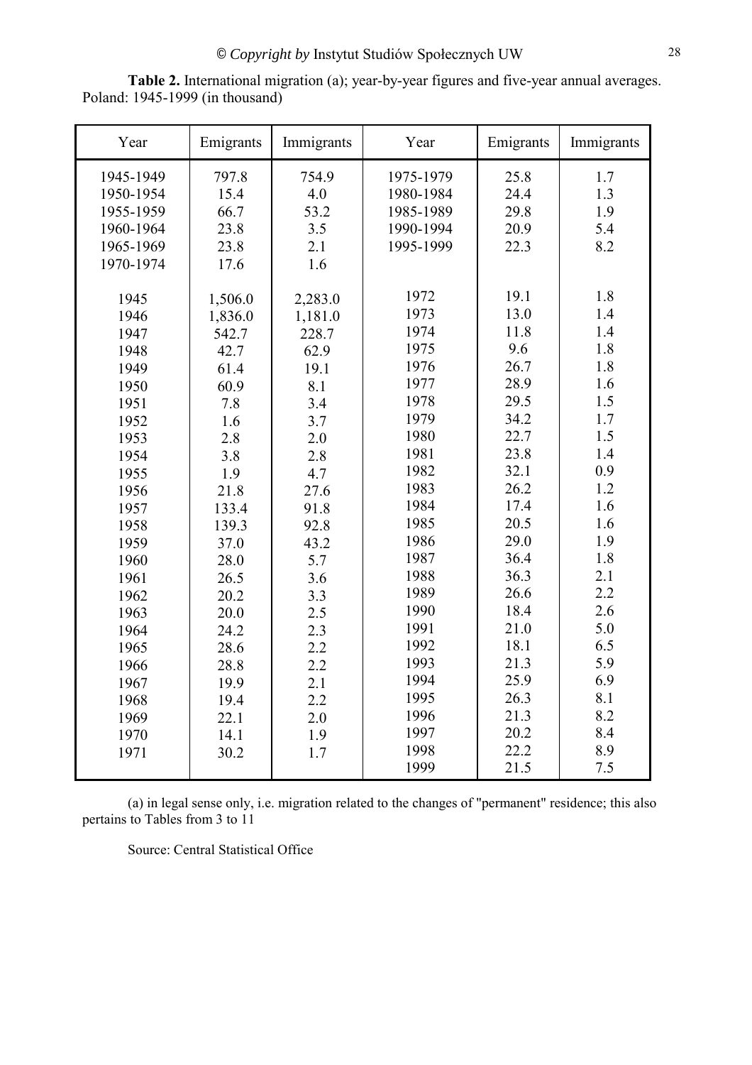**Table 2.** International migration (a); year-by-year figures and five-year annual averages. Poland: 1945-1999 (in thousand)

| Year | Emigrants | Immigrants | Year | Emigrants | Immigrants |
|---|---|---|---|---|---|
| 1945-1949 | 797.8 | 754.9 | 1975-1979 | 25.8 | 1.7 |
| 1950-1954 | 15.4 | 4.0 | 1980-1984 | 24.4 | 1.3 |
| 1955-1959 | 66.7 | 53.2 | 1985-1989 | 29.8 | 1.9 |
| 1960-1964 | 23.8 | 3.5 | 1990-1994 | 20.9 | 5.4 |
| 1965-1969 | 23.8 | 2.1 | 1995-1999 | 22.3 | 8.2 |
| 1970-1974 | 17.6 | 1.6 | | | |
| 1945 | 1,506.0 | 2,283.0 | 1972 | 19.1 | 1.8 |
| 1946 | 1,836.0 | 1,181.0 | 1973 | 13.0 | 1.4 |
| 1947 | 542.7 | 228.7 | 1974 | 11.8 | 1.4 |
| 1948 | 42.7 | 62.9 | 1975 | 9.6 | 1.8 |
| 1949 | 61.4 | 19.1 | 1976 | 26.7 | 1.8 |
| 1950 | 60.9 | 8.1 | 1977 | 28.9 | 1.6 |
| 1951 | 7.8 | 3.4 | 1978 | 29.5 | 1.5 |
| 1952 | 1.6 | 3.7 | 1979 | 34.2 | 1.7 |
| 1953 | 2.8 | 2.0 | 1980 | 22.7 | 1.5 |
| 1954 | 3.8 | 2.8 | 1981 | 23.8 | 1.4 |
| 1955 | 1.9 | 4.7 | 1982 | 32.1 | 0.9 |
| 1956 | 21.8 | 27.6 | 1983 | 26.2 | 1.2 |
| 1957 | 133.4 | 91.8 | 1984 | 17.4 | 1.6 |
| 1958 | 139.3 | 92.8 | 1985 | 20.5 | 1.6 |
| 1959 | 37.0 | 43.2 | 1986 | 29.0 | 1.9 |
| 1960 | 28.0 | 5.7 | 1987 | 36.4 | 1.8 |
| 1961 | 26.5 | 3.6 | 1988 | 36.3 | 2.1 |
| 1962 | 20.2 | 3.3 | 1989 | 26.6 | 2.2 |
| 1963 | 20.0 | 2.5 | 1990 | 18.4 | 2.6 |
| 1964 | 24.2 | 2.3 | 1991 | 21.0 | 5.0 |
| 1965 | 28.6 | 2.2 | 1992 | 18.1 | 6.5 |
| 1966 | 28.8 | 2.2 | 1993 | 21.3 | 5.9 |
| 1967 | 19.9 | 2.1 | 1994 | 25.9 | 6.9 |
| 1968 | 19.4 | 2.2 | 1995 | 26.3 | 8.1 |
| 1969 | 22.1 | 2.0 | 1996 | 21.3 | 8.2 |
| 1970 | 14.1 | 1.9 | 1997 | 20.2 | 8.4 |
| 1971 | 30.2 | 1.7 | 1998 | 22.2 | 8.9 |
| | | | 1999 | 21.5 | 7.5 |

(a) in legal sense only, i.e. migration related to the changes of "permanent" residence; this also pertains to Tables from 3 to 11

Source: Central Statistical Office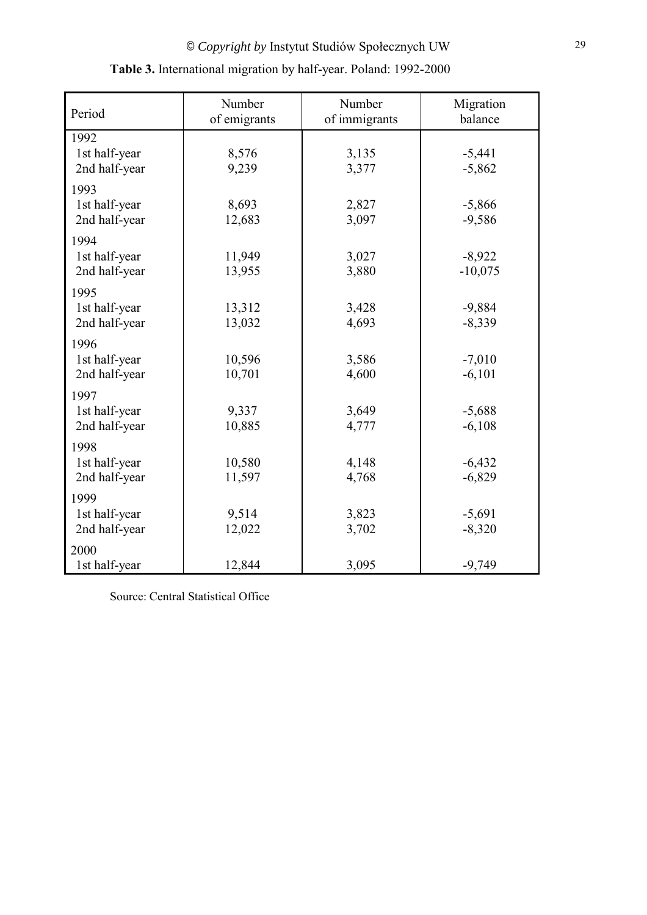**Table 3.** International migration by half-year. Poland: 1992-2000

| Period | Number of emigrants | Number of immigrants | Migration balance |
|---|---|---|---|
| 1992 | | | |
| 1st half-year | 8,576 | 3,135 | -5,441 |
| 2nd half-year | 9,239 | 3,377 | -5,862 |
| 1993 | | | |
| 1st half-year | 8,693 | 2,827 | -5,866 |
| 2nd half-year | 12,683 | 3,097 | -9,586 |
| 1994 | | | |
| 1st half-year | 11,949 | 3,027 | -8,922 |
| 2nd half-year | 13,955 | 3,880 | -10,075 |
| 1995 | | | |
| 1st half-year | 13,312 | 3,428 | -9,884 |
| 2nd half-year | 13,032 | 4,693 | -8,339 |
| 1996 | | | |
| 1st half-year | 10,596 | 3,586 | -7,010 |
| 2nd half-year | 10,701 | 4,600 | -6,101 |
| 1997 | | | |
| 1st half-year | 9,337 | 3,649 | -5,688 |
| 2nd half-year | 10,885 | 4,777 | -6,108 |
| 1998 | | | |
| 1st half-year | 10,580 | 4,148 | -6,432 |
| 2nd half-year | 11,597 | 4,768 | -6,829 |
| 1999 | | | |
| 1st half-year | 9,514 | 3,823 | -5,691 |
| 2nd half-year | 12,022 | 3,702 | -8,320 |
| 2000 | | | |
| 1st half-year | 12,844 | 3,095 | -9,749 |

Source: Central Statistical Office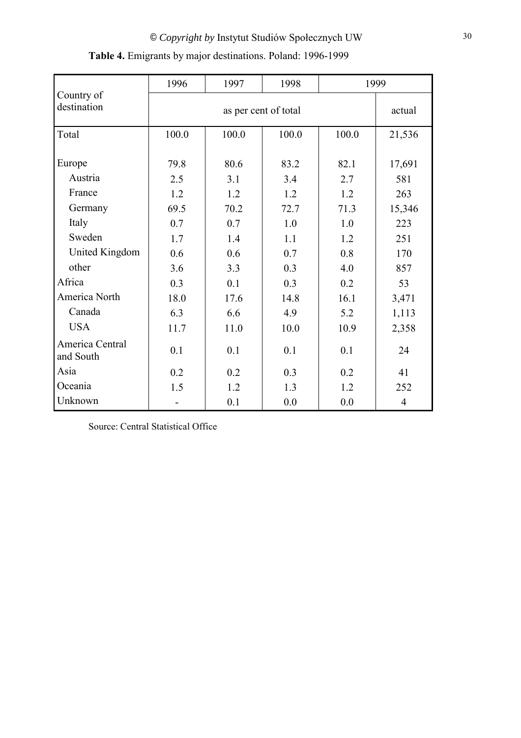**Table 4.** Emigrants by major destinations. Poland: 1996-1999

| Country of destination | 1996 | 1997 | 1998 | 1999 | |
|---|---|---|---|---|---|
| | as per cent of total | | | | actual |
| Total | 100.0 | 100.0 | 100.0 | 100.0 | 21,536 |
| Europe | 79.8 | 80.6 | 83.2 | 82.1 | 17,691 |
| Austria | 2.5 | 3.1 | 3.4 | 2.7 | 581 |
| France | 1.2 | 1.2 | 1.2 | 1.2 | 263 |
| Germany | 69.5 | 70.2 | 72.7 | 71.3 | 15,346 |
| Italy | 0.7 | 0.7 | 1.0 | 1.0 | 223 |
| Sweden | 1.7 | 1.4 | 1.1 | 1.2 | 251 |
| United Kingdom | 0.6 | 0.6 | 0.7 | 0.8 | 170 |
| other | 3.6 | 3.3 | 0.3 | 4.0 | 857 |
| Africa | 0.3 | 0.1 | 0.3 | 0.2 | 53 |
| America North | 18.0 | 17.6 | 14.8 | 16.1 | 3,471 |
| Canada | 6.3 | 6.6 | 4.9 | 5.2 | 1,113 |
| USA | 11.7 | 11.0 | 10.0 | 10.9 | 2,358 |
| America Central and South | 0.1 | 0.1 | 0.1 | 0.1 | 24 |
| Asia | 0.2 | 0.2 | 0.3 | 0.2 | 41 |
| Oceania | 1.5 | 1.2 | 1.3 | 1.2 | 252 |
| Unknown | - | 0.1 | 0.0 | 0.0 | 4 |

Source: Central Statistical Office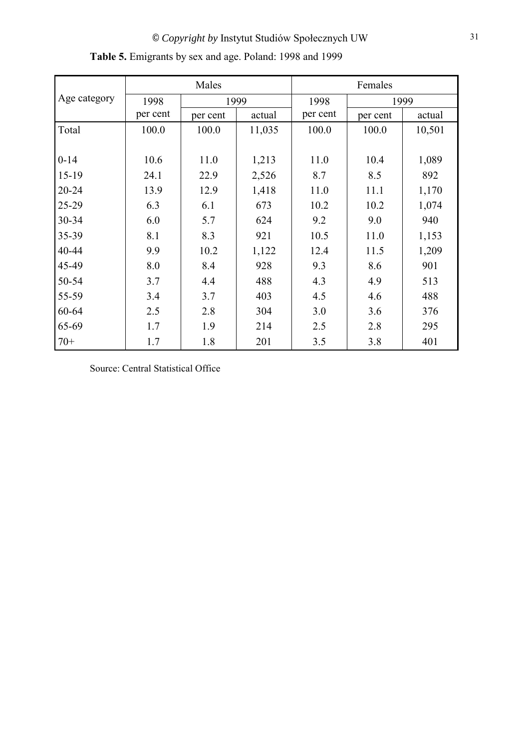**Table 5.** Emigrants by sex and age. Poland: 1998 and 1999

| Age category | Males | | | Females | | |
|---|---|---|---|---|---|---|
| | 1998 | 1999 | | 1998 | 1999 | |
| | per cent | per cent | actual | per cent | per cent | actual |
| Total | 100.0 | 100.0 | 11,035 | 100.0 | 100.0 | 10,501 |
| 0-14 | 10.6 | 11.0 | 1,213 | 11.0 | 10.4 | 1,089 |
| 15-19 | 24.1 | 22.9 | 2,526 | 8.7 | 8.5 | 892 |
| 20-24 | 13.9 | 12.9 | 1,418 | 11.0 | 11.1 | 1,170 |
| 25-29 | 6.3 | 6.1 | 673 | 10.2 | 10.2 | 1,074 |
| 30-34 | 6.0 | 5.7 | 624 | 9.2 | 9.0 | 940 |
| 35-39 | 8.1 | 8.3 | 921 | 10.5 | 11.0 | 1,153 |
| 40-44 | 9.9 | 10.2 | 1,122 | 12.4 | 11.5 | 1,209 |
| 45-49 | 8.0 | 8.4 | 928 | 9.3 | 8.6 | 901 |
| 50-54 | 3.7 | 4.4 | 488 | 4.3 | 4.9 | 513 |
| 55-59 | 3.4 | 3.7 | 403 | 4.5 | 4.6 | 488 |
| 60-64 | 2.5 | 2.8 | 304 | 3.0 | 3.6 | 376 |
| 65-69 | 1.7 | 1.9 | 214 | 2.5 | 2.8 | 295 |
| 70+ | 1.7 | 1.8 | 201 | 3.5 | 3.8 | 401 |

Source: Central Statistical Office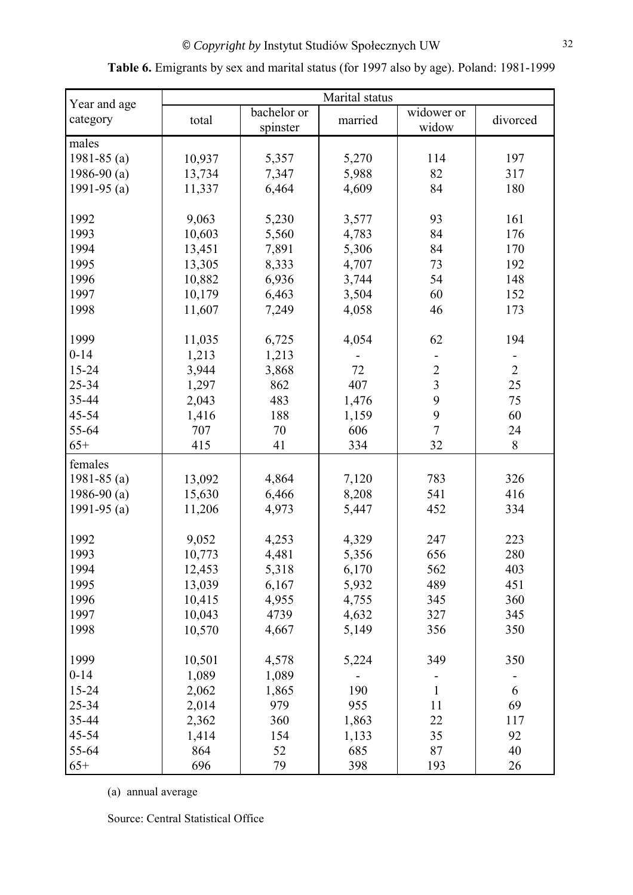**Table 6.** Emigrants by sex and marital status (for 1997 also by age). Poland: 1981-1999

| Year and age category | Marital status | | | | |
|---|---|---|---|---|---|
| | total | bachelor or spinster | married | widower or widow | divorced |
| males | | | | | |
| 1981-85 (a) | 10,937 | 5,357 | 5,270 | 114 | 197 |
| 1986-90 (a) | 13,734 | 7,347 | 5,988 | 82 | 317 |
| 1991-95 (a) | 11,337 | 6,464 | 4,609 | 84 | 180 |
| 1992 | 9,063 | 5,230 | 3,577 | 93 | 161 |
| 1993 | 10,603 | 5,560 | 4,783 | 84 | 176 |
| 1994 | 13,451 | 7,891 | 5,306 | 84 | 170 |
| 1995 | 13,305 | 8,333 | 4,707 | 73 | 192 |
| 1996 | 10,882 | 6,936 | 3,744 | 54 | 148 |
| 1997 | 10,179 | 6,463 | 3,504 | 60 | 152 |
| 1998 | 11,607 | 7,249 | 4,058 | 46 | 173 |
| 1999 | 11,035 | 6,725 | 4,054 | 62 | 194 |
| 0-14 | 1,213 | 1,213 | - | - | - |
| 15-24 | 3,944 | 3,868 | 72 | 2 | 2 |
| 25-34 | 1,297 | 862 | 407 | 3 | 25 |
| 35-44 | 2,043 | 483 | 1,476 | 9 | 75 |
| 45-54 | 1,416 | 188 | 1,159 | 9 | 60 |
| 55-64 | 707 | 70 | 606 | 7 | 24 |
| 65+ | 415 | 41 | 334 | 32 | 8 |
| females | | | | | |
| 1981-85 (a) | 13,092 | 4,864 | 7,120 | 783 | 326 |
| 1986-90 (a) | 15,630 | 6,466 | 8,208 | 541 | 416 |
| 1991-95 (a) | 11,206 | 4,973 | 5,447 | 452 | 334 |
| 1992 | 9,052 | 4,253 | 4,329 | 247 | 223 |
| 1993 | 10,773 | 4,481 | 5,356 | 656 | 280 |
| 1994 | 12,453 | 5,318 | 6,170 | 562 | 403 |
| 1995 | 13,039 | 6,167 | 5,932 | 489 | 451 |
| 1996 | 10,415 | 4,955 | 4,755 | 345 | 360 |
| 1997 | 10,043 | 4739 | 4,632 | 327 | 345 |
| 1998 | 10,570 | 4,667 | 5,149 | 356 | 350 |
| 1999 | 10,501 | 4,578 | 5,224 | 349 | 350 |
| 0-14 | 1,089 | 1,089 | - | - | - |
| 15-24 | 2,062 | 1,865 | 190 | 1 | 6 |
| 25-34 | 2,014 | 979 | 955 | 11 | 69 |
| 35-44 | 2,362 | 360 | 1,863 | 22 | 117 |
| 45-54 | 1,414 | 154 | 1,133 | 35 | 92 |
| 55-64 | 864 | 52 | 685 | 87 | 40 |
| 65+ | 696 | 79 | 398 | 193 | 26 |

(a) annual average

Source: Central Statistical Office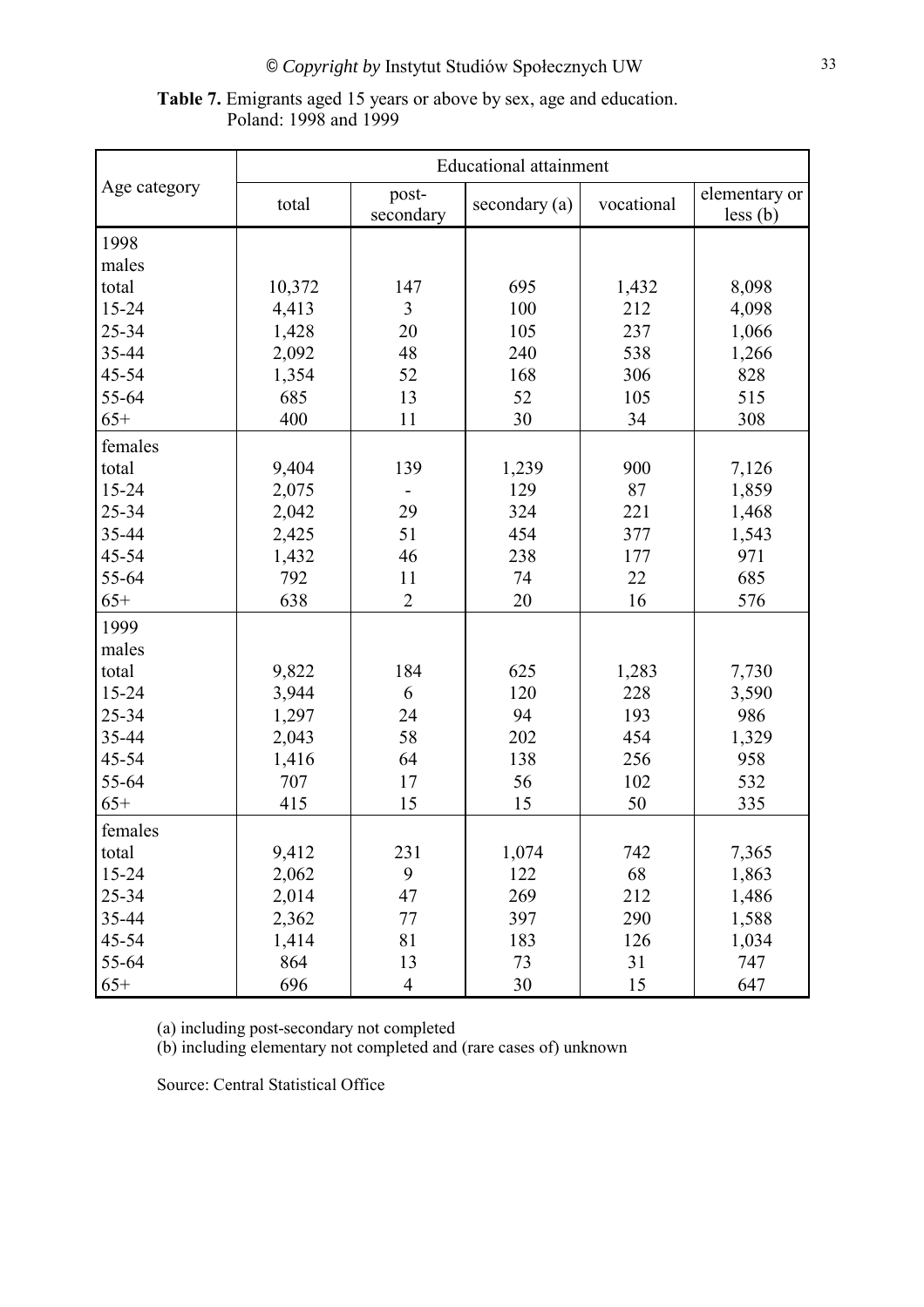**Table 7.** Emigrants aged 15 years or above by sex, age and education. Poland: 1998 and 1999

| Age category | Educational attainment | | | | |
|---|---|---|---|---|---|
| | total | post-secondary | secondary (a) | vocational | elementary or less (b) |
| 1998 | | | | | |
| males | | | | | |
| total | 10,372 | 147 | 695 | 1,432 | 8,098 |
| 15-24 | 4,413 | 3 | 100 | 212 | 4,098 |
| 25-34 | 1,428 | 20 | 105 | 237 | 1,066 |
| 35-44 | 2,092 | 48 | 240 | 538 | 1,266 |
| 45-54 | 1,354 | 52 | 168 | 306 | 828 |
| 55-64 | 685 | 13 | 52 | 105 | 515 |
| 65+ | 400 | 11 | 30 | 34 | 308 |
| females | | | | | |
| total | 9,404 | 139 | 1,239 | 900 | 7,126 |
| 15-24 | 2,075 | - | 129 | 87 | 1,859 |
| 25-34 | 2,042 | 29 | 324 | 221 | 1,468 |
| 35-44 | 2,425 | 51 | 454 | 377 | 1,543 |
| 45-54 | 1,432 | 46 | 238 | 177 | 971 |
| 55-64 | 792 | 11 | 74 | 22 | 685 |
| 65+ | 638 | 2 | 20 | 16 | 576 |
| 1999 | | | | | |
| males | | | | | |
| total | 9,822 | 184 | 625 | 1,283 | 7,730 |
| 15-24 | 3,944 | 6 | 120 | 228 | 3,590 |
| 25-34 | 1,297 | 24 | 94 | 193 | 986 |
| 35-44 | 2,043 | 58 | 202 | 454 | 1,329 |
| 45-54 | 1,416 | 64 | 138 | 256 | 958 |
| 55-64 | 707 | 17 | 56 | 102 | 532 |
| 65+ | 415 | 15 | 15 | 50 | 335 |
| females | | | | | |
| total | 9,412 | 231 | 1,074 | 742 | 7,365 |
| 15-24 | 2,062 | 9 | 122 | 68 | 1,863 |
| 25-34 | 2,014 | 47 | 269 | 212 | 1,486 |
| 35-44 | 2,362 | 77 | 397 | 290 | 1,588 |
| 45-54 | 1,414 | 81 | 183 | 126 | 1,034 |
| 55-64 | 864 | 13 | 73 | 31 | 747 |
| 65+ | 696 | 4 | 30 | 15 | 647 |

(a) including post-secondary not completed
(b) including elementary not completed and (rare cases of) unknown

Source: Central Statistical Office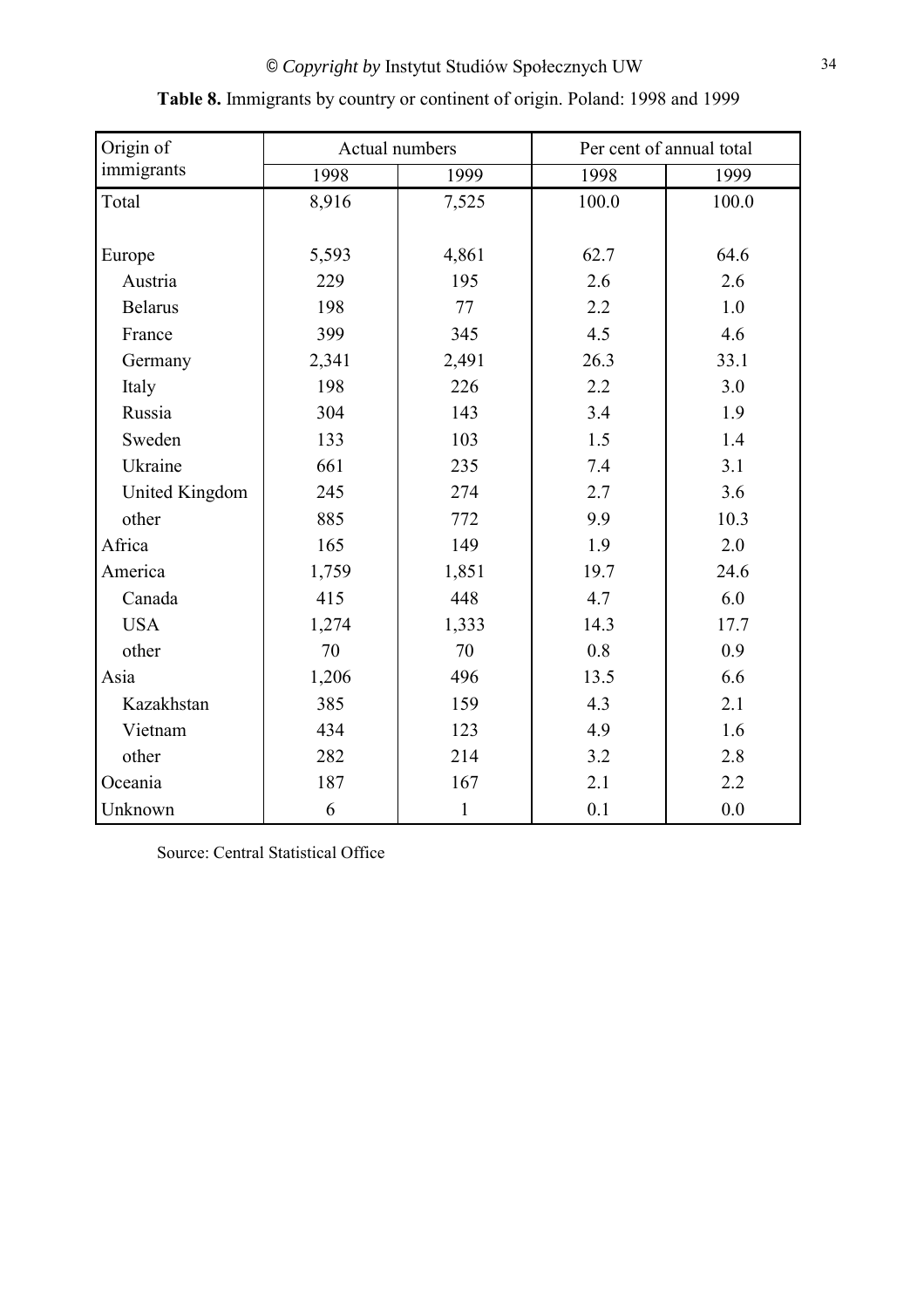**Table 8.** Immigrants by country or continent of origin. Poland: 1998 and 1999

| Origin of immigrants | Actual numbers | | Per cent of annual total | |
|---|---|---|---|---|
| | 1998 | 1999 | 1998 | 1999 |
| Total | 8,916 | 7,525 | 100.0 | 100.0 |
| Europe | 5,593 | 4,861 | 62.7 | 64.6 |
| Austria | 229 | 195 | 2.6 | 2.6 |
| Belarus | 198 | 77 | 2.2 | 1.0 |
| France | 399 | 345 | 4.5 | 4.6 |
| Germany | 2,341 | 2,491 | 26.3 | 33.1 |
| Italy | 198 | 226 | 2.2 | 3.0 |
| Russia | 304 | 143 | 3.4 | 1.9 |
| Sweden | 133 | 103 | 1.5 | 1.4 |
| Ukraine | 661 | 235 | 7.4 | 3.1 |
| United Kingdom | 245 | 274 | 2.7 | 3.6 |
| other | 885 | 772 | 9.9 | 10.3 |
| Africa | 165 | 149 | 1.9 | 2.0 |
| America | 1,759 | 1,851 | 19.7 | 24.6 |
| Canada | 415 | 448 | 4.7 | 6.0 |
| USA | 1,274 | 1,333 | 14.3 | 17.7 |
| other | 70 | 70 | 0.8 | 0.9 |
| Asia | 1,206 | 496 | 13.5 | 6.6 |
| Kazakhstan | 385 | 159 | 4.3 | 2.1 |
| Vietnam | 434 | 123 | 4.9 | 1.6 |
| other | 282 | 214 | 3.2 | 2.8 |
| Oceania | 187 | 167 | 2.1 | 2.2 |
| Unknown | 6 | 1 | 0.1 | 0.0 |

Source: Central Statistical Office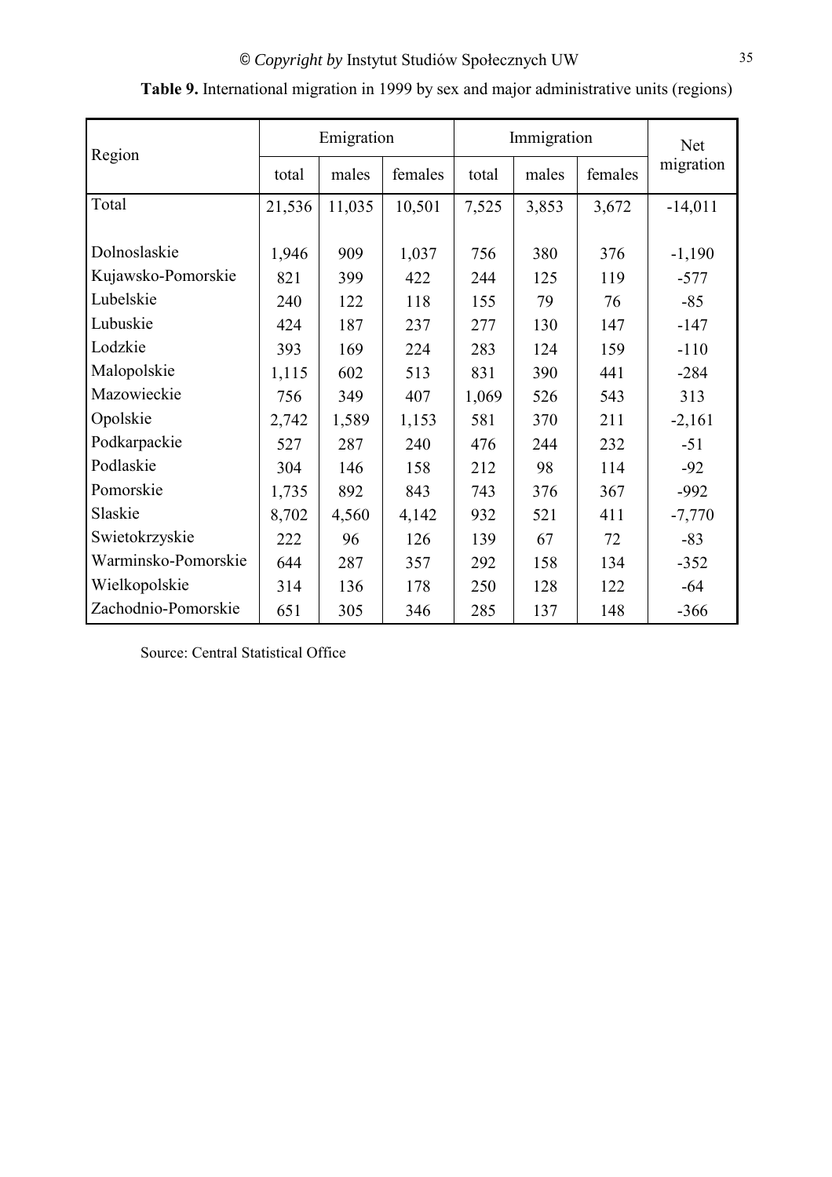**Table 9.** International migration in 1999 by sex and major administrative units (regions)

| Region | Emigration | | | Immigration | | | Net migration |
|---|---|---|---|---|---|---|---|
| | total | males | females | total | males | females | |
| Total | 21,536 | 11,035 | 10,501 | 7,525 | 3,853 | 3,672 | -14,011 |
| Dolnoslaskie | 1,946 | 909 | 1,037 | 756 | 380 | 376 | -1,190 |
| Kujawsko-Pomorskie | 821 | 399 | 422 | 244 | 125 | 119 | -577 |
| Lubelskie | 240 | 122 | 118 | 155 | 79 | 76 | -85 |
| Lubuskie | 424 | 187 | 237 | 277 | 130 | 147 | -147 |
| Lodzkie | 393 | 169 | 224 | 283 | 124 | 159 | -110 |
| Malopolskie | 1,115 | 602 | 513 | 831 | 390 | 441 | -284 |
| Mazowieckie | 756 | 349 | 407 | 1,069 | 526 | 543 | 313 |
| Opolskie | 2,742 | 1,589 | 1,153 | 581 | 370 | 211 | -2,161 |
| Podkarpackie | 527 | 287 | 240 | 476 | 244 | 232 | -51 |
| Podlaskie | 304 | 146 | 158 | 212 | 98 | 114 | -92 |
| Pomorskie | 1,735 | 892 | 843 | 743 | 376 | 367 | -992 |
| Slaskie | 8,702 | 4,560 | 4,142 | 932 | 521 | 411 | -7,770 |
| Swietokrzyskie | 222 | 96 | 126 | 139 | 67 | 72 | -83 |
| Warminsko-Pomorskie | 644 | 287 | 357 | 292 | 158 | 134 | -352 |
| Wielkopolskie | 314 | 136 | 178 | 250 | 128 | 122 | -64 |
| Zachodnio-Pomorskie | 651 | 305 | 346 | 285 | 137 | 148 | -366 |

Source: Central Statistical Office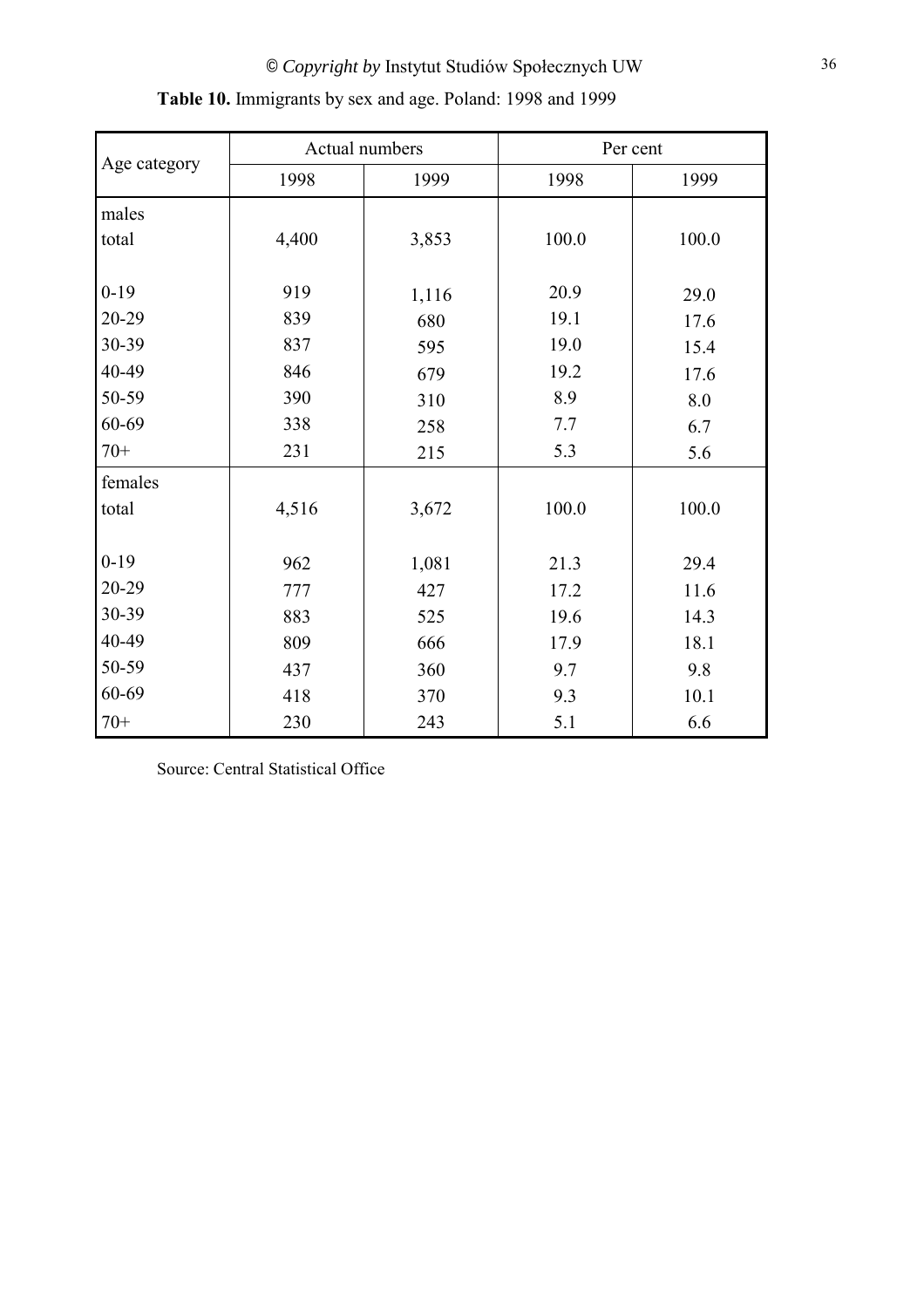**Table 10.** Immigrants by sex and age. Poland: 1998 and 1999

| Age category | Actual numbers | | Per cent | |
|---|---|---|---|---|
| | 1998 | 1999 | 1998 | 1999 |
| males | | | | |
| total | 4,400 | 3,853 | 100.0 | 100.0 |
| 0-19 | 919 | 1,116 | 20.9 | 29.0 |
| 20-29 | 839 | 680 | 19.1 | 17.6 |
| 30-39 | 837 | 595 | 19.0 | 15.4 |
| 40-49 | 846 | 679 | 19.2 | 17.6 |
| 50-59 | 390 | 310 | 8.9 | 8.0 |
| 60-69 | 338 | 258 | 7.7 | 6.7 |
| 70+ | 231 | 215 | 5.3 | 5.6 |
| females | | | | |
| total | 4,516 | 3,672 | 100.0 | 100.0 |
| 0-19 | 962 | 1,081 | 21.3 | 29.4 |
| 20-29 | 777 | 427 | 17.2 | 11.6 |
| 30-39 | 883 | 525 | 19.6 | 14.3 |
| 40-49 | 809 | 666 | 17.9 | 18.1 |
| 50-59 | 437 | 360 | 9.7 | 9.8 |
| 60-69 | 418 | 370 | 9.3 | 10.1 |
| 70+ | 230 | 243 | 5.1 | 6.6 |

Source: Central Statistical Office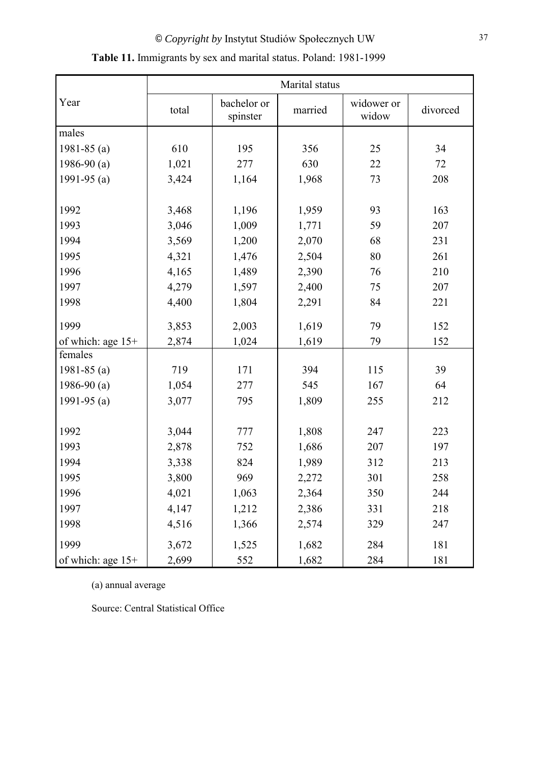**Table 11.** Immigrants by sex and marital status. Poland: 1981-1999

| Year | Marital status | | | | |
|---|---|---|---|---|---|
| | total | bachelor or spinster | married | widower or widow | divorced |
| males | | | | | |
| 1981-85 (a) | 610 | 195 | 356 | 25 | 34 |
| 1986-90 (a) | 1,021 | 277 | 630 | 22 | 72 |
| 1991-95 (a) | 3,424 | 1,164 | 1,968 | 73 | 208 |
| 1992 | 3,468 | 1,196 | 1,959 | 93 | 163 |
| 1993 | 3,046 | 1,009 | 1,771 | 59 | 207 |
| 1994 | 3,569 | 1,200 | 2,070 | 68 | 231 |
| 1995 | 4,321 | 1,476 | 2,504 | 80 | 261 |
| 1996 | 4,165 | 1,489 | 2,390 | 76 | 210 |
| 1997 | 4,279 | 1,597 | 2,400 | 75 | 207 |
| 1998 | 4,400 | 1,804 | 2,291 | 84 | 221 |
| 1999 | 3,853 | 2,003 | 1,619 | 79 | 152 |
| of which: age 15+ | 2,874 | 1,024 | 1,619 | 79 | 152 |
| females | | | | | |
| 1981-85 (a) | 719 | 171 | 394 | 115 | 39 |
| 1986-90 (a) | 1,054 | 277 | 545 | 167 | 64 |
| 1991-95 (a) | 3,077 | 795 | 1,809 | 255 | 212 |
| 1992 | 3,044 | 777 | 1,808 | 247 | 223 |
| 1993 | 2,878 | 752 | 1,686 | 207 | 197 |
| 1994 | 3,338 | 824 | 1,989 | 312 | 213 |
| 1995 | 3,800 | 969 | 2,272 | 301 | 258 |
| 1996 | 4,021 | 1,063 | 2,364 | 350 | 244 |
| 1997 | 4,147 | 1,212 | 2,386 | 331 | 218 |
| 1998 | 4,516 | 1,366 | 2,574 | 329 | 247 |
| 1999 | 3,672 | 1,525 | 1,682 | 284 | 181 |
| of which: age 15+ | 2,699 | 552 | 1,682 | 284 | 181 |

(a) annual average

Source: Central Statistical Office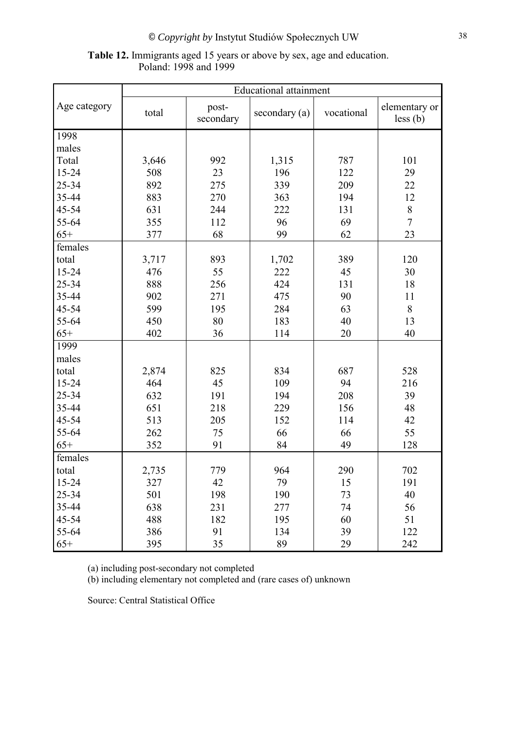**Table 12.** Immigrants aged 15 years or above by sex, age and education. Poland: 1998 and 1999

| Age category | Educational attainment | | | | |
|---|---|---|---|---|---|
| | total | post-secondary | secondary (a) | vocational | elementary or less (b) |
| 1998 | | | | | |
| males | | | | | |
| Total | 3,646 | 992 | 1,315 | 787 | 101 |
| 15-24 | 508 | 23 | 196 | 122 | 29 |
| 25-34 | 892 | 275 | 339 | 209 | 22 |
| 35-44 | 883 | 270 | 363 | 194 | 12 |
| 45-54 | 631 | 244 | 222 | 131 | 8 |
| 55-64 | 355 | 112 | 96 | 69 | 7 |
| 65+ | 377 | 68 | 99 | 62 | 23 |
| females | | | | | |
| total | 3,717 | 893 | 1,702 | 389 | 120 |
| 15-24 | 476 | 55 | 222 | 45 | 30 |
| 25-34 | 888 | 256 | 424 | 131 | 18 |
| 35-44 | 902 | 271 | 475 | 90 | 11 |
| 45-54 | 599 | 195 | 284 | 63 | 8 |
| 55-64 | 450 | 80 | 183 | 40 | 13 |
| 65+ | 402 | 36 | 114 | 20 | 40 |
| 1999 | | | | | |
| males | | | | | |
| total | 2,874 | 825 | 834 | 687 | 528 |
| 15-24 | 464 | 45 | 109 | 94 | 216 |
| 25-34 | 632 | 191 | 194 | 208 | 39 |
| 35-44 | 651 | 218 | 229 | 156 | 48 |
| 45-54 | 513 | 205 | 152 | 114 | 42 |
| 55-64 | 262 | 75 | 66 | 66 | 55 |
| 65+ | 352 | 91 | 84 | 49 | 128 |
| females | | | | | |
| total | 2,735 | 779 | 964 | 290 | 702 |
| 15-24 | 327 | 42 | 79 | 15 | 191 |
| 25-34 | 501 | 198 | 190 | 73 | 40 |
| 35-44 | 638 | 231 | 277 | 74 | 56 |
| 45-54 | 488 | 182 | 195 | 60 | 51 |
| 55-64 | 386 | 91 | 134 | 39 | 122 |
| 65+ | 395 | 35 | 89 | 29 | 242 |

(a) including post-secondary not completed

(b) including elementary not completed and (rare cases of) unknown

Source: Central Statistical Office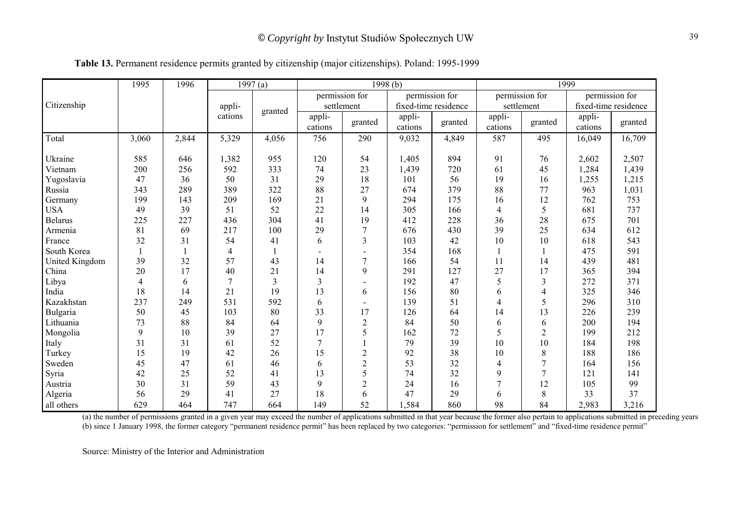**Table 13.** Permanent residence permits granted by citizenship (major citizenships). Poland: 1995-1999

| Citizenship | 1995 | 1996 | 1997 (a) | | 1998 (b) | | | | 1999 | | | |
|---|---|---|---|---|---|---|---|---|---|---|---|---|
| | | | | | permission for settlement | | permission for fixed-time residence | | permission for settlement | | permission for fixed-time residence | |
| | | | appli-cations | granted | appli-cations | granted | appli-cations | granted | appli-cations | granted | appli-cations | granted |
| Total | 3,060 | 2,844 | 5,329 | 4,056 | 756 | 290 | 9,032 | 4,849 | 587 | 495 | 16,049 | 16,709 |
| Ukraine | 585 | 646 | 1,382 | 955 | 120 | 54 | 1,405 | 894 | 91 | 76 | 2,602 | 2,507 |
| Vietnam | 200 | 256 | 592 | 333 | 74 | 23 | 1,439 | 720 | 61 | 45 | 1,284 | 1,439 |
| Yugoslavia | 47 | 36 | 50 | 31 | 29 | 18 | 101 | 56 | 19 | 16 | 1,255 | 1,215 |
| Russia | 343 | 289 | 389 | 322 | 88 | 27 | 674 | 379 | 88 | 77 | 963 | 1,031 |
| Germany | 199 | 143 | 209 | 169 | 21 | 9 | 294 | 175 | 16 | 12 | 762 | 753 |
| USA | 49 | 39 | 51 | 52 | 22 | 14 | 305 | 166 | 4 | 5 | 681 | 737 |
| Belarus | 225 | 227 | 436 | 304 | 41 | 19 | 412 | 228 | 36 | 28 | 675 | 701 |
| Armenia | 81 | 69 | 217 | 100 | 29 | 7 | 676 | 430 | 39 | 25 | 634 | 612 |
| France | 32 | 31 | 54 | 41 | 6 | 3 | 103 | 42 | 10 | 10 | 618 | 543 |
| South Korea | 1 | 1 | 4 | 1 | - | - | 354 | 168 | 1 | 1 | 475 | 591 |
| United Kingdom | 39 | 32 | 57 | 43 | 14 | 7 | 166 | 54 | 11 | 14 | 439 | 481 |
| China | 20 | 17 | 40 | 21 | 14 | 9 | 291 | 127 | 27 | 17 | 365 | 394 |
| Libya | 4 | 6 | 7 | 3 | 3 | - | 192 | 47 | 5 | 3 | 272 | 371 |
| India | 18 | 14 | 21 | 19 | 13 | 6 | 156 | 80 | 6 | 4 | 325 | 346 |
| Kazakhstan | 237 | 249 | 531 | 592 | 6 | - | 139 | 51 | 4 | 5 | 296 | 310 |
| Bulgaria | 50 | 45 | 103 | 80 | 33 | 17 | 126 | 64 | 14 | 13 | 226 | 239 |
| Lithuania | 73 | 88 | 84 | 64 | 9 | 2 | 84 | 50 | 6 | 6 | 200 | 194 |
| Mongolia | 9 | 10 | 39 | 27 | 17 | 5 | 162 | 72 | 5 | 2 | 199 | 212 |
| Italy | 31 | 31 | 61 | 52 | 7 | 1 | 79 | 39 | 10 | 10 | 184 | 198 |
| Turkey | 15 | 19 | 42 | 26 | 15 | 2 | 92 | 38 | 10 | 8 | 188 | 186 |
| Sweden | 45 | 47 | 61 | 46 | 6 | 2 | 53 | 32 | 4 | 7 | 164 | 156 |
| Syria | 42 | 25 | 52 | 41 | 13 | 5 | 74 | 32 | 9 | 7 | 121 | 141 |
| Austria | 30 | 31 | 59 | 43 | 9 | 2 | 24 | 16 | 7 | 12 | 105 | 99 |
| Algeria | 56 | 29 | 41 | 27 | 18 | 6 | 47 | 29 | 6 | 8 | 33 | 37 |
| all others | 629 | 464 | 747 | 664 | 149 | 52 | 1,584 | 860 | 98 | 84 | 2,983 | 3,216 |

(a) the number of permissions granted in a given year may exceed the number of applications submitted in that year because the former also pertain to applications submitted in preceding years
(b) since 1 January 1998, the former category "permanent residence permit" has been replaced by two categories: "permission for settlement" and "fixed-time residence permit"

Source: Ministry of the Interior and Administration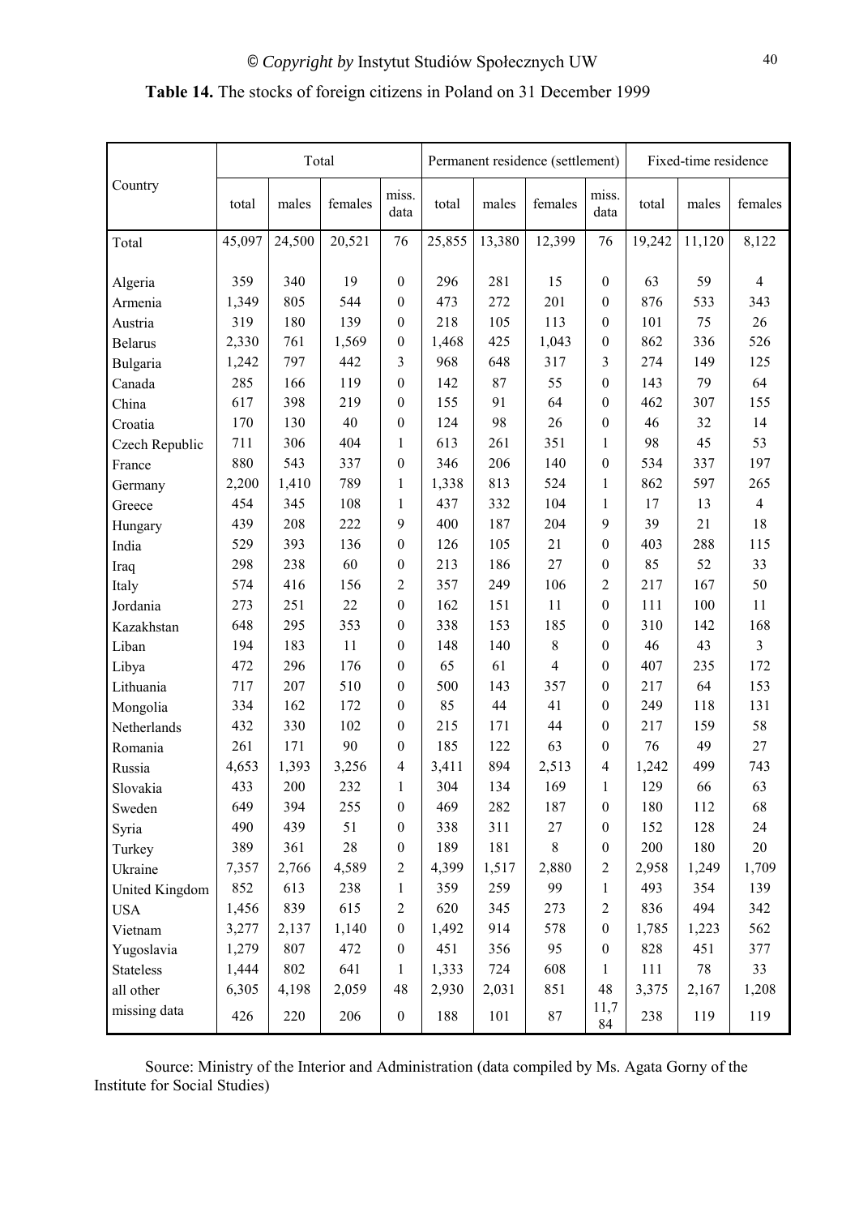**Table 14.** The stocks of foreign citizens in Poland on 31 December 1999

| Country | Total | | | | Permanent residence (settlement) | | | | Fixed-time residence | | |
|---|---|---|---|---|---|---|---|---|---|---|---|
| | total | males | females | miss. data | total | males | females | miss. data | total | males | females |
| Total | 45,097 | 24,500 | 20,521 | 76 | 25,855 | 13,380 | 12,399 | 76 | 19,242 | 11,120 | 8,122 |
| Algeria | 359 | 340 | 19 | 0 | 296 | 281 | 15 | 0 | 63 | 59 | 4 |
| Armenia | 1,349 | 805 | 544 | 0 | 473 | 272 | 201 | 0 | 876 | 533 | 343 |
| Austria | 319 | 180 | 139 | 0 | 218 | 105 | 113 | 0 | 101 | 75 | 26 |
| Belarus | 2,330 | 761 | 1,569 | 0 | 1,468 | 425 | 1,043 | 0 | 862 | 336 | 526 |
| Bulgaria | 1,242 | 797 | 442 | 3 | 968 | 648 | 317 | 3 | 274 | 149 | 125 |
| Canada | 285 | 166 | 119 | 0 | 142 | 87 | 55 | 0 | 143 | 79 | 64 |
| China | 617 | 398 | 219 | 0 | 155 | 91 | 64 | 0 | 462 | 307 | 155 |
| Croatia | 170 | 130 | 40 | 0 | 124 | 98 | 26 | 0 | 46 | 32 | 14 |
| Czech Republic | 711 | 306 | 404 | 1 | 613 | 261 | 351 | 1 | 98 | 45 | 53 |
| France | 880 | 543 | 337 | 0 | 346 | 206 | 140 | 0 | 534 | 337 | 197 |
| Germany | 2,200 | 1,410 | 789 | 1 | 1,338 | 813 | 524 | 1 | 862 | 597 | 265 |
| Greece | 454 | 345 | 108 | 1 | 437 | 332 | 104 | 1 | 17 | 13 | 4 |
| Hungary | 439 | 208 | 222 | 9 | 400 | 187 | 204 | 9 | 39 | 21 | 18 |
| India | 529 | 393 | 136 | 0 | 126 | 105 | 21 | 0 | 403 | 288 | 115 |
| Iraq | 298 | 238 | 60 | 0 | 213 | 186 | 27 | 0 | 85 | 52 | 33 |
| Italy | 574 | 416 | 156 | 2 | 357 | 249 | 106 | 2 | 217 | 167 | 50 |
| Jordania | 273 | 251 | 22 | 0 | 162 | 151 | 11 | 0 | 111 | 100 | 11 |
| Kazakhstan | 648 | 295 | 353 | 0 | 338 | 153 | 185 | 0 | 310 | 142 | 168 |
| Liban | 194 | 183 | 11 | 0 | 148 | 140 | 8 | 0 | 46 | 43 | 3 |
| Libya | 472 | 296 | 176 | 0 | 65 | 61 | 4 | 0 | 407 | 235 | 172 |
| Lithuania | 717 | 207 | 510 | 0 | 500 | 143 | 357 | 0 | 217 | 64 | 153 |
| Mongolia | 334 | 162 | 172 | 0 | 85 | 44 | 41 | 0 | 249 | 118 | 131 |
| Netherlands | 432 | 330 | 102 | 0 | 215 | 171 | 44 | 0 | 217 | 159 | 58 |
| Romania | 261 | 171 | 90 | 0 | 185 | 122 | 63 | 0 | 76 | 49 | 27 |
| Russia | 4,653 | 1,393 | 3,256 | 4 | 3,411 | 894 | 2,513 | 4 | 1,242 | 499 | 743 |
| Slovakia | 433 | 200 | 232 | 1 | 304 | 134 | 169 | 1 | 129 | 66 | 63 |
| Sweden | 649 | 394 | 255 | 0 | 469 | 282 | 187 | 0 | 180 | 112 | 68 |
| Syria | 490 | 439 | 51 | 0 | 338 | 311 | 27 | 0 | 152 | 128 | 24 |
| Turkey | 389 | 361 | 28 | 0 | 189 | 181 | 8 | 0 | 200 | 180 | 20 |
| Ukraine | 7,357 | 2,766 | 4,589 | 2 | 4,399 | 1,517 | 2,880 | 2 | 2,958 | 1,249 | 1,709 |
| United Kingdom | 852 | 613 | 238 | 1 | 359 | 259 | 99 | 1 | 493 | 354 | 139 |
| USA | 1,456 | 839 | 615 | 2 | 620 | 345 | 273 | 2 | 836 | 494 | 342 |
| Vietnam | 3,277 | 2,137 | 1,140 | 0 | 1,492 | 914 | 578 | 0 | 1,785 | 1,223 | 562 |
| Yugoslavia | 1,279 | 807 | 472 | 0 | 451 | 356 | 95 | 0 | 828 | 451 | 377 |
| Stateless | 1,444 | 802 | 641 | 1 | 1,333 | 724 | 608 | 1 | 111 | 78 | 33 |
| all other | 6,305 | 4,198 | 2,059 | 48 | 2,930 | 2,031 | 851 | 48 | 3,375 | 2,167 | 1,208 |
| missing data | 426 | 220 | 206 | 0 | 188 | 101 | 87 | 11,784 | 238 | 119 | 119 |

Source: Ministry of the Interior and Administration (data compiled by Ms. Agata Gorny of the Institute for Social Studies)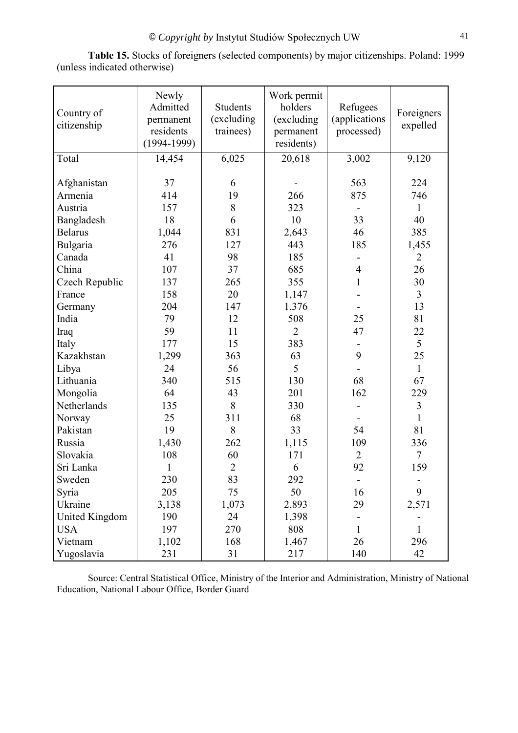**Table 15.** Stocks of foreigners (selected components) by major citizenships. Poland: 1999 (unless indicated otherwise)

| Country of citizenship | Newly Admitted permanent residents (1994-1999) | Students (excluding trainees) | Work permit holders (excluding permanent residents) | Refugees (applications processed) | Foreigners expelled |
|---|---|---|---|---|---|
| Total | 14,454 | 6,025 | 20,618 | 3,002 | 9,120 |
| Afghanistan | 37 | 6 | - | 563 | 224 |
| Armenia | 414 | 19 | 266 | 875 | 746 |
| Austria | 157 | 8 | 323 | - | 1 |
| Bangladesh | 18 | 6 | 10 | 33 | 40 |
| Belarus | 1,044 | 831 | 2,643 | 46 | 385 |
| Bulgaria | 276 | 127 | 443 | 185 | 1,455 |
| Canada | 41 | 98 | 185 | - | 2 |
| China | 107 | 37 | 685 | 4 | 26 |
| Czech Republic | 137 | 265 | 355 | 1 | 30 |
| France | 158 | 20 | 1,147 | - | 3 |
| Germany | 204 | 147 | 1,376 | - | 13 |
| India | 79 | 12 | 508 | 25 | 81 |
| Iraq | 59 | 11 | 2 | 47 | 22 |
| Italy | 177 | 15 | 383 | - | 5 |
| Kazakhstan | 1,299 | 363 | 63 | 9 | 25 |
| Libya | 24 | 56 | 5 | - | 1 |
| Lithuania | 340 | 515 | 130 | 68 | 67 |
| Mongolia | 64 | 43 | 201 | 162 | 229 |
| Netherlands | 135 | 8 | 330 | - | 3 |
| Norway | 25 | 311 | 68 | - | 1 |
| Pakistan | 19 | 8 | 33 | 54 | 81 |
| Russia | 1,430 | 262 | 1,115 | 109 | 336 |
| Slovakia | 108 | 60 | 171 | 2 | 7 |
| Sri Lanka | 1 | 2 | 6 | 92 | 159 |
| Sweden | 230 | 83 | 292 | - | - |
| Syria | 205 | 75 | 50 | 16 | 9 |
| Ukraine | 3,138 | 1,073 | 2,893 | 29 | 2,571 |
| United Kingdom | 190 | 24 | 1,398 | - | - |
| USA | 197 | 270 | 808 | 1 | 1 |
| Vietnam | 1,102 | 168 | 1,467 | 26 | 296 |
| Yugoslavia | 231 | 31 | 217 | 140 | 42 |

Source: Central Statistical Office, Ministry of the Interior and Administration, Ministry of National Education, National Labour Office, Border Guard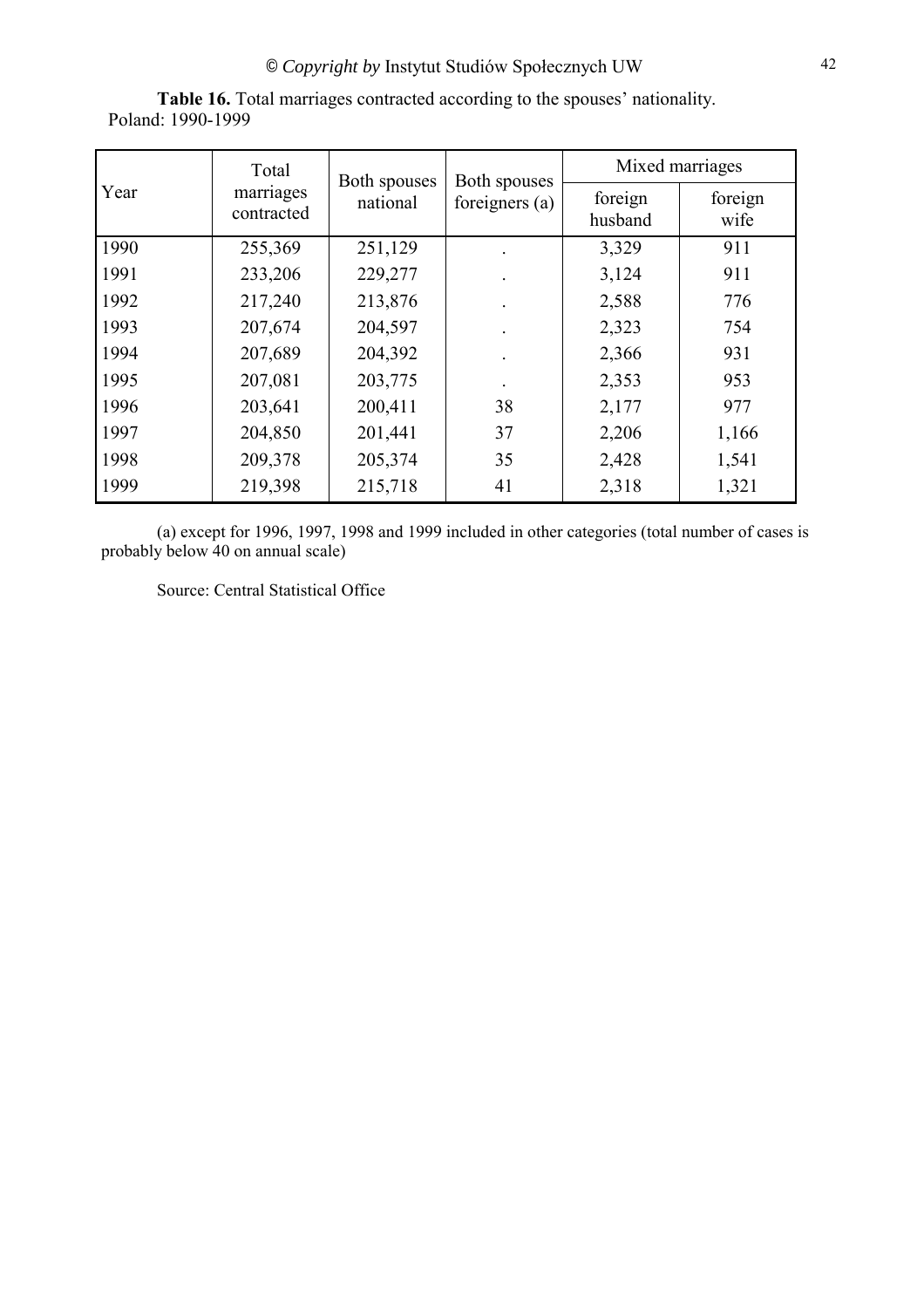**Table 16.** Total marriages contracted according to the spouses' nationality. Poland: 1990-1999

| Year | Total marriages contracted | Both spouses national | Both spouses foreigners (a) | Mixed marriages | |
|---|---|---|---|---|---|
| | | | | foreign husband | foreign wife |
| 1990 | 255,369 | 251,129 | . | 3,329 | 911 |
| 1991 | 233,206 | 229,277 | . | 3,124 | 911 |
| 1992 | 217,240 | 213,876 | . | 2,588 | 776 |
| 1993 | 207,674 | 204,597 | . | 2,323 | 754 |
| 1994 | 207,689 | 204,392 | . | 2,366 | 931 |
| 1995 | 207,081 | 203,775 | . | 2,353 | 953 |
| 1996 | 203,641 | 200,411 | 38 | 2,177 | 977 |
| 1997 | 204,850 | 201,441 | 37 | 2,206 | 1,166 |
| 1998 | 209,378 | 205,374 | 35 | 2,428 | 1,541 |
| 1999 | 219,398 | 215,718 | 41 | 2,318 | 1,321 |

(a) except for 1996, 1997, 1998 and 1999 included in other categories (total number of cases is probably below 40 on annual scale)

Source: Central Statistical Office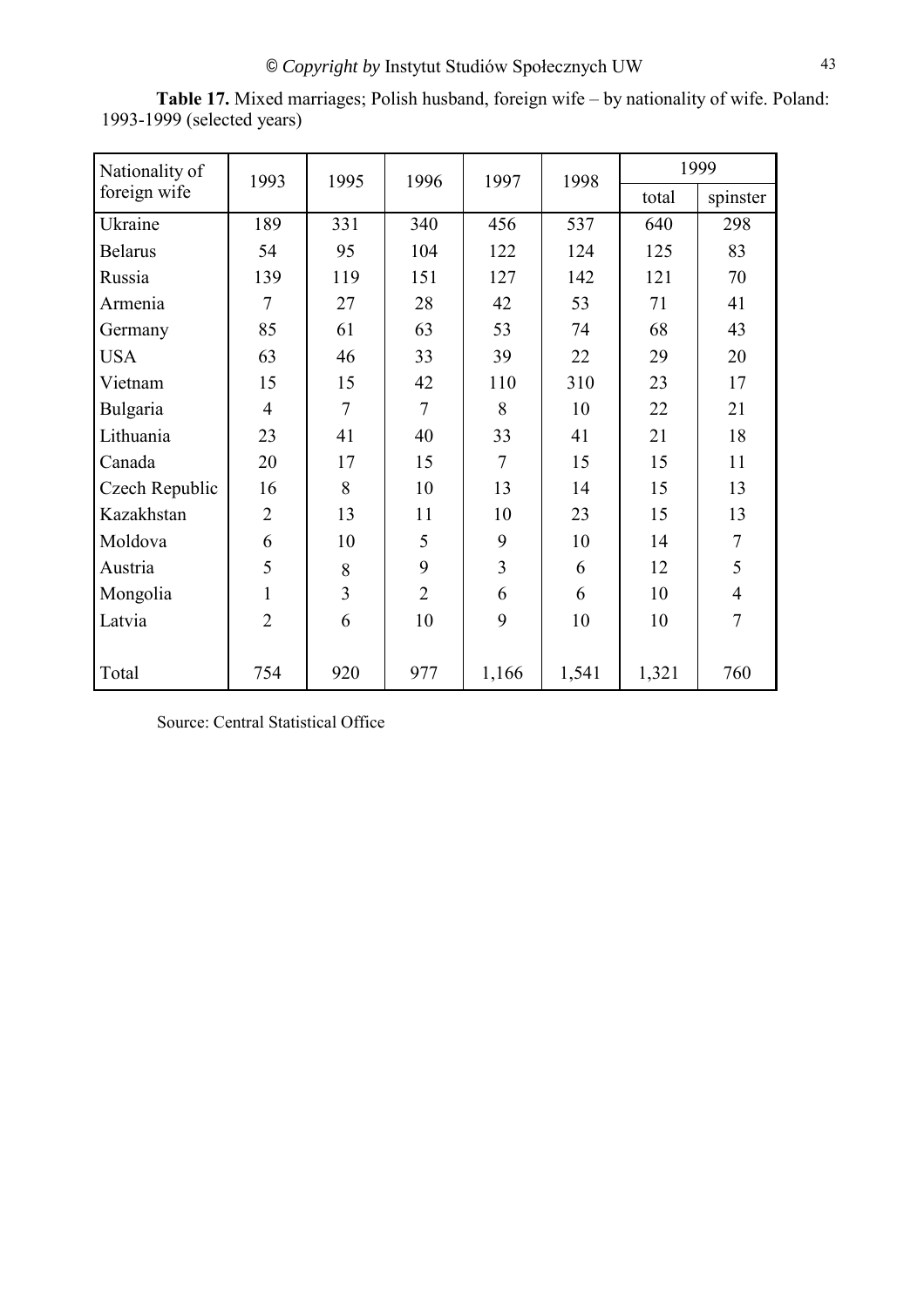**Table 17.** Mixed marriages; Polish husband, foreign wife – by nationality of wife. Poland: 1993-1999 (selected years)

| Nationality of foreign wife | 1993 | 1995 | 1996 | 1997 | 1998 | 1999 | |
|---|---|---|---|---|---|---|---|
| | | | | | | total | spinster |
| Ukraine | 189 | 331 | 340 | 456 | 537 | 640 | 298 |
| Belarus | 54 | 95 | 104 | 122 | 124 | 125 | 83 |
| Russia | 139 | 119 | 151 | 127 | 142 | 121 | 70 |
| Armenia | 7 | 27 | 28 | 42 | 53 | 71 | 41 |
| Germany | 85 | 61 | 63 | 53 | 74 | 68 | 43 |
| USA | 63 | 46 | 33 | 39 | 22 | 29 | 20 |
| Vietnam | 15 | 15 | 42 | 110 | 310 | 23 | 17 |
| Bulgaria | 4 | 7 | 7 | 8 | 10 | 22 | 21 |
| Lithuania | 23 | 41 | 40 | 33 | 41 | 21 | 18 |
| Canada | 20 | 17 | 15 | 7 | 15 | 15 | 11 |
| Czech Republic | 16 | 8 | 10 | 13 | 14 | 15 | 13 |
| Kazakhstan | 2 | 13 | 11 | 10 | 23 | 15 | 13 |
| Moldova | 6 | 10 | 5 | 9 | 10 | 14 | 7 |
| Austria | 5 | 8 | 9 | 3 | 6 | 12 | 5 |
| Mongolia | 1 | 3 | 2 | 6 | 6 | 10 | 4 |
| Latvia | 2 | 6 | 10 | 9 | 10 | 10 | 7 |
| Total | 754 | 920 | 977 | 1,166 | 1,541 | 1,321 | 760 |

Source: Central Statistical Office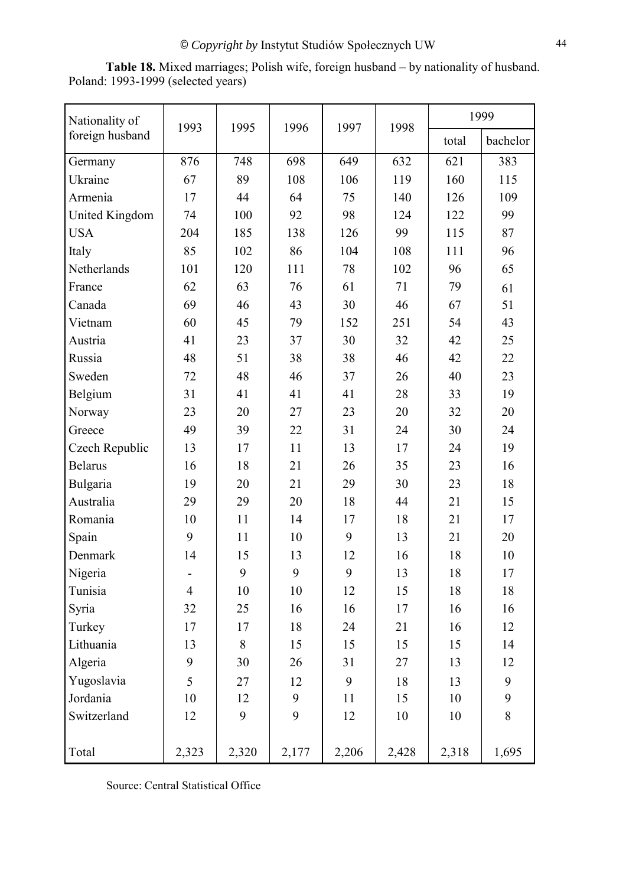**Table 18.** Mixed marriages; Polish wife, foreign husband – by nationality of husband. Poland: 1993-1999 (selected years)

| Nationality of foreign husband | 1993 | 1995 | 1996 | 1997 | 1998 | 1999 | |
|---|---|---|---|---|---|---|---|
| | | | | | | total | bachelor |
| Germany | 876 | 748 | 698 | 649 | 632 | 621 | 383 |
| Ukraine | 67 | 89 | 108 | 106 | 119 | 160 | 115 |
| Armenia | 17 | 44 | 64 | 75 | 140 | 126 | 109 |
| United Kingdom | 74 | 100 | 92 | 98 | 124 | 122 | 99 |
| USA | 204 | 185 | 138 | 126 | 99 | 115 | 87 |
| Italy | 85 | 102 | 86 | 104 | 108 | 111 | 96 |
| Netherlands | 101 | 120 | 111 | 78 | 102 | 96 | 65 |
| France | 62 | 63 | 76 | 61 | 71 | 79 | 61 |
| Canada | 69 | 46 | 43 | 30 | 46 | 67 | 51 |
| Vietnam | 60 | 45 | 79 | 152 | 251 | 54 | 43 |
| Austria | 41 | 23 | 37 | 30 | 32 | 42 | 25 |
| Russia | 48 | 51 | 38 | 38 | 46 | 42 | 22 |
| Sweden | 72 | 48 | 46 | 37 | 26 | 40 | 23 |
| Belgium | 31 | 41 | 41 | 41 | 28 | 33 | 19 |
| Norway | 23 | 20 | 27 | 23 | 20 | 32 | 20 |
| Greece | 49 | 39 | 22 | 31 | 24 | 30 | 24 |
| Czech Republic | 13 | 17 | 11 | 13 | 17 | 24 | 19 |
| Belarus | 16 | 18 | 21 | 26 | 35 | 23 | 16 |
| Bulgaria | 19 | 20 | 21 | 29 | 30 | 23 | 18 |
| Australia | 29 | 29 | 20 | 18 | 44 | 21 | 15 |
| Romania | 10 | 11 | 14 | 17 | 18 | 21 | 17 |
| Spain | 9 | 11 | 10 | 9 | 13 | 21 | 20 |
| Denmark | 14 | 15 | 13 | 12 | 16 | 18 | 10 |
| Nigeria | - | 9 | 9 | 9 | 13 | 18 | 17 |
| Tunisia | 4 | 10 | 10 | 12 | 15 | 18 | 18 |
| Syria | 32 | 25 | 16 | 16 | 17 | 16 | 16 |
| Turkey | 17 | 17 | 18 | 24 | 21 | 16 | 12 |
| Lithuania | 13 | 8 | 15 | 15 | 15 | 15 | 14 |
| Algeria | 9 | 30 | 26 | 31 | 27 | 13 | 12 |
| Yugoslavia | 5 | 27 | 12 | 9 | 18 | 13 | 9 |
| Jordania | 10 | 12 | 9 | 11 | 15 | 10 | 9 |
| Switzerland | 12 | 9 | 9 | 12 | 10 | 10 | 8 |
| Total | 2,323 | 2,320 | 2,177 | 2,206 | 2,428 | 2,318 | 1,695 |

Source: Central Statistical Office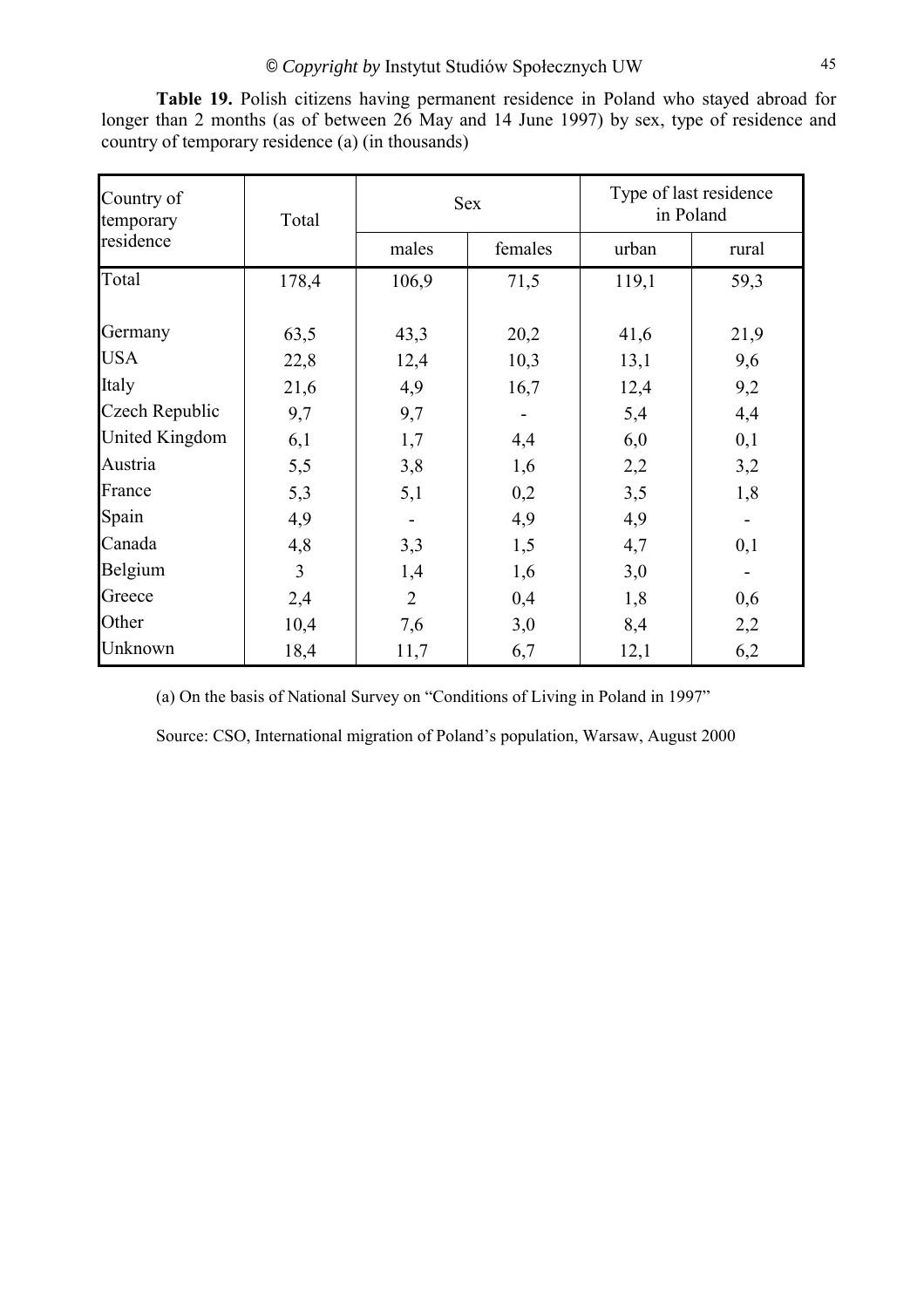**Table 19.** Polish citizens having permanent residence in Poland who stayed abroad for longer than 2 months (as of between 26 May and 14 June 1997) by sex, type of residence and country of temporary residence (a) (in thousands)

| Country of temporary residence | Total | Sex | | Type of last residence in Poland | |
|---|---|---|---|---|---|
| | | males | females | urban | rural |
| Total | 178,4 | 106,9 | 71,5 | 119,1 | 59,3 |
| Germany | 63,5 | 43,3 | 20,2 | 41,6 | 21,9 |
| USA | 22,8 | 12,4 | 10,3 | 13,1 | 9,6 |
| Italy | 21,6 | 4,9 | 16,7 | 12,4 | 9,2 |
| Czech Republic | 9,7 | 9,7 | - | 5,4 | 4,4 |
| United Kingdom | 6,1 | 1,7 | 4,4 | 6,0 | 0,1 |
| Austria | 5,5 | 3,8 | 1,6 | 2,2 | 3,2 |
| France | 5,3 | 5,1 | 0,2 | 3,5 | 1,8 |
| Spain | 4,9 | - | 4,9 | 4,9 | - |
| Canada | 4,8 | 3,3 | 1,5 | 4,7 | 0,1 |
| Belgium | 3 | 1,4 | 1,6 | 3,0 | - |
| Greece | 2,4 | 2 | 0,4 | 1,8 | 0,6 |
| Other | 10,4 | 7,6 | 3,0 | 8,4 | 2,2 |
| Unknown | 18,4 | 11,7 | 6,7 | 12,1 | 6,2 |

(a) On the basis of National Survey on "Conditions of Living in Poland in 1997"

Source: CSO, International migration of Poland's population, Warsaw, August 2000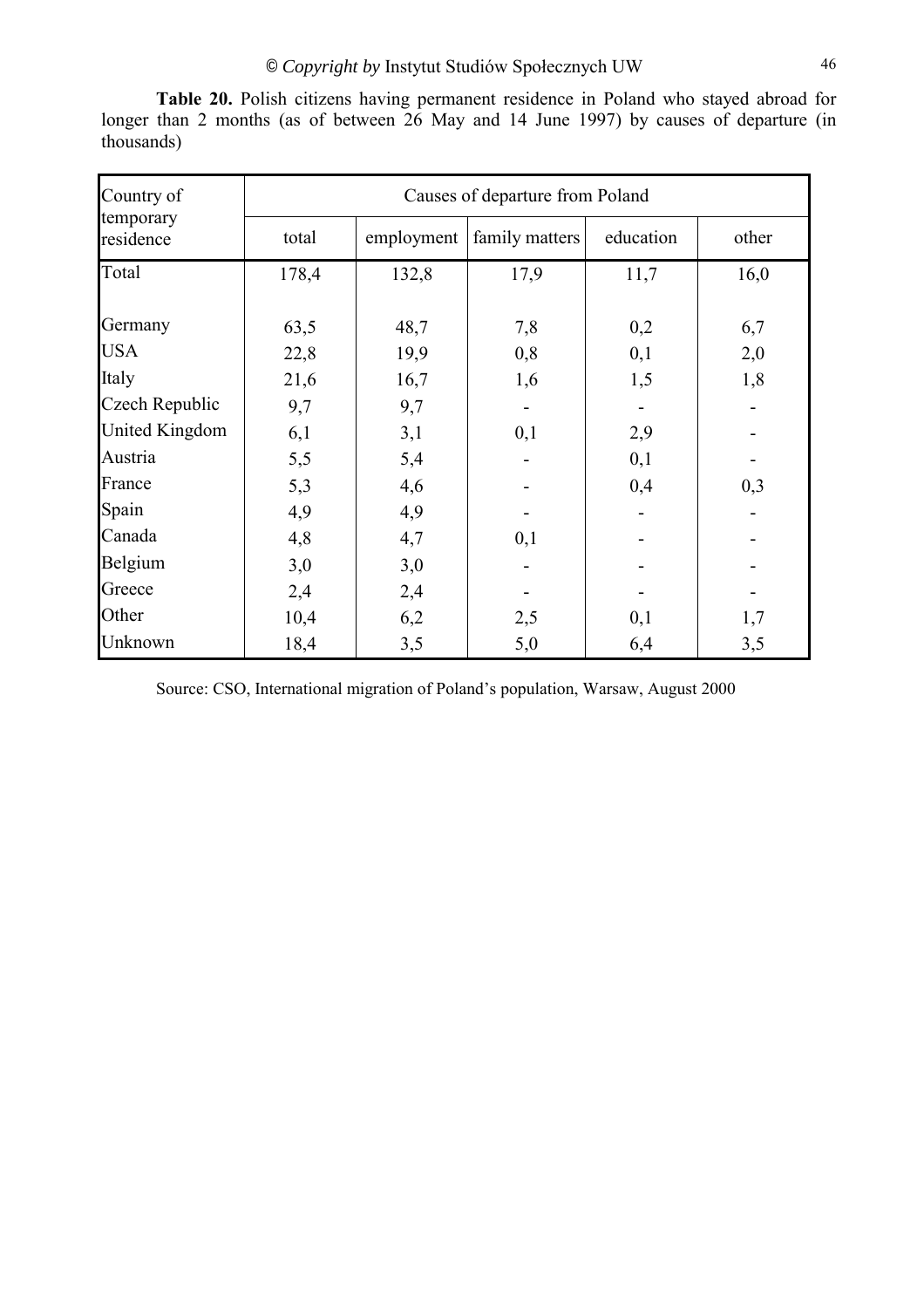**Table 20.** Polish citizens having permanent residence in Poland who stayed abroad for longer than 2 months (as of between 26 May and 14 June 1997) by causes of departure (in thousands)

| Country of temporary residence | Causes of departure from Poland | | | | |
|---|---|---|---|---|---|
| | total | employment | family matters | education | other |
| Total | 178,4 | 132,8 | 17,9 | 11,7 | 16,0 |
| Germany | 63,5 | 48,7 | 7,8 | 0,2 | 6,7 |
| USA | 22,8 | 19,9 | 0,8 | 0,1 | 2,0 |
| Italy | 21,6 | 16,7 | 1,6 | 1,5 | 1,8 |
| Czech Republic | 9,7 | 9,7 | - | - | - |
| United Kingdom | 6,1 | 3,1 | 0,1 | 2,9 | - |
| Austria | 5,5 | 5,4 | - | 0,1 | - |
| France | 5,3 | 4,6 | - | 0,4 | 0,3 |
| Spain | 4,9 | 4,9 | - | - | - |
| Canada | 4,8 | 4,7 | 0,1 | - | - |
| Belgium | 3,0 | 3,0 | - | - | - |
| Greece | 2,4 | 2,4 | - | - | - |
| Other | 10,4 | 6,2 | 2,5 | 0,1 | 1,7 |
| Unknown | 18,4 | 3,5 | 5,0 | 6,4 | 3,5 |

Source: CSO, International migration of Poland's population, Warsaw, August 2000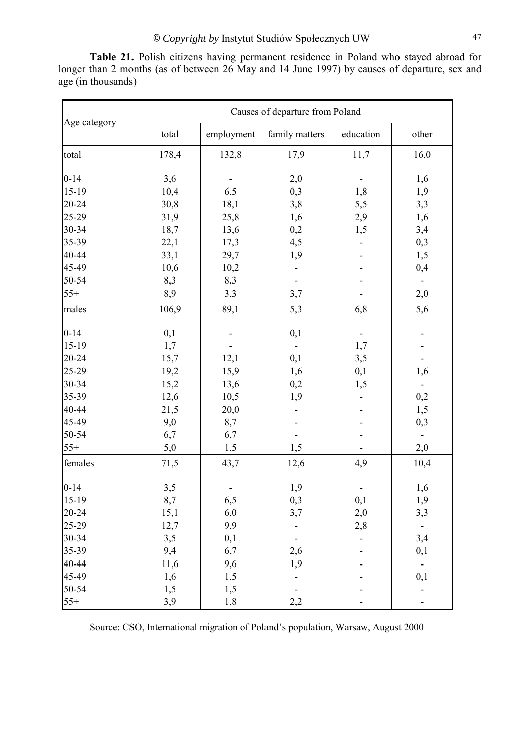**Table 21.** Polish citizens having permanent residence in Poland who stayed abroad for longer than 2 months (as of between 26 May and 14 June 1997) by causes of departure, sex and age (in thousands)

| Age category | Causes of departure from Poland | | | | |
|---|---|---|---|---|---|
| | total | employment | family matters | education | other |
| total | 178,4 | 132,8 | 17,9 | 11,7 | 16,0 |
| 0-14 | 3,6 | - | 2,0 | - | 1,6 |
| 15-19 | 10,4 | 6,5 | 0,3 | 1,8 | 1,9 |
| 20-24 | 30,8 | 18,1 | 3,8 | 5,5 | 3,3 |
| 25-29 | 31,9 | 25,8 | 1,6 | 2,9 | 1,6 |
| 30-34 | 18,7 | 13,6 | 0,2 | 1,5 | 3,4 |
| 35-39 | 22,1 | 17,3 | 4,5 | - | 0,3 |
| 40-44 | 33,1 | 29,7 | 1,9 | - | 1,5 |
| 45-49 | 10,6 | 10,2 | - | - | 0,4 |
| 50-54 | 8,3 | 8,3 | - | - | - |
| 55+ | 8,9 | 3,3 | 3,7 | - | 2,0 |
| males | 106,9 | 89,1 | 5,3 | 6,8 | 5,6 |
| 0-14 | 0,1 | - | 0,1 | - | - |
| 15-19 | 1,7 | - | - | 1,7 | - |
| 20-24 | 15,7 | 12,1 | 0,1 | 3,5 | - |
| 25-29 | 19,2 | 15,9 | 1,6 | 0,1 | 1,6 |
| 30-34 | 15,2 | 13,6 | 0,2 | 1,5 | - |
| 35-39 | 12,6 | 10,5 | 1,9 | - | 0,2 |
| 40-44 | 21,5 | 20,0 | - | - | 1,5 |
| 45-49 | 9,0 | 8,7 | - | - | 0,3 |
| 50-54 | 6,7 | 6,7 | - | - | - |
| 55+ | 5,0 | 1,5 | 1,5 | - | 2,0 |
| females | 71,5 | 43,7 | 12,6 | 4,9 | 10,4 |
| 0-14 | 3,5 | - | 1,9 | - | 1,6 |
| 15-19 | 8,7 | 6,5 | 0,3 | 0,1 | 1,9 |
| 20-24 | 15,1 | 6,0 | 3,7 | 2,0 | 3,3 |
| 25-29 | 12,7 | 9,9 | - | 2,8 | - |
| 30-34 | 3,5 | 0,1 | - | - | 3,4 |
| 35-39 | 9,4 | 6,7 | 2,6 | - | 0,1 |
| 40-44 | 11,6 | 9,6 | 1,9 | - | - |
| 45-49 | 1,6 | 1,5 | - | - | 0,1 |
| 50-54 | 1,5 | 1,5 | - | - | - |
| 55+ | 3,9 | 1,8 | 2,2 | - | - |

Source: CSO, International migration of Poland's population, Warsaw, August 2000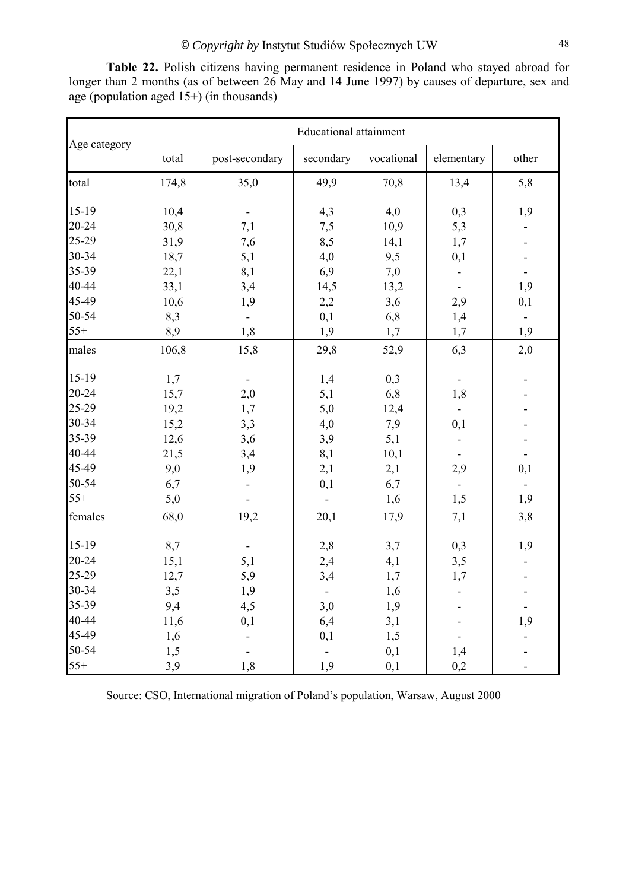**Table 22.** Polish citizens having permanent residence in Poland who stayed abroad for longer than 2 months (as of between 26 May and 14 June 1997) by causes of departure, sex and age (population aged 15+) (in thousands)

| Age category | Educational attainment | | | | | |
|---|---|---|---|---|---|---|
| | total | post-secondary | secondary | vocational | elementary | other |
| total | 174,8 | 35,0 | 49,9 | 70,8 | 13,4 | 5,8 |
| 15-19 | 10,4 | - | 4,3 | 4,0 | 0,3 | 1,9 |
| 20-24 | 30,8 | 7,1 | 7,5 | 10,9 | 5,3 | - |
| 25-29 | 31,9 | 7,6 | 8,5 | 14,1 | 1,7 | - |
| 30-34 | 18,7 | 5,1 | 4,0 | 9,5 | 0,1 | - |
| 35-39 | 22,1 | 8,1 | 6,9 | 7,0 | - | - |
| 40-44 | 33,1 | 3,4 | 14,5 | 13,2 | - | 1,9 |
| 45-49 | 10,6 | 1,9 | 2,2 | 3,6 | 2,9 | 0,1 |
| 50-54 | 8,3 | - | 0,1 | 6,8 | 1,4 | - |
| 55+ | 8,9 | 1,8 | 1,9 | 1,7 | 1,7 | 1,9 |
| males | 106,8 | 15,8 | 29,8 | 52,9 | 6,3 | 2,0 |
| 15-19 | 1,7 | - | 1,4 | 0,3 | - | - |
| 20-24 | 15,7 | 2,0 | 5,1 | 6,8 | 1,8 | - |
| 25-29 | 19,2 | 1,7 | 5,0 | 12,4 | - | - |
| 30-34 | 15,2 | 3,3 | 4,0 | 7,9 | 0,1 | - |
| 35-39 | 12,6 | 3,6 | 3,9 | 5,1 | - | - |
| 40-44 | 21,5 | 3,4 | 8,1 | 10,1 | - | - |
| 45-49 | 9,0 | 1,9 | 2,1 | 2,1 | 2,9 | 0,1 |
| 50-54 | 6,7 | - | 0,1 | 6,7 | - | - |
| 55+ | 5,0 | - | - | 1,6 | 1,5 | 1,9 |
| females | 68,0 | 19,2 | 20,1 | 17,9 | 7,1 | 3,8 |
| 15-19 | 8,7 | - | 2,8 | 3,7 | 0,3 | 1,9 |
| 20-24 | 15,1 | 5,1 | 2,4 | 4,1 | 3,5 | - |
| 25-29 | 12,7 | 5,9 | 3,4 | 1,7 | 1,7 | - |
| 30-34 | 3,5 | 1,9 | - | 1,6 | - | - |
| 35-39 | 9,4 | 4,5 | 3,0 | 1,9 | - | - |
| 40-44 | 11,6 | 0,1 | 6,4 | 3,1 | - | 1,9 |
| 45-49 | 1,6 | - | 0,1 | 1,5 | - | - |
| 50-54 | 1,5 | - | - | 0,1 | 1,4 | - |
| 55+ | 3,9 | 1,8 | 1,9 | 0,1 | 0,2 | - |

Source: CSO, International migration of Poland's population, Warsaw, August 2000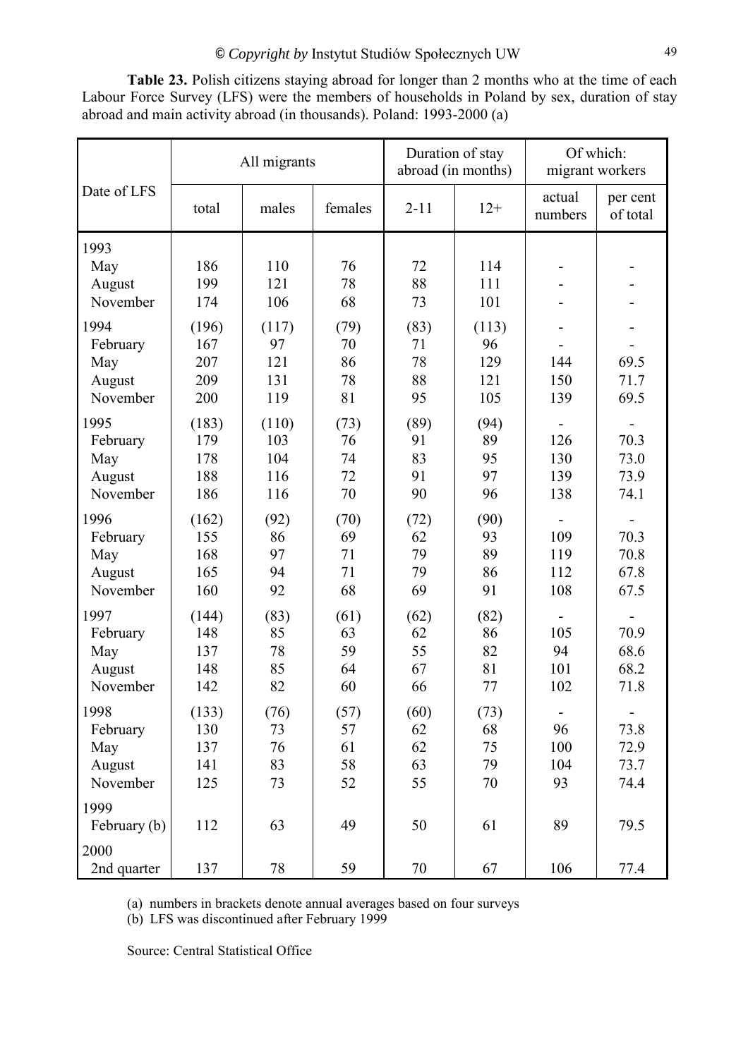**Table 23.** Polish citizens staying abroad for longer than 2 months who at the time of each Labour Force Survey (LFS) were the members of households in Poland by sex, duration of stay abroad and main activity abroad (in thousands). Poland: 1993-2000 (a)

| Date of LFS | All migrants | | | Duration of stay abroad (in months) | | Of which: migrant workers | |
|---|---|---|---|---|---|---|---|
| | total | males | females | 2-11 | 12+ | actual numbers | per cent of total |
| **1993** | | | | | | | |
| May | 186 | 110 | 76 | 72 | 114 | - | - |
| August | 199 | 121 | 78 | 88 | 111 | - | - |
| November | 174 | 106 | 68 | 73 | 101 | - | - |
| **1994** | (196) | (117) | (79) | (83) | (113) | - | - |
| February | 167 | 97 | 70 | 71 | 96 | - | - |
| May | 207 | 121 | 86 | 78 | 129 | 144 | 69.5 |
| August | 209 | 131 | 78 | 88 | 121 | 150 | 71.7 |
| November | 200 | 119 | 81 | 95 | 105 | 139 | 69.5 |
| **1995** | (183) | (110) | (73) | (89) | (94) | - | - |
| February | 179 | 103 | 76 | 91 | 89 | 126 | 70.3 |
| May | 178 | 104 | 74 | 83 | 95 | 130 | 73.0 |
| August | 188 | 116 | 72 | 91 | 97 | 139 | 73.9 |
| November | 186 | 116 | 70 | 90 | 96 | 138 | 74.1 |
| **1996** | (162) | (92) | (70) | (72) | (90) | - | - |
| February | 155 | 86 | 69 | 62 | 93 | 109 | 70.3 |
| May | 168 | 97 | 71 | 79 | 89 | 119 | 70.8 |
| August | 165 | 94 | 71 | 79 | 86 | 112 | 67.8 |
| November | 160 | 92 | 68 | 69 | 91 | 108 | 67.5 |
| **1997** | (144) | (83) | (61) | (62) | (82) | - | - |
| February | 148 | 85 | 63 | 62 | 86 | 105 | 70.9 |
| May | 137 | 78 | 59 | 55 | 82 | 94 | 68.6 |
| August | 148 | 85 | 64 | 67 | 81 | 101 | 68.2 |
| November | 142 | 82 | 60 | 66 | 77 | 102 | 71.8 |
| **1998** | (133) | (76) | (57) | (60) | (73) | - | - |
| February | 130 | 73 | 57 | 62 | 68 | 96 | 73.8 |
| May | 137 | 76 | 61 | 62 | 75 | 100 | 72.9 |
| August | 141 | 83 | 58 | 63 | 79 | 104 | 73.7 |
| November | 125 | 73 | 52 | 55 | 70 | 93 | 74.4 |
| **1999** | | | | | | | |
| February (b) | 112 | 63 | 49 | 50 | 61 | 89 | 79.5 |
| **2000** | | | | | | | |
| 2nd quarter | 137 | 78 | 59 | 70 | 67 | 106 | 77.4 |

(a) numbers in brackets denote annual averages based on four surveys
(b) LFS was discontinued after February 1999

Source: Central Statistical Office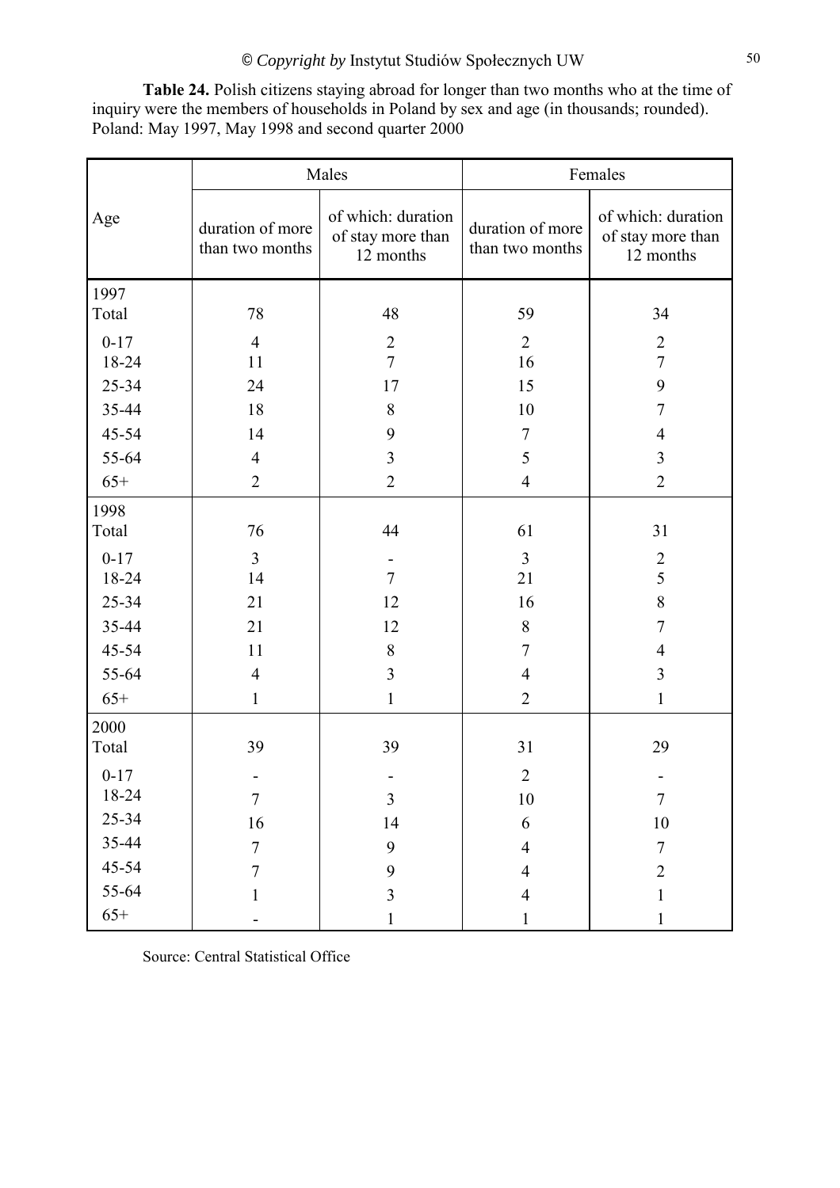**Table 24.** Polish citizens staying abroad for longer than two months who at the time of inquiry were the members of households in Poland by sex and age (in thousands; rounded). Poland: May 1997, May 1998 and second quarter 2000

| Age | Males | | Females | |
|---|---|---|---|---|
| | duration of more than two months | of which: duration of stay more than 12 months | duration of more than two months | of which: duration of stay more than 12 months |
| **1997** | | | | |
| Total | 78 | 48 | 59 | 34 |
| 0-17 | 4 | 2 | 2 | 2 |
| 18-24 | 11 | 7 | 16 | 7 |
| 25-34 | 24 | 17 | 15 | 9 |
| 35-44 | 18 | 8 | 10 | 7 |
| 45-54 | 14 | 9 | 7 | 4 |
| 55-64 | 4 | 3 | 5 | 3 |
| 65+ | 2 | 2 | 4 | 2 |
| **1998** | | | | |
| Total | 76 | 44 | 61 | 31 |
| 0-17 | 3 | - | 3 | 2 |
| 18-24 | 14 | 7 | 21 | 5 |
| 25-34 | 21 | 12 | 16 | 8 |
| 35-44 | 21 | 12 | 8 | 7 |
| 45-54 | 11 | 8 | 7 | 4 |
| 55-64 | 4 | 3 | 4 | 3 |
| 65+ | 1 | 1 | 2 | 1 |
| **2000** | | | | |
| Total | 39 | 39 | 31 | 29 |
| 0-17 | - | - | 2 | - |
| 18-24 | 7 | 3 | 10 | 7 |
| 25-34 | 16 | 14 | 6 | 10 |
| 35-44 | 7 | 9 | 4 | 7 |
| 45-54 | 7 | 9 | 4 | 2 |
| 55-64 | 1 | 3 | 4 | 1 |
| 65+ | - | 1 | 1 | 1 |

Source: Central Statistical Office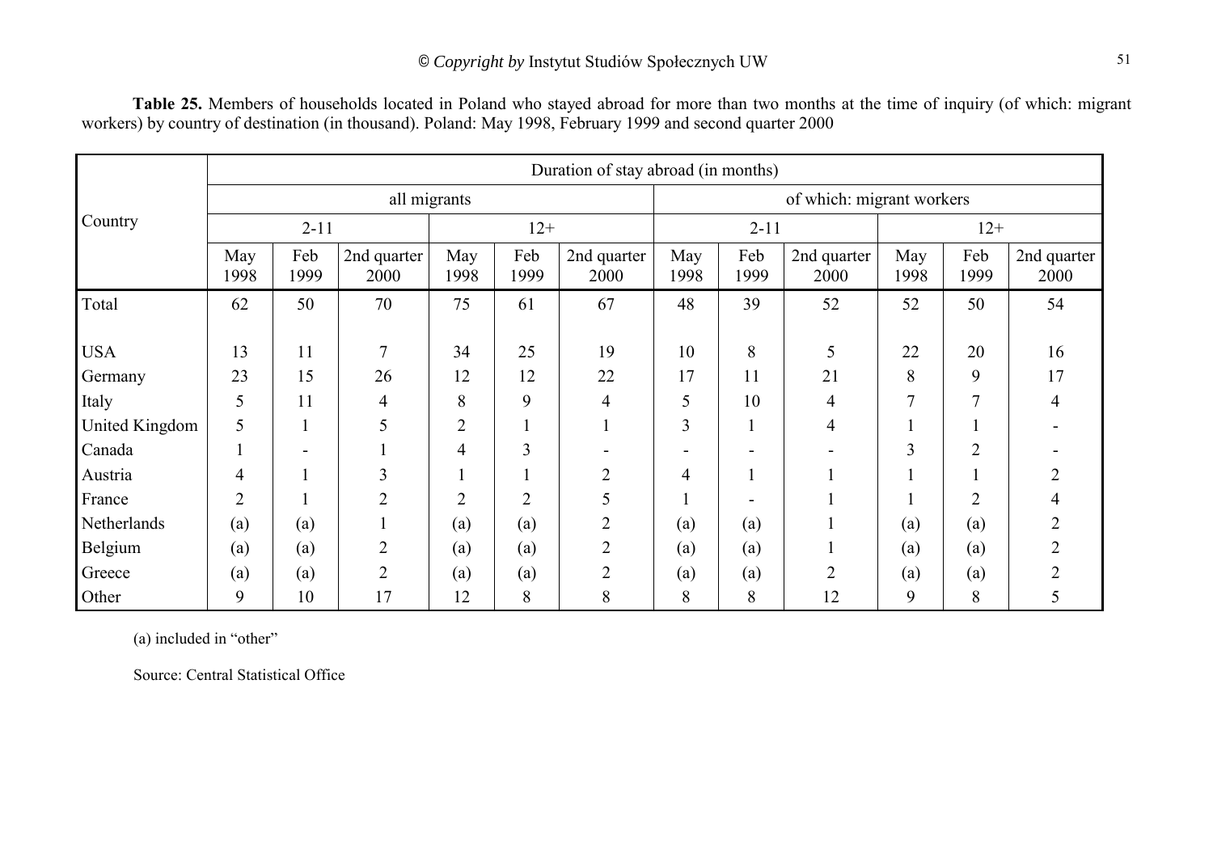**Table 25.** Members of households located in Poland who stayed abroad for more than two months at the time of inquiry (of which: migrant workers) by country of destination (in thousand). Poland: May 1998, February 1999 and second quarter 2000

| Country | Duration of stay abroad (in months) | | | | | | | | | | | |
|---|---|---|---|---|---|---|---|---|---|---|---|---|
| | all migrants | | | | | | of which: migrant workers | | | | | |
| | 2-11 | | | 12+ | | | 2-11 | | | 12+ | | |
| | May 1998 | Feb 1999 | 2nd quarter 2000 | May 1998 | Feb 1999 | 2nd quarter 2000 | May 1998 | Feb 1999 | 2nd quarter 2000 | May 1998 | Feb 1999 | 2nd quarter 2000 |
| Total | 62 | 50 | 70 | 75 | 61 | 67 | 48 | 39 | 52 | 52 | 50 | 54 |
| USA | 13 | 11 | 7 | 34 | 25 | 19 | 10 | 8 | 5 | 22 | 20 | 16 |
| Germany | 23 | 15 | 26 | 12 | 12 | 22 | 17 | 11 | 21 | 8 | 9 | 17 |
| Italy | 5 | 11 | 4 | 8 | 9 | 4 | 5 | 10 | 4 | 7 | 7 | 4 |
| United Kingdom | 5 | 1 | 5 | 2 | 1 | 1 | 3 | 1 | 4 | 1 | 1 | - |
| Canada | 1 | - | 1 | 4 | 3 | - | - | - | - | 3 | 2 | - |
| Austria | 4 | 1 | 3 | 1 | 1 | 2 | 4 | 1 | 1 | 1 | 1 | 2 |
| France | 2 | 1 | 2 | 2 | 2 | 5 | 1 | - | 1 | 1 | 2 | 4 |
| Netherlands | (a) | (a) | 1 | (a) | (a) | 2 | (a) | (a) | 1 | (a) | (a) | 2 |
| Belgium | (a) | (a) | 2 | (a) | (a) | 2 | (a) | (a) | 1 | (a) | (a) | 2 |
| Greece | (a) | (a) | 2 | (a) | (a) | 2 | (a) | (a) | 2 | (a) | (a) | 2 |
| Other | 9 | 10 | 17 | 12 | 8 | 8 | 8 | 8 | 12 | 9 | 8 | 5 |

(a) included in "other"

Source: Central Statistical Office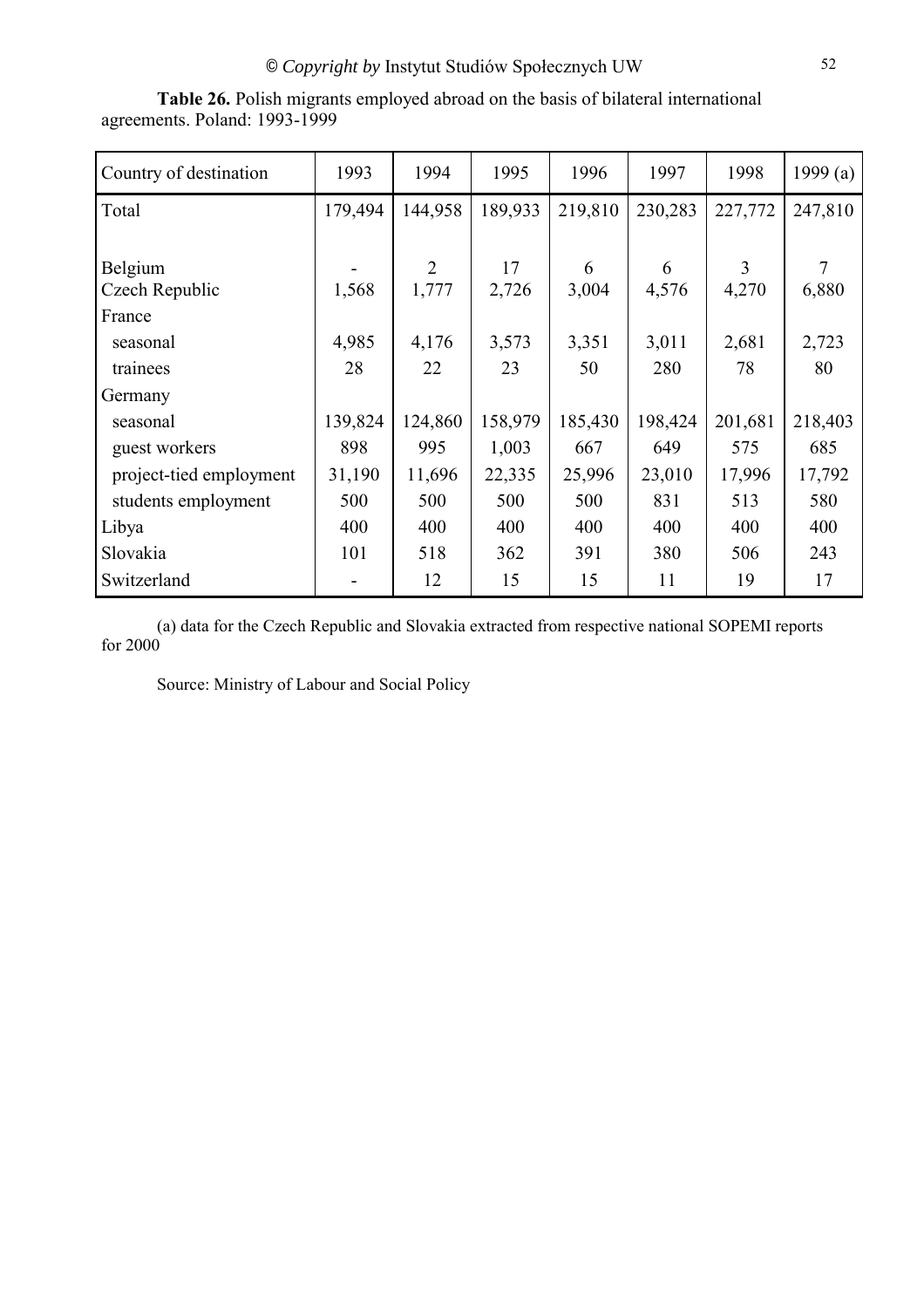**Table 26.** Polish migrants employed abroad on the basis of bilateral international agreements. Poland: 1993-1999

| Country of destination | 1993 | 1994 | 1995 | 1996 | 1997 | 1998 | 1999 (a) |
|---|---|---|---|---|---|---|---|
| Total | 179,494 | 144,958 | 189,933 | 219,810 | 230,283 | 227,772 | 247,810 |
| Belgium | - | 2 | 17 | 6 | 6 | 3 | 7 |
| Czech Republic | 1,568 | 1,777 | 2,726 | 3,004 | 4,576 | 4,270 | 6,880 |
| France | | | | | | | |
| seasonal | 4,985 | 4,176 | 3,573 | 3,351 | 3,011 | 2,681 | 2,723 |
| trainees | 28 | 22 | 23 | 50 | 280 | 78 | 80 |
| Germany | | | | | | | |
| seasonal | 139,824 | 124,860 | 158,979 | 185,430 | 198,424 | 201,681 | 218,403 |
| guest workers | 898 | 995 | 1,003 | 667 | 649 | 575 | 685 |
| project-tied employment | 31,190 | 11,696 | 22,335 | 25,996 | 23,010 | 17,996 | 17,792 |
| students employment | 500 | 500 | 500 | 500 | 831 | 513 | 580 |
| Libya | 400 | 400 | 400 | 400 | 400 | 400 | 400 |
| Slovakia | 101 | 518 | 362 | 391 | 380 | 506 | 243 |
| Switzerland | - | 12 | 15 | 15 | 11 | 19 | 17 |

(a) data for the Czech Republic and Slovakia extracted from respective national SOPEMI reports for 2000

Source: Ministry of Labour and Social Policy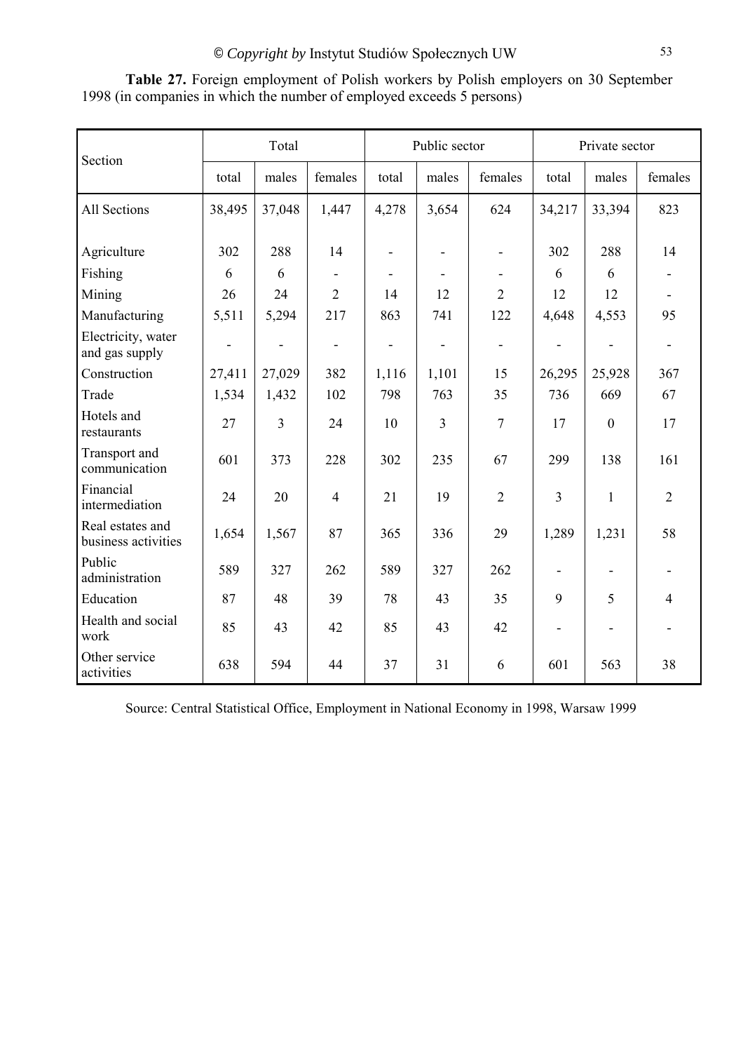**Table 27.** Foreign employment of Polish workers by Polish employers on 30 September 1998 (in companies in which the number of employed exceeds 5 persons)

| Section | Total | | | Public sector | | | Private sector | | |
|---|---|---|---|---|---|---|---|---|---|
| | total | males | females | total | males | females | total | males | females |
| All Sections | 38,495 | 37,048 | 1,447 | 4,278 | 3,654 | 624 | 34,217 | 33,394 | 823 |
| Agriculture | 302 | 288 | 14 | - | - | - | 302 | 288 | 14 |
| Fishing | 6 | 6 | - | - | - | - | 6 | 6 | - |
| Mining | 26 | 24 | 2 | 14 | 12 | 2 | 12 | 12 | - |
| Manufacturing | 5,511 | 5,294 | 217 | 863 | 741 | 122 | 4,648 | 4,553 | 95 |
| Electricity, water and gas supply | - | - | - | - | - | - | - | - | - |
| Construction | 27,411 | 27,029 | 382 | 1,116 | 1,101 | 15 | 26,295 | 25,928 | 367 |
| Trade | 1,534 | 1,432 | 102 | 798 | 763 | 35 | 736 | 669 | 67 |
| Hotels and restaurants | 27 | 3 | 24 | 10 | 3 | 7 | 17 | 0 | 17 |
| Transport and communication | 601 | 373 | 228 | 302 | 235 | 67 | 299 | 138 | 161 |
| Financial intermediation | 24 | 20 | 4 | 21 | 19 | 2 | 3 | 1 | 2 |
| Real estates and business activities | 1,654 | 1,567 | 87 | 365 | 336 | 29 | 1,289 | 1,231 | 58 |
| Public administration | 589 | 327 | 262 | 589 | 327 | 262 | - | - | - |
| Education | 87 | 48 | 39 | 78 | 43 | 35 | 9 | 5 | 4 |
| Health and social work | 85 | 43 | 42 | 85 | 43 | 42 | - | - | - |
| Other service activities | 638 | 594 | 44 | 37 | 31 | 6 | 601 | 563 | 38 |

Source: Central Statistical Office, Employment in National Economy in 1998, Warsaw 1999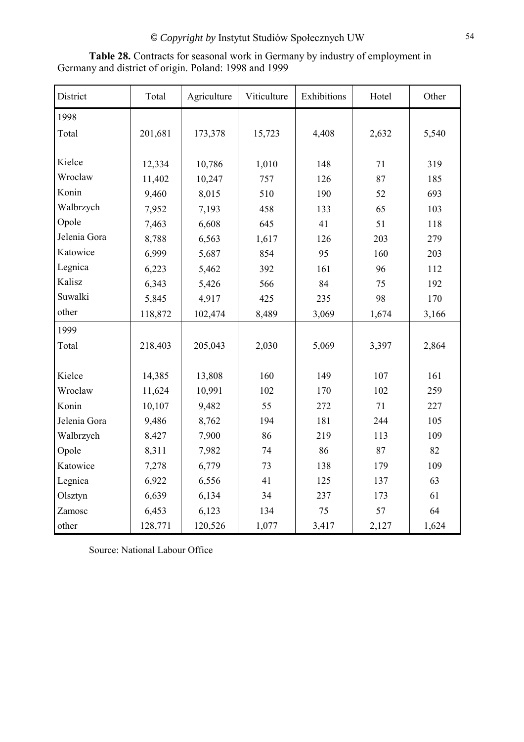**Table 28.** Contracts for seasonal work in Germany by industry of employment in Germany and district of origin. Poland: 1998 and 1999

| District | Total | Agriculture | Viticulture | Exhibitions | Hotel | Other |
|---|---|---|---|---|---|---|
| 1998 | | | | | | |
| Total | 201,681 | 173,378 | 15,723 | 4,408 | 2,632 | 5,540 |
| Kielce | 12,334 | 10,786 | 1,010 | 148 | 71 | 319 |
| Wroclaw | 11,402 | 10,247 | 757 | 126 | 87 | 185 |
| Konin | 9,460 | 8,015 | 510 | 190 | 52 | 693 |
| Walbrzych | 7,952 | 7,193 | 458 | 133 | 65 | 103 |
| Opole | 7,463 | 6,608 | 645 | 41 | 51 | 118 |
| Jelenia Gora | 8,788 | 6,563 | 1,617 | 126 | 203 | 279 |
| Katowice | 6,999 | 5,687 | 854 | 95 | 160 | 203 |
| Legnica | 6,223 | 5,462 | 392 | 161 | 96 | 112 |
| Kalisz | 6,343 | 5,426 | 566 | 84 | 75 | 192 |
| Suwalki | 5,845 | 4,917 | 425 | 235 | 98 | 170 |
| other | 118,872 | 102,474 | 8,489 | 3,069 | 1,674 | 3,166 |
| 1999 | | | | | | |
| Total | 218,403 | 205,043 | 2,030 | 5,069 | 3,397 | 2,864 |
| Kielce | 14,385 | 13,808 | 160 | 149 | 107 | 161 |
| Wroclaw | 11,624 | 10,991 | 102 | 170 | 102 | 259 |
| Konin | 10,107 | 9,482 | 55 | 272 | 71 | 227 |
| Jelenia Gora | 9,486 | 8,762 | 194 | 181 | 244 | 105 |
| Walbrzych | 8,427 | 7,900 | 86 | 219 | 113 | 109 |
| Opole | 8,311 | 7,982 | 74 | 86 | 87 | 82 |
| Katowice | 7,278 | 6,779 | 73 | 138 | 179 | 109 |
| Legnica | 6,922 | 6,556 | 41 | 125 | 137 | 63 |
| Olsztyn | 6,639 | 6,134 | 34 | 237 | 173 | 61 |
| Zamosc | 6,453 | 6,123 | 134 | 75 | 57 | 64 |
| other | 128,771 | 120,526 | 1,077 | 3,417 | 2,127 | 1,624 |

Source: National Labour Office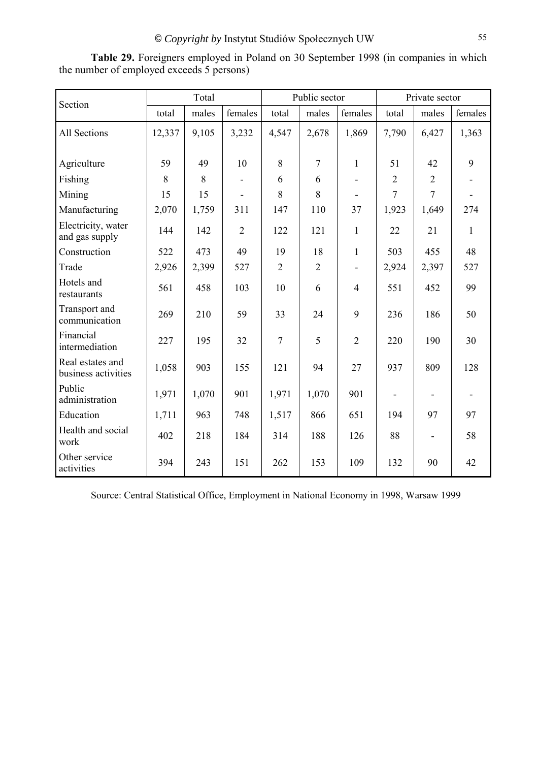**Table 29.** Foreigners employed in Poland on 30 September 1998 (in companies in which the number of employed exceeds 5 persons)

| Section | Total | | | Public sector | | | Private sector | | |
|---|---|---|---|---|---|---|---|---|---|
| | total | males | females | total | males | females | total | males | females |
| All Sections | 12,337 | 9,105 | 3,232 | 4,547 | 2,678 | 1,869 | 7,790 | 6,427 | 1,363 |
| Agriculture | 59 | 49 | 10 | 8 | 7 | 1 | 51 | 42 | 9 |
| Fishing | 8 | 8 | - | 6 | 6 | - | 2 | 2 | - |
| Mining | 15 | 15 | - | 8 | 8 | - | 7 | 7 | - |
| Manufacturing | 2,070 | 1,759 | 311 | 147 | 110 | 37 | 1,923 | 1,649 | 274 |
| Electricity, water and gas supply | 144 | 142 | 2 | 122 | 121 | 1 | 22 | 21 | 1 |
| Construction | 522 | 473 | 49 | 19 | 18 | 1 | 503 | 455 | 48 |
| Trade | 2,926 | 2,399 | 527 | 2 | 2 | - | 2,924 | 2,397 | 527 |
| Hotels and restaurants | 561 | 458 | 103 | 10 | 6 | 4 | 551 | 452 | 99 |
| Transport and communication | 269 | 210 | 59 | 33 | 24 | 9 | 236 | 186 | 50 |
| Financial intermediation | 227 | 195 | 32 | 7 | 5 | 2 | 220 | 190 | 30 |
| Real estates and business activities | 1,058 | 903 | 155 | 121 | 94 | 27 | 937 | 809 | 128 |
| Public administration | 1,971 | 1,070 | 901 | 1,971 | 1,070 | 901 | - | - | - |
| Education | 1,711 | 963 | 748 | 1,517 | 866 | 651 | 194 | 97 | 97 |
| Health and social work | 402 | 218 | 184 | 314 | 188 | 126 | 88 | - | 58 |
| Other service activities | 394 | 243 | 151 | 262 | 153 | 109 | 132 | 90 | 42 |

Source: Central Statistical Office, Employment in National Economy in 1998, Warsaw 1999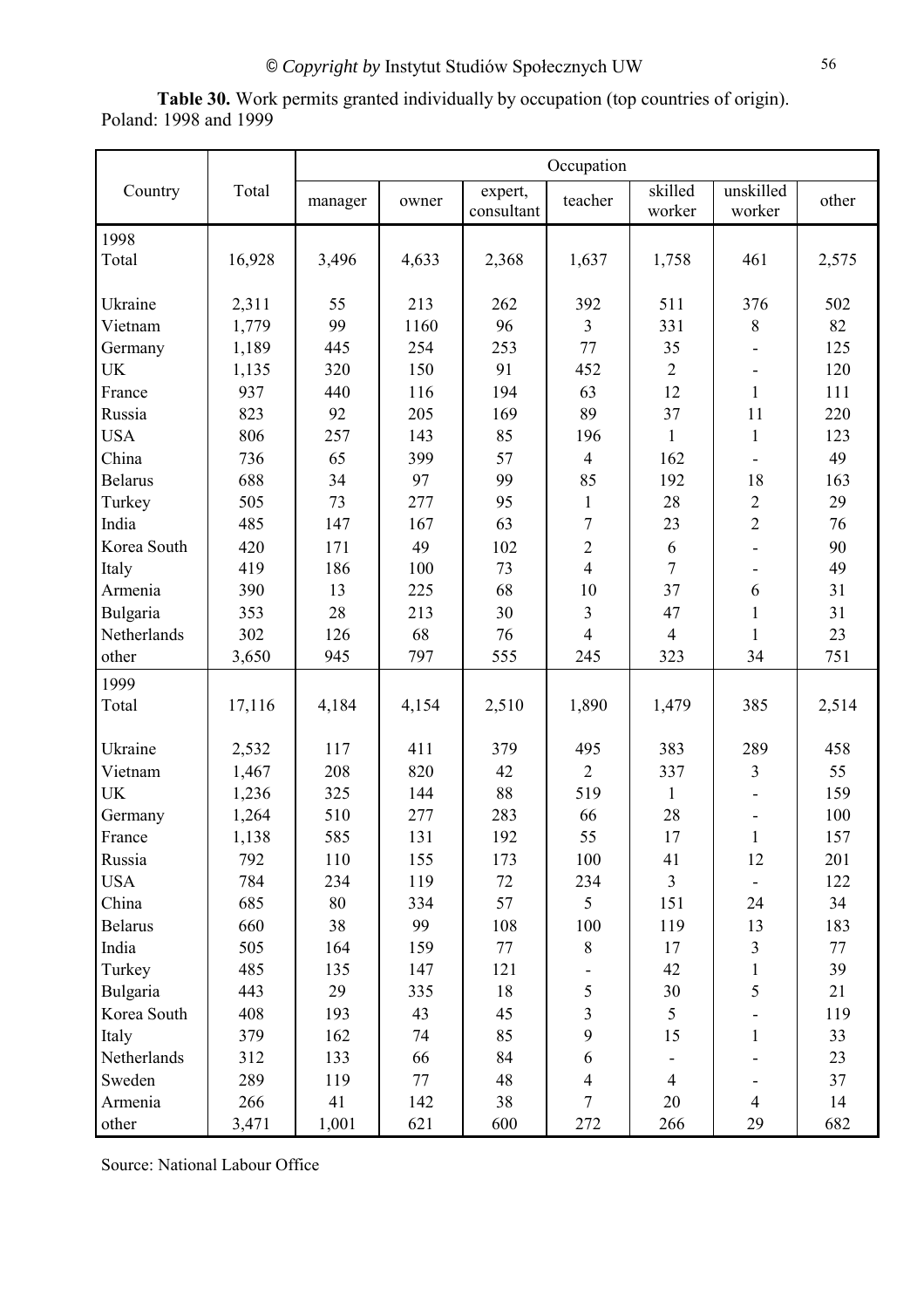**Table 30.** Work permits granted individually by occupation (top countries of origin). Poland: 1998 and 1999

| Country | Total | Occupation | | | | | | |
|---|---|---|---|---|---|---|---|---|
| | | manager | owner | expert, consultant | teacher | skilled worker | unskilled worker | other |
| **1998** | | | | | | | | |
| Total | 16,928 | 3,496 | 4,633 | 2,368 | 1,637 | 1,758 | 461 | 2,575 |
| Ukraine | 2,311 | 55 | 213 | 262 | 392 | 511 | 376 | 502 |
| Vietnam | 1,779 | 99 | 1160 | 96 | 3 | 331 | 8 | 82 |
| Germany | 1,189 | 445 | 254 | 253 | 77 | 35 | - | 125 |
| UK | 1,135 | 320 | 150 | 91 | 452 | 2 | - | 120 |
| France | 937 | 440 | 116 | 194 | 63 | 12 | 1 | 111 |
| Russia | 823 | 92 | 205 | 169 | 89 | 37 | 11 | 220 |
| USA | 806 | 257 | 143 | 85 | 196 | 1 | 1 | 123 |
| China | 736 | 65 | 399 | 57 | 4 | 162 | - | 49 |
| Belarus | 688 | 34 | 97 | 99 | 85 | 192 | 18 | 163 |
| Turkey | 505 | 73 | 277 | 95 | 1 | 28 | 2 | 29 |
| India | 485 | 147 | 167 | 63 | 7 | 23 | 2 | 76 |
| Korea South | 420 | 171 | 49 | 102 | 2 | 6 | - | 90 |
| Italy | 419 | 186 | 100 | 73 | 4 | 7 | - | 49 |
| Armenia | 390 | 13 | 225 | 68 | 10 | 37 | 6 | 31 |
| Bulgaria | 353 | 28 | 213 | 30 | 3 | 47 | 1 | 31 |
| Netherlands | 302 | 126 | 68 | 76 | 4 | 4 | 1 | 23 |
| other | 3,650 | 945 | 797 | 555 | 245 | 323 | 34 | 751 |
| **1999** | | | | | | | | |
| Total | 17,116 | 4,184 | 4,154 | 2,510 | 1,890 | 1,479 | 385 | 2,514 |
| Ukraine | 2,532 | 117 | 411 | 379 | 495 | 383 | 289 | 458 |
| Vietnam | 1,467 | 208 | 820 | 42 | 2 | 337 | 3 | 55 |
| UK | 1,236 | 325 | 144 | 88 | 519 | 1 | - | 159 |
| Germany | 1,264 | 510 | 277 | 283 | 66 | 28 | - | 100 |
| France | 1,138 | 585 | 131 | 192 | 55 | 17 | 1 | 157 |
| Russia | 792 | 110 | 155 | 173 | 100 | 41 | 12 | 201 |
| USA | 784 | 234 | 119 | 72 | 234 | 3 | - | 122 |
| China | 685 | 80 | 334 | 57 | 5 | 151 | 24 | 34 |
| Belarus | 660 | 38 | 99 | 108 | 100 | 119 | 13 | 183 |
| India | 505 | 164 | 159 | 77 | 8 | 17 | 3 | 77 |
| Turkey | 485 | 135 | 147 | 121 | - | 42 | 1 | 39 |
| Bulgaria | 443 | 29 | 335 | 18 | 5 | 30 | 5 | 21 |
| Korea South | 408 | 193 | 43 | 45 | 3 | 5 | - | 119 |
| Italy | 379 | 162 | 74 | 85 | 9 | 15 | 1 | 33 |
| Netherlands | 312 | 133 | 66 | 84 | 6 | - | - | 23 |
| Sweden | 289 | 119 | 77 | 48 | 4 | 4 | - | 37 |
| Armenia | 266 | 41 | 142 | 38 | 7 | 20 | 4 | 14 |
| other | 3,471 | 1,001 | 621 | 600 | 272 | 266 | 29 | 682 |

Source: National Labour Office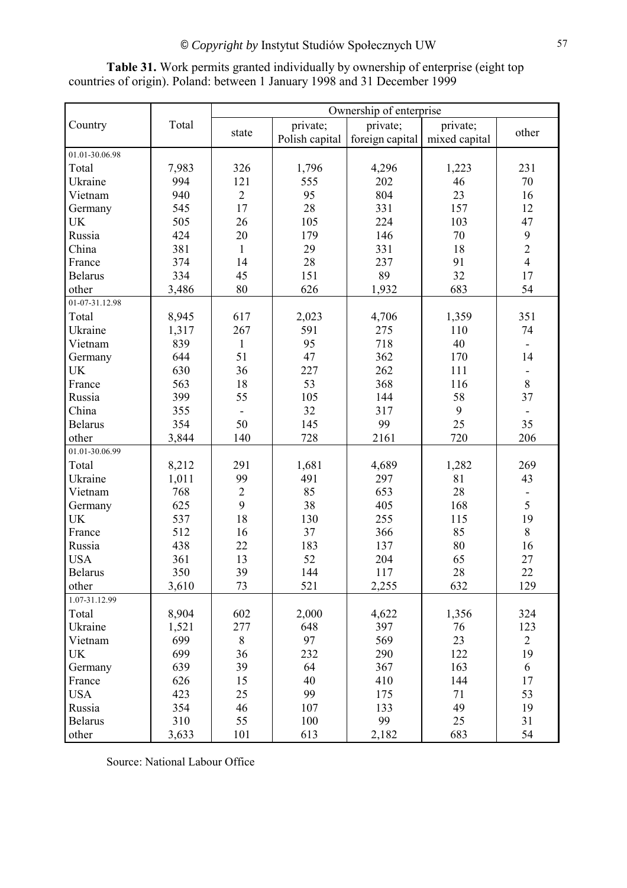**Table 31.** Work permits granted individually by ownership of enterprise (eight top countries of origin). Poland: between 1 January 1998 and 31 December 1999

| Country | Total | Ownership of enterprise | | | | |
|---|---|---|---|---|---|---|
| | | state | private; Polish capital | private; foreign capital | private; mixed capital | other |
| 01.01-30.06.98 | | | | | | |
| Total | 7,983 | 326 | 1,796 | 4,296 | 1,223 | 231 |
| Ukraine | 994 | 121 | 555 | 202 | 46 | 70 |
| Vietnam | 940 | 2 | 95 | 804 | 23 | 16 |
| Germany | 545 | 17 | 28 | 331 | 157 | 12 |
| UK | 505 | 26 | 105 | 224 | 103 | 47 |
| Russia | 424 | 20 | 179 | 146 | 70 | 9 |
| China | 381 | 1 | 29 | 331 | 18 | 2 |
| France | 374 | 14 | 28 | 237 | 91 | 4 |
| Belarus | 334 | 45 | 151 | 89 | 32 | 17 |
| other | 3,486 | 80 | 626 | 1,932 | 683 | 54 |
| 01-07-31.12.98 | | | | | | |
| Total | 8,945 | 617 | 2,023 | 4,706 | 1,359 | 351 |
| Ukraine | 1,317 | 267 | 591 | 275 | 110 | 74 |
| Vietnam | 839 | 1 | 95 | 718 | 40 | - |
| Germany | 644 | 51 | 47 | 362 | 170 | 14 |
| UK | 630 | 36 | 227 | 262 | 111 | - |
| France | 563 | 18 | 53 | 368 | 116 | 8 |
| Russia | 399 | 55 | 105 | 144 | 58 | 37 |
| China | 355 | - | 32 | 317 | 9 | - |
| Belarus | 354 | 50 | 145 | 99 | 25 | 35 |
| other | 3,844 | 140 | 728 | 2161 | 720 | 206 |
| 01.01-30.06.99 | | | | | | |
| Total | 8,212 | 291 | 1,681 | 4,689 | 1,282 | 269 |
| Ukraine | 1,011 | 99 | 491 | 297 | 81 | 43 |
| Vietnam | 768 | 2 | 85 | 653 | 28 | - |
| Germany | 625 | 9 | 38 | 405 | 168 | 5 |
| UK | 537 | 18 | 130 | 255 | 115 | 19 |
| France | 512 | 16 | 37 | 366 | 85 | 8 |
| Russia | 438 | 22 | 183 | 137 | 80 | 16 |
| USA | 361 | 13 | 52 | 204 | 65 | 27 |
| Belarus | 350 | 39 | 144 | 117 | 28 | 22 |
| other | 3,610 | 73 | 521 | 2,255 | 632 | 129 |
| 1.07-31.12.99 | | | | | | |
| Total | 8,904 | 602 | 2,000 | 4,622 | 1,356 | 324 |
| Ukraine | 1,521 | 277 | 648 | 397 | 76 | 123 |
| Vietnam | 699 | 8 | 97 | 569 | 23 | 2 |
| UK | 699 | 36 | 232 | 290 | 122 | 19 |
| Germany | 639 | 39 | 64 | 367 | 163 | 6 |
| France | 626 | 15 | 40 | 410 | 144 | 17 |
| USA | 423 | 25 | 99 | 175 | 71 | 53 |
| Russia | 354 | 46 | 107 | 133 | 49 | 19 |
| Belarus | 310 | 55 | 100 | 99 | 25 | 31 |
| other | 3,633 | 101 | 613 | 2,182 | 683 | 54 |

Source: National Labour Office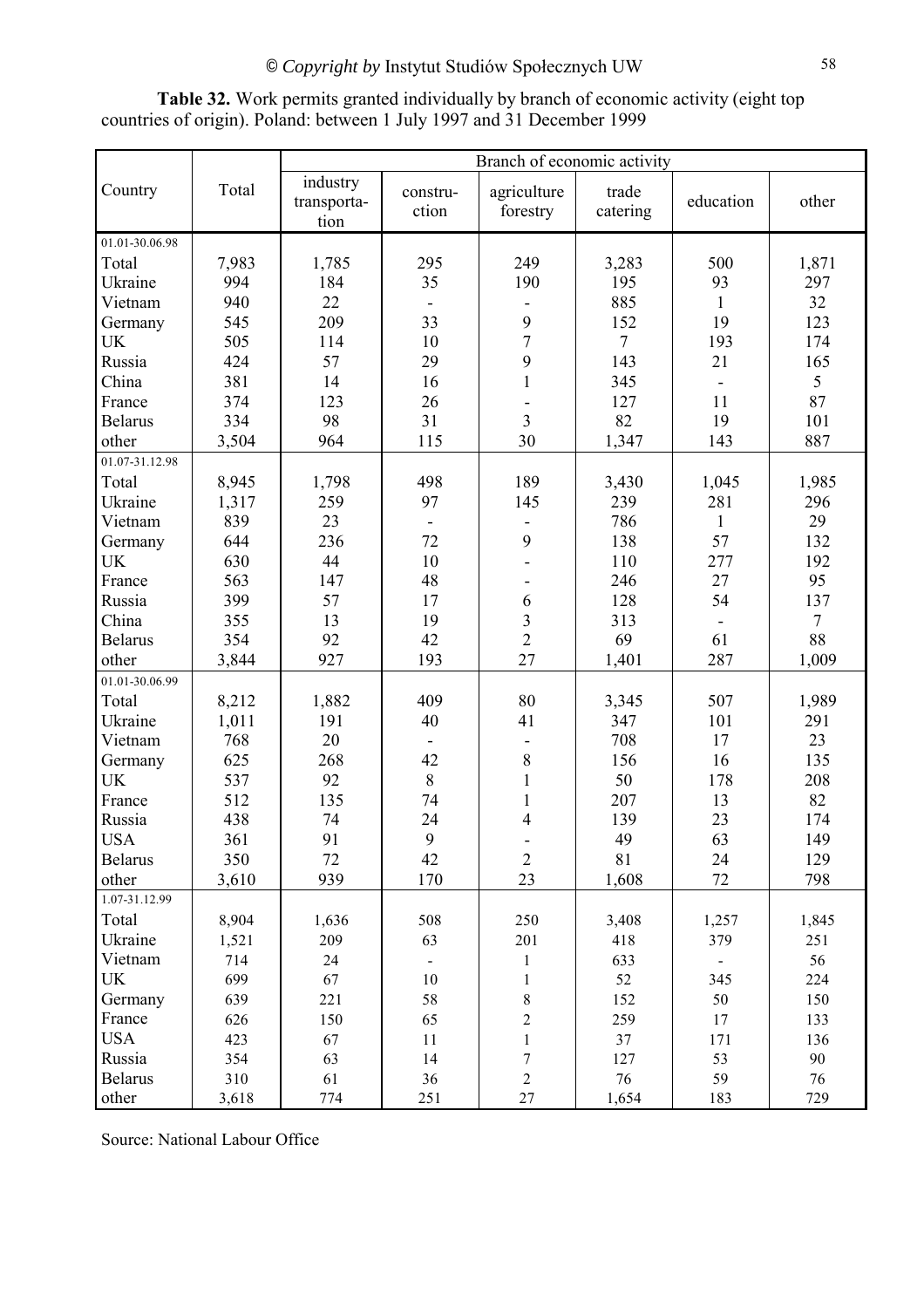**Table 32.** Work permits granted individually by branch of economic activity (eight top countries of origin). Poland: between 1 July 1997 and 31 December 1999

| Country | Total | Branch of economic activity | | | | | |
|---|---|---|---|---|---|---|---|
| | | industry transportation | construction | agriculture forestry | trade catering | education | other |
| 01.01-30.06.98 | | | | | | | |
| Total | 7,983 | 1,785 | 295 | 249 | 3,283 | 500 | 1,871 |
| Ukraine | 994 | 184 | 35 | 190 | 195 | 93 | 297 |
| Vietnam | 940 | 22 | - | - | 885 | 1 | 32 |
| Germany | 545 | 209 | 33 | 9 | 152 | 19 | 123 |
| UK | 505 | 114 | 10 | 7 | 7 | 193 | 174 |
| Russia | 424 | 57 | 29 | 9 | 143 | 21 | 165 |
| China | 381 | 14 | 16 | 1 | 345 | - | 5 |
| France | 374 | 123 | 26 | - | 127 | 11 | 87 |
| Belarus | 334 | 98 | 31 | 3 | 82 | 19 | 101 |
| other | 3,504 | 964 | 115 | 30 | 1,347 | 143 | 887 |
| 01.07-31.12.98 | | | | | | | |
| Total | 8,945 | 1,798 | 498 | 189 | 3,430 | 1,045 | 1,985 |
| Ukraine | 1,317 | 259 | 97 | 145 | 239 | 281 | 296 |
| Vietnam | 839 | 23 | - | - | 786 | 1 | 29 |
| Germany | 644 | 236 | 72 | 9 | 138 | 57 | 132 |
| UK | 630 | 44 | 10 | - | 110 | 277 | 192 |
| France | 563 | 147 | 48 | - | 246 | 27 | 95 |
| Russia | 399 | 57 | 17 | 6 | 128 | 54 | 137 |
| China | 355 | 13 | 19 | 3 | 313 | - | 7 |
| Belarus | 354 | 92 | 42 | 2 | 69 | 61 | 88 |
| other | 3,844 | 927 | 193 | 27 | 1,401 | 287 | 1,009 |
| 01.01-30.06.99 | | | | | | | |
| Total | 8,212 | 1,882 | 409 | 80 | 3,345 | 507 | 1,989 |
| Ukraine | 1,011 | 191 | 40 | 41 | 347 | 101 | 291 |
| Vietnam | 768 | 20 | - | - | 708 | 17 | 23 |
| Germany | 625 | 268 | 42 | 8 | 156 | 16 | 135 |
| UK | 537 | 92 | 8 | 1 | 50 | 178 | 208 |
| France | 512 | 135 | 74 | 1 | 207 | 13 | 82 |
| Russia | 438 | 74 | 24 | 4 | 139 | 23 | 174 |
| USA | 361 | 91 | 9 | - | 49 | 63 | 149 |
| Belarus | 350 | 72 | 42 | 2 | 81 | 24 | 129 |
| other | 3,610 | 939 | 170 | 23 | 1,608 | 72 | 798 |
| 1.07-31.12.99 | | | | | | | |
| Total | 8,904 | 1,636 | 508 | 250 | 3,408 | 1,257 | 1,845 |
| Ukraine | 1,521 | 209 | 63 | 201 | 418 | 379 | 251 |
| Vietnam | 714 | 24 | - | 1 | 633 | - | 56 |
| UK | 699 | 67 | 10 | 1 | 52 | 345 | 224 |
| Germany | 639 | 221 | 58 | 8 | 152 | 50 | 150 |
| France | 626 | 150 | 65 | 2 | 259 | 17 | 133 |
| USA | 423 | 67 | 11 | 1 | 37 | 171 | 136 |
| Russia | 354 | 63 | 14 | 7 | 127 | 53 | 90 |
| Belarus | 310 | 61 | 36 | 2 | 76 | 59 | 76 |
| other | 3,618 | 774 | 251 | 27 | 1,654 | 183 | 729 |

Source: National Labour Office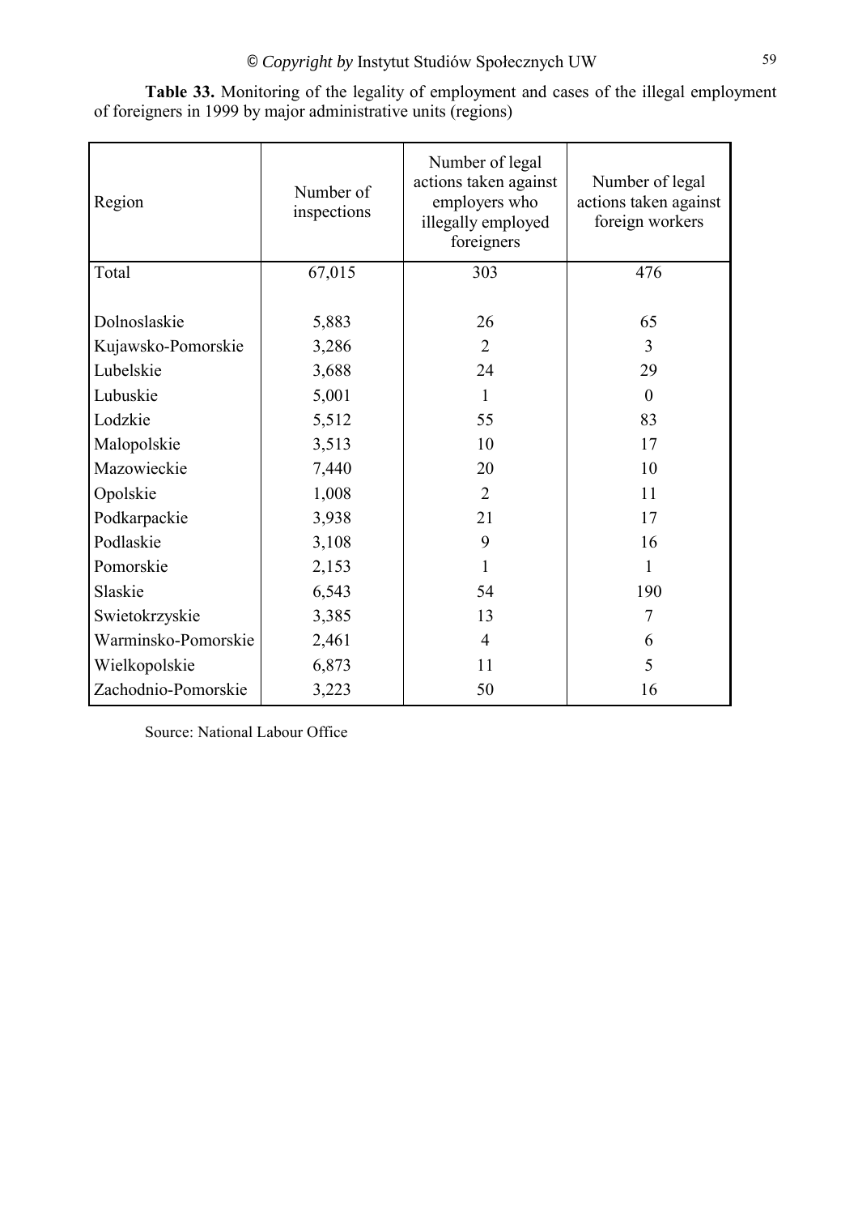**Table 33.** Monitoring of the legality of employment and cases of the illegal employment of foreigners in 1999 by major administrative units (regions)

| Region | Number of inspections | Number of legal actions taken against employers who illegally employed foreigners | Number of legal actions taken against foreign workers |
|---|---|---|---|
| Total | 67,015 | 303 | 476 |
| Dolnoslaskie | 5,883 | 26 | 65 |
| Kujawsko-Pomorskie | 3,286 | 2 | 3 |
| Lubelskie | 3,688 | 24 | 29 |
| Lubuskie | 5,001 | 1 | 0 |
| Lodzkie | 5,512 | 55 | 83 |
| Malopolskie | 3,513 | 10 | 17 |
| Mazowieckie | 7,440 | 20 | 10 |
| Opolskie | 1,008 | 2 | 11 |
| Podkarpackie | 3,938 | 21 | 17 |
| Podlaskie | 3,108 | 9 | 16 |
| Pomorskie | 2,153 | 1 | 1 |
| Slaskie | 6,543 | 54 | 190 |
| Swietokrzyskie | 3,385 | 13 | 7 |
| Warminsko-Pomorskie | 2,461 | 4 | 6 |
| Wielkopolskie | 6,873 | 11 | 5 |
| Zachodnio-Pomorskie | 3,223 | 50 | 16 |

Source: National Labour Office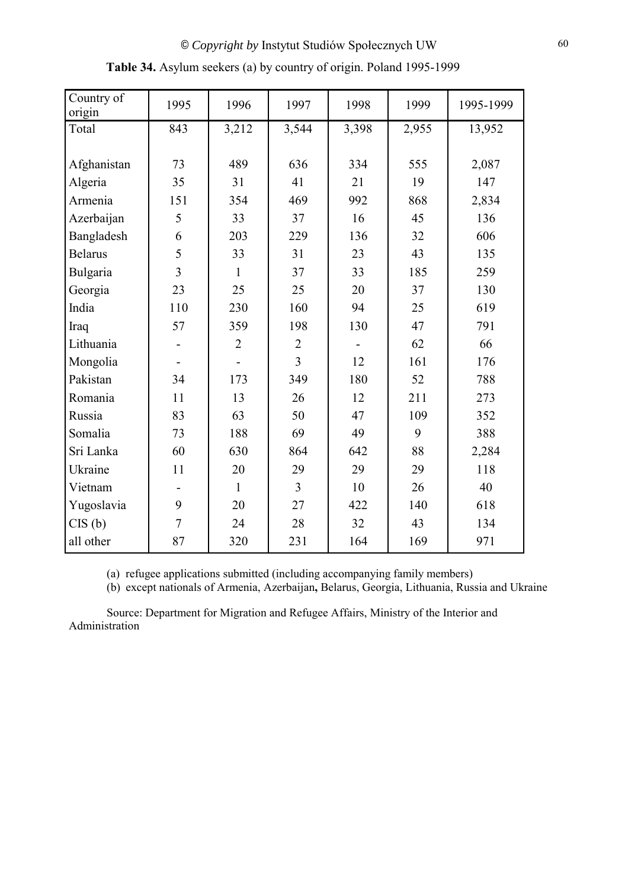**Table 34.** Asylum seekers (a) by country of origin. Poland 1995-1999

| Country of origin | 1995 | 1996 | 1997 | 1998 | 1999 | 1995-1999 |
|---|---|---|---|---|---|---|
| Total | 843 | 3,212 | 3,544 | 3,398 | 2,955 | 13,952 |
| | | | | | | |
| Afghanistan | 73 | 489 | 636 | 334 | 555 | 2,087 |
| Algeria | 35 | 31 | 41 | 21 | 19 | 147 |
| Armenia | 151 | 354 | 469 | 992 | 868 | 2,834 |
| Azerbaijan | 5 | 33 | 37 | 16 | 45 | 136 |
| Bangladesh | 6 | 203 | 229 | 136 | 32 | 606 |
| Belarus | 5 | 33 | 31 | 23 | 43 | 135 |
| Bulgaria | 3 | 1 | 37 | 33 | 185 | 259 |
| Georgia | 23 | 25 | 25 | 20 | 37 | 130 |
| India | 110 | 230 | 160 | 94 | 25 | 619 |
| Iraq | 57 | 359 | 198 | 130 | 47 | 791 |
| Lithuania | - | 2 | 2 | - | 62 | 66 |
| Mongolia | - | - | 3 | 12 | 161 | 176 |
| Pakistan | 34 | 173 | 349 | 180 | 52 | 788 |
| Romania | 11 | 13 | 26 | 12 | 211 | 273 |
| Russia | 83 | 63 | 50 | 47 | 109 | 352 |
| Somalia | 73 | 188 | 69 | 49 | 9 | 388 |
| Sri Lanka | 60 | 630 | 864 | 642 | 88 | 2,284 |
| Ukraine | 11 | 20 | 29 | 29 | 29 | 118 |
| Vietnam | - | 1 | 3 | 10 | 26 | 40 |
| Yugoslavia | 9 | 20 | 27 | 422 | 140 | 618 |
| CIS (b) | 7 | 24 | 28 | 32 | 43 | 134 |
| all other | 87 | 320 | 231 | 164 | 169 | 971 |

(a) refugee applications submitted (including accompanying family members)
(b) except nationals of Armenia, Azerbaijan**,** Belarus, Georgia, Lithuania, Russia and Ukraine

Source: Department for Migration and Refugee Affairs, Ministry of the Interior and Administration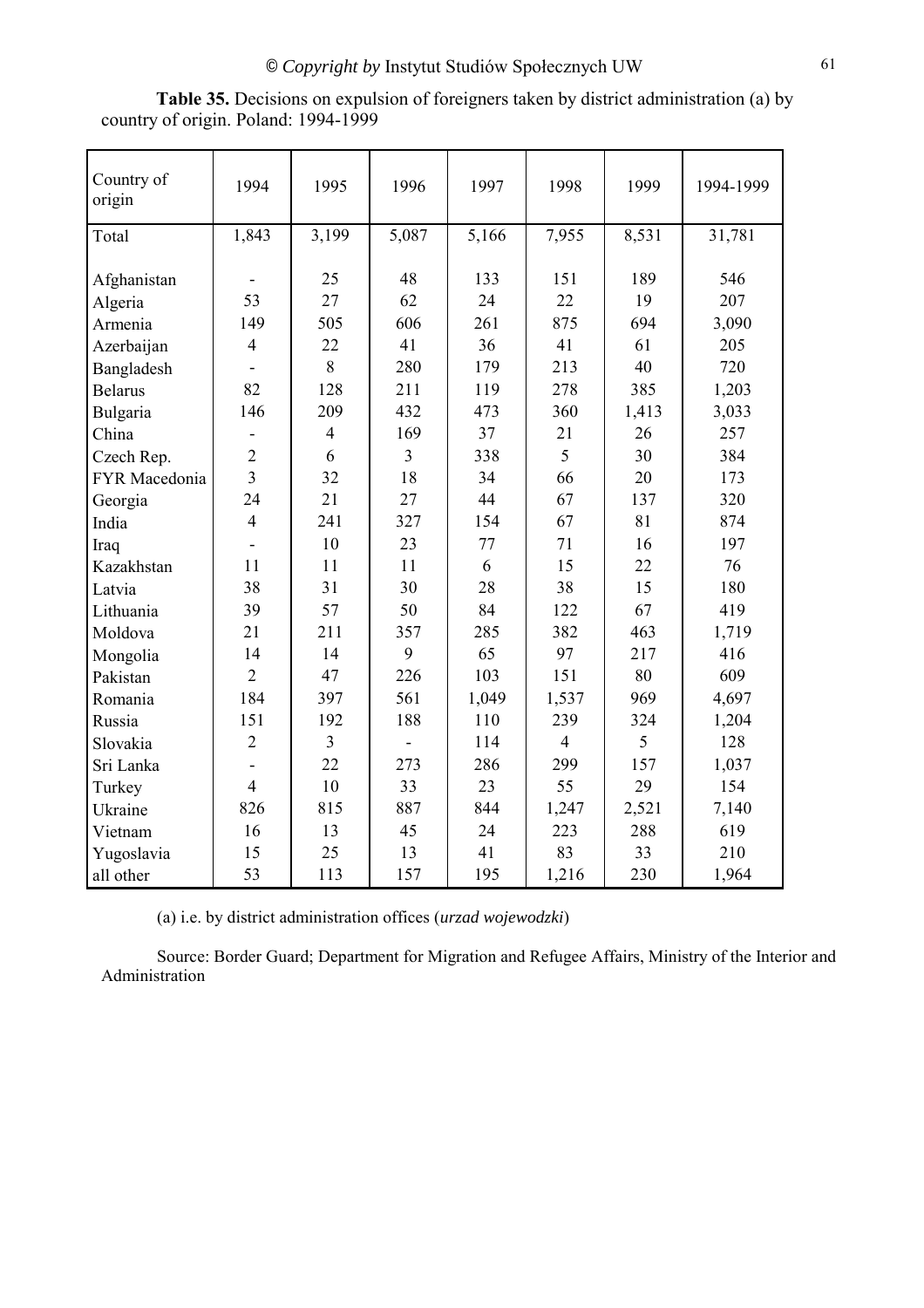**Table 35.** Decisions on expulsion of foreigners taken by district administration (a) by country of origin. Poland: 1994-1999

| Country of origin | 1994 | 1995 | 1996 | 1997 | 1998 | 1999 | 1994-1999 |
|---|---|---|---|---|---|---|---|
| Total | 1,843 | 3,199 | 5,087 | 5,166 | 7,955 | 8,531 | 31,781 |
| Afghanistan | - | 25 | 48 | 133 | 151 | 189 | 546 |
| Algeria | 53 | 27 | 62 | 24 | 22 | 19 | 207 |
| Armenia | 149 | 505 | 606 | 261 | 875 | 694 | 3,090 |
| Azerbaijan | 4 | 22 | 41 | 36 | 41 | 61 | 205 |
| Bangladesh | - | 8 | 280 | 179 | 213 | 40 | 720 |
| Belarus | 82 | 128 | 211 | 119 | 278 | 385 | 1,203 |
| Bulgaria | 146 | 209 | 432 | 473 | 360 | 1,413 | 3,033 |
| China | - | 4 | 169 | 37 | 21 | 26 | 257 |
| Czech Rep. | 2 | 6 | 3 | 338 | 5 | 30 | 384 |
| FYR Macedonia | 3 | 32 | 18 | 34 | 66 | 20 | 173 |
| Georgia | 24 | 21 | 27 | 44 | 67 | 137 | 320 |
| India | 4 | 241 | 327 | 154 | 67 | 81 | 874 |
| Iraq | - | 10 | 23 | 77 | 71 | 16 | 197 |
| Kazakhstan | 11 | 11 | 11 | 6 | 15 | 22 | 76 |
| Latvia | 38 | 31 | 30 | 28 | 38 | 15 | 180 |
| Lithuania | 39 | 57 | 50 | 84 | 122 | 67 | 419 |
| Moldova | 21 | 211 | 357 | 285 | 382 | 463 | 1,719 |
| Mongolia | 14 | 14 | 9 | 65 | 97 | 217 | 416 |
| Pakistan | 2 | 47 | 226 | 103 | 151 | 80 | 609 |
| Romania | 184 | 397 | 561 | 1,049 | 1,537 | 969 | 4,697 |
| Russia | 151 | 192 | 188 | 110 | 239 | 324 | 1,204 |
| Slovakia | 2 | 3 | - | 114 | 4 | 5 | 128 |
| Sri Lanka | - | 22 | 273 | 286 | 299 | 157 | 1,037 |
| Turkey | 4 | 10 | 33 | 23 | 55 | 29 | 154 |
| Ukraine | 826 | 815 | 887 | 844 | 1,247 | 2,521 | 7,140 |
| Vietnam | 16 | 13 | 45 | 24 | 223 | 288 | 619 |
| Yugoslavia | 15 | 25 | 13 | 41 | 83 | 33 | 210 |
| all other | 53 | 113 | 157 | 195 | 1,216 | 230 | 1,964 |

(a) i.e. by district administration offices (*urzad wojewodzki*)

Source: Border Guard; Department for Migration and Refugee Affairs, Ministry of the Interior and Administration